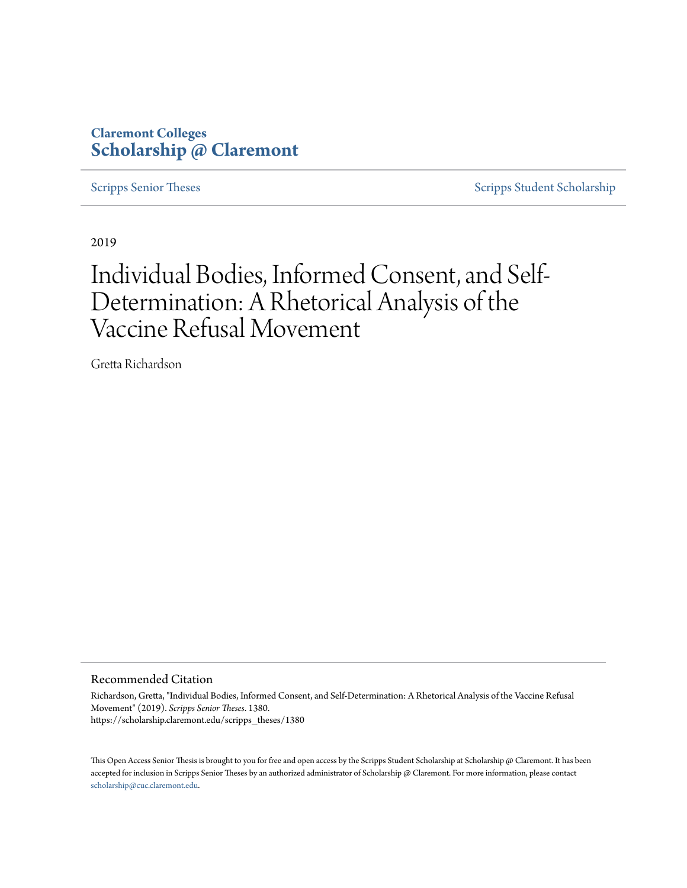Claremont Colleges
**Scholarship @ Claremont**

Scripps Senior Theses | Scripps Student Scholarship

2019

# Individual Bodies, Informed Consent, and Self-Determination: A Rhetorical Analysis of the Vaccine Refusal Movement

Gretta Richardson

## Recommended Citation

Richardson, Gretta, "Individual Bodies, Informed Consent, and Self-Determination: A Rhetorical Analysis of the Vaccine Refusal Movement" (2019). *Scripps Senior Theses*. 1380.
https://scholarship.claremont.edu/scripps_theses/1380

This Open Access Senior Thesis is brought to you for free and open access by the Scripps Student Scholarship at Scholarship @ Claremont. It has been accepted for inclusion in Scripps Senior Theses by an authorized administrator of Scholarship @ Claremont. For more information, please contact scholarship@cuc.claremont.edu.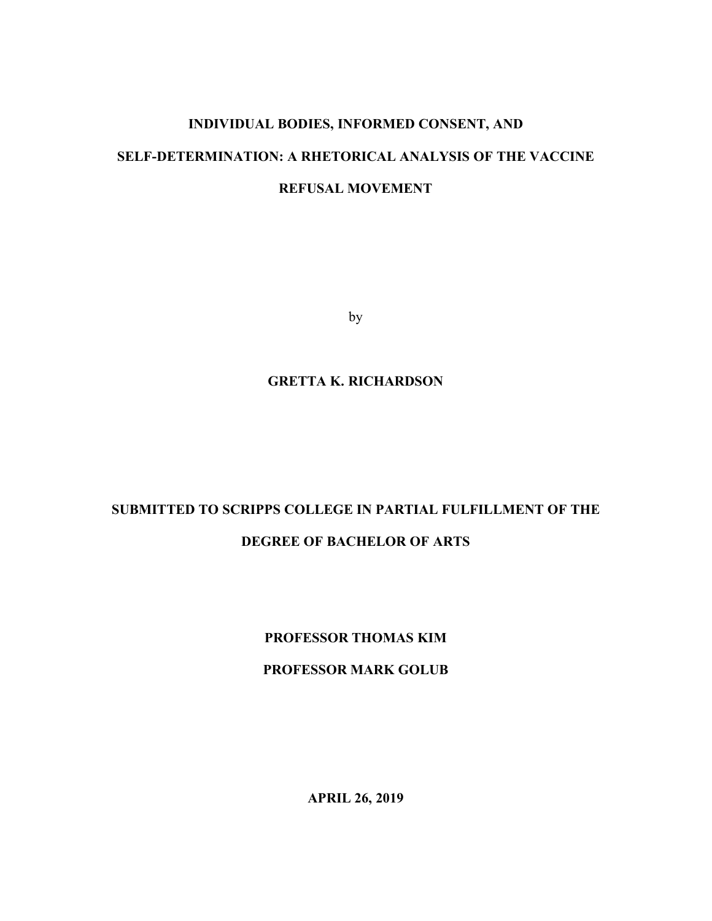# INDIVIDUAL BODIES, INFORMED CONSENT, AND SELF-DETERMINATION: A RHETORICAL ANALYSIS OF THE VACCINE REFUSAL MOVEMENT

by

**GRETTA K. RICHARDSON**

**SUBMITTED TO SCRIPPS COLLEGE IN PARTIAL FULFILLMENT OF THE DEGREE OF BACHELOR OF ARTS**

**PROFESSOR THOMAS KIM**

**PROFESSOR MARK GOLUB**

**APRIL 26, 2019**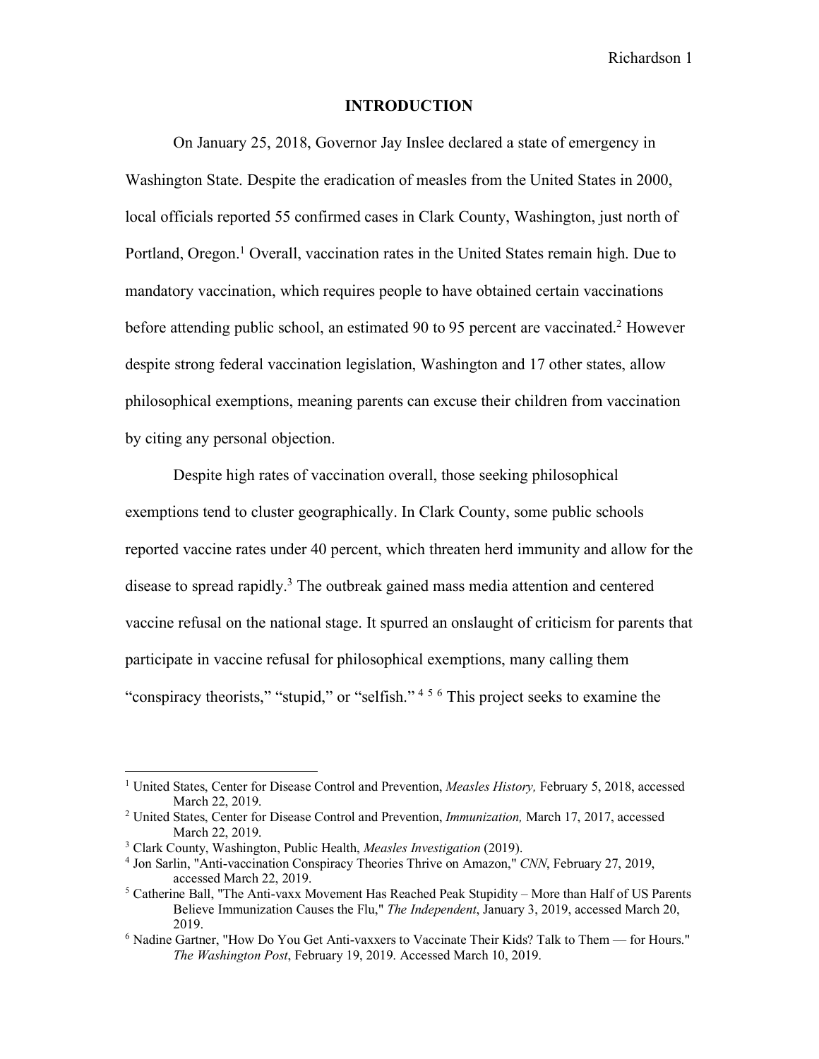# INTRODUCTION

On January 25, 2018, Governor Jay Inslee declared a state of emergency in Washington State. Despite the eradication of measles from the United States in 2000, local officials reported 55 confirmed cases in Clark County, Washington, just north of Portland, Oregon.[1] Overall, vaccination rates in the United States remain high. Due to mandatory vaccination, which requires people to have obtained certain vaccinations before attending public school, an estimated 90 to 95 percent are vaccinated.[2] However despite strong federal vaccination legislation, Washington and 17 other states, allow philosophical exemptions, meaning parents can excuse their children from vaccination by citing any personal objection.

Despite high rates of vaccination overall, those seeking philosophical exemptions tend to cluster geographically. In Clark County, some public schools reported vaccine rates under 40 percent, which threaten herd immunity and allow for the disease to spread rapidly.[3] The outbreak gained mass media attention and centered vaccine refusal on the national stage. It spurred an onslaught of criticism for parents that participate in vaccine refusal for philosophical exemptions, many calling them "conspiracy theorists," "stupid," or "selfish." [4] [5] [6] This project seeks to examine the

---

[1] United States, Center for Disease Control and Prevention, *Measles History,* February 5, 2018, accessed March 22, 2019.

[2] United States, Center for Disease Control and Prevention, *Immunization,* March 17, 2017, accessed March 22, 2019.

[3] Clark County, Washington, Public Health, *Measles Investigation* (2019).

[4] Jon Sarlin, "Anti-vaccination Conspiracy Theories Thrive on Amazon," *CNN*, February 27, 2019, accessed March 22, 2019.

[5] Catherine Ball, "The Anti-vaxx Movement Has Reached Peak Stupidity – More than Half of US Parents Believe Immunization Causes the Flu," *The Independent*, January 3, 2019, accessed March 20, 2019.

[6] Nadine Gartner, "How Do You Get Anti-vaxxers to Vaccinate Their Kids? Talk to Them — for Hours." *The Washington Post*, February 19, 2019. Accessed March 10, 2019.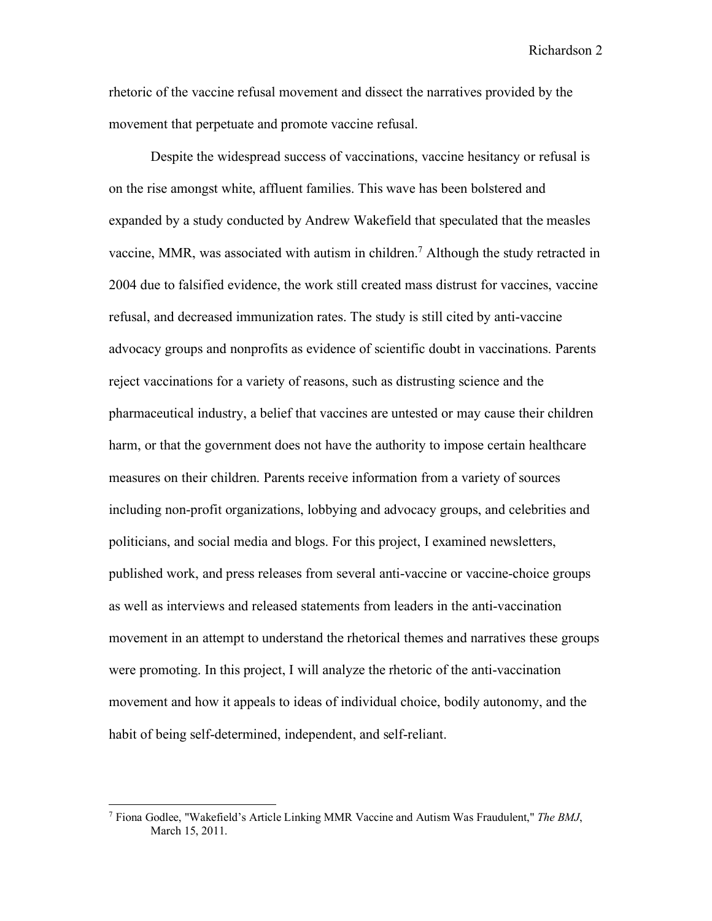rhetoric of the vaccine refusal movement and dissect the narratives provided by the movement that perpetuate and promote vaccine refusal.

Despite the widespread success of vaccinations, vaccine hesitancy or refusal is on the rise amongst white, affluent families. This wave has been bolstered and expanded by a study conducted by Andrew Wakefield that speculated that the measles vaccine, MMR, was associated with autism in children.[7] Although the study retracted in 2004 due to falsified evidence, the work still created mass distrust for vaccines, vaccine refusal, and decreased immunization rates. The study is still cited by anti-vaccine advocacy groups and nonprofits as evidence of scientific doubt in vaccinations. Parents reject vaccinations for a variety of reasons, such as distrusting science and the pharmaceutical industry, a belief that vaccines are untested or may cause their children harm, or that the government does not have the authority to impose certain healthcare measures on their children. Parents receive information from a variety of sources including non-profit organizations, lobbying and advocacy groups, and celebrities and politicians, and social media and blogs. For this project, I examined newsletters, published work, and press releases from several anti-vaccine or vaccine-choice groups as well as interviews and released statements from leaders in the anti-vaccination movement in an attempt to understand the rhetorical themes and narratives these groups were promoting. In this project, I will analyze the rhetoric of the anti-vaccination movement and how it appeals to ideas of individual choice, bodily autonomy, and the habit of being self-determined, independent, and self-reliant.

[7] Fiona Godlee, "Wakefield's Article Linking MMR Vaccine and Autism Was Fraudulent," *The BMJ*, March 15, 2011.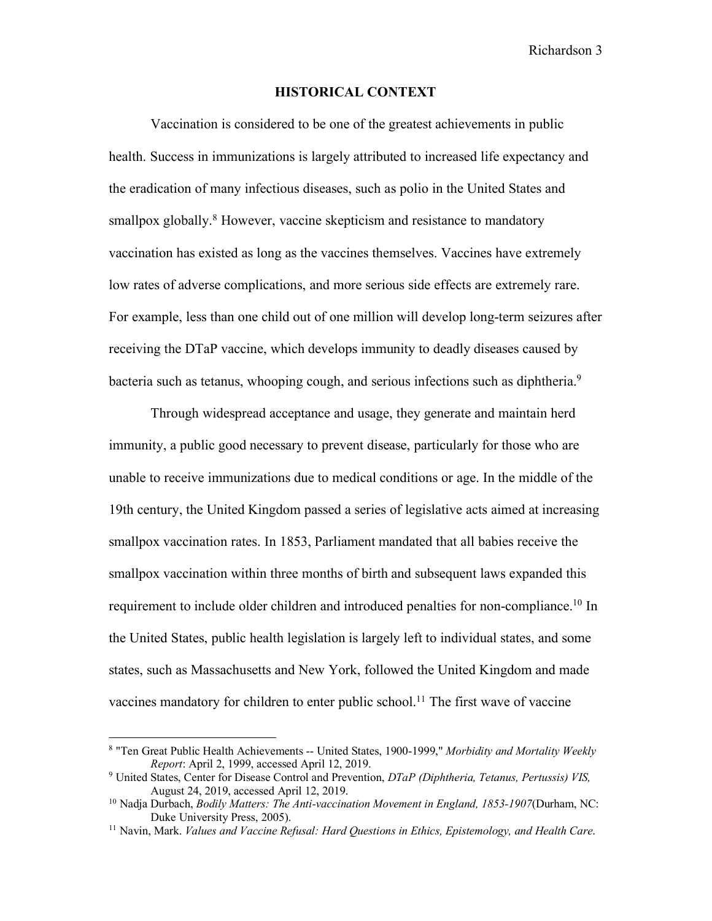## HISTORICAL CONTEXT

Vaccination is considered to be one of the greatest achievements in public health. Success in immunizations is largely attributed to increased life expectancy and the eradication of many infectious diseases, such as polio in the United States and smallpox globally.[8] However, vaccine skepticism and resistance to mandatory vaccination has existed as long as the vaccines themselves. Vaccines have extremely low rates of adverse complications, and more serious side effects are extremely rare. For example, less than one child out of one million will develop long-term seizures after receiving the DTaP vaccine, which develops immunity to deadly diseases caused by bacteria such as tetanus, whooping cough, and serious infections such as diphtheria.[9]

Through widespread acceptance and usage, they generate and maintain herd immunity, a public good necessary to prevent disease, particularly for those who are unable to receive immunizations due to medical conditions or age. In the middle of the 19th century, the United Kingdom passed a series of legislative acts aimed at increasing smallpox vaccination rates. In 1853, Parliament mandated that all babies receive the smallpox vaccination within three months of birth and subsequent laws expanded this requirement to include older children and introduced penalties for non-compliance.[10] In the United States, public health legislation is largely left to individual states, and some states, such as Massachusetts and New York, followed the United Kingdom and made vaccines mandatory for children to enter public school.[11] The first wave of vaccine

---

[8] "Ten Great Public Health Achievements -- United States, 1900-1999," *Morbidity and Mortality Weekly Report*: April 2, 1999, accessed April 12, 2019.

[9] United States, Center for Disease Control and Prevention, *DTaP (Diphtheria, Tetanus, Pertussis) VIS,* August 24, 2019, accessed April 12, 2019.

[10] Nadja Durbach, *Bodily Matters: The Anti-vaccination Movement in England, 1853-1907*(Durham, NC: Duke University Press, 2005).

[11] Navin, Mark. *Values and Vaccine Refusal: Hard Questions in Ethics, Epistemology, and Health Care*.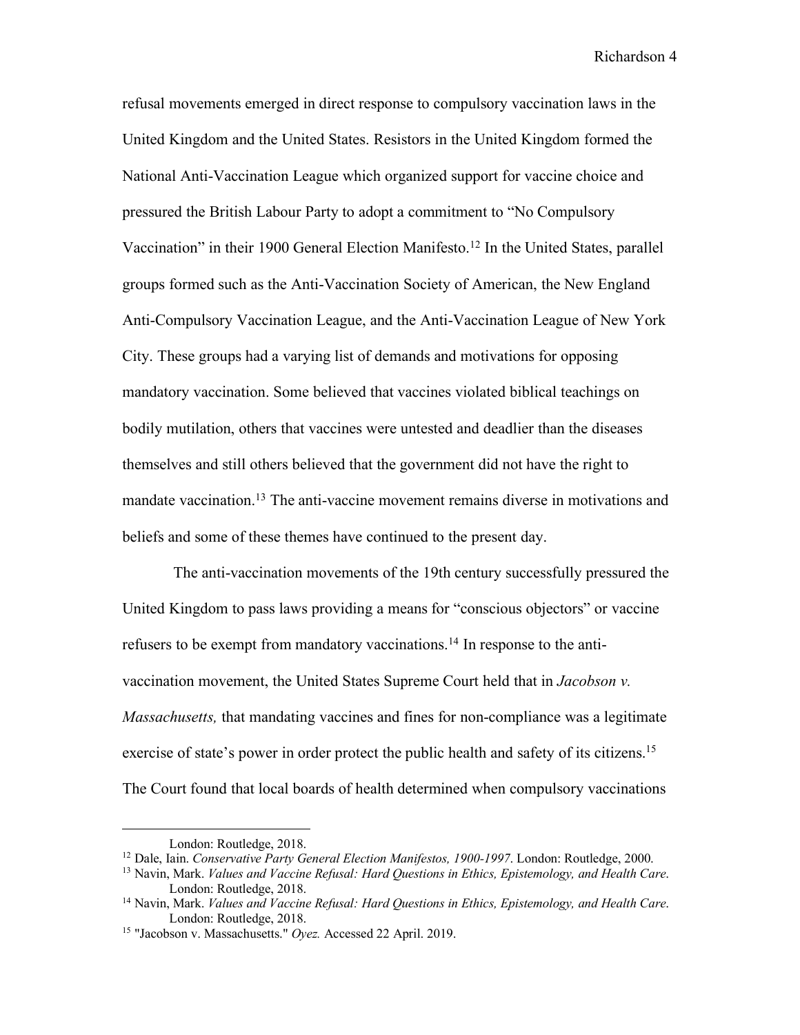refusal movements emerged in direct response to compulsory vaccination laws in the United Kingdom and the United States. Resistors in the United Kingdom formed the National Anti-Vaccination League which organized support for vaccine choice and pressured the British Labour Party to adopt a commitment to "No Compulsory Vaccination" in their 1900 General Election Manifesto.[12] In the United States, parallel groups formed such as the Anti-Vaccination Society of American, the New England Anti-Compulsory Vaccination League, and the Anti-Vaccination League of New York City. These groups had a varying list of demands and motivations for opposing mandatory vaccination. Some believed that vaccines violated biblical teachings on bodily mutilation, others that vaccines were untested and deadlier than the diseases themselves and still others believed that the government did not have the right to mandate vaccination.[13] The anti-vaccine movement remains diverse in motivations and beliefs and some of these themes have continued to the present day.

The anti-vaccination movements of the 19th century successfully pressured the United Kingdom to pass laws providing a means for "conscious objectors" or vaccine refusers to be exempt from mandatory vaccinations.[14] In response to the anti-vaccination movement, the United States Supreme Court held that in *Jacobson v. Massachusetts,* that mandating vaccines and fines for non-compliance was a legitimate exercise of state's power in order protect the public health and safety of its citizens.[15] The Court found that local boards of health determined when compulsory vaccinations

---

London: Routledge, 2018.

[12] Dale, Iain. *Conservative Party General Election Manifestos, 1900-1997*. London: Routledge, 2000.

[13] Navin, Mark. *Values and Vaccine Refusal: Hard Questions in Ethics, Epistemology, and Health Care*. London: Routledge, 2018.

[14] Navin, Mark. *Values and Vaccine Refusal: Hard Questions in Ethics, Epistemology, and Health Care*. London: Routledge, 2018.

[15] "Jacobson v. Massachusetts." *Oyez.* Accessed 22 April. 2019.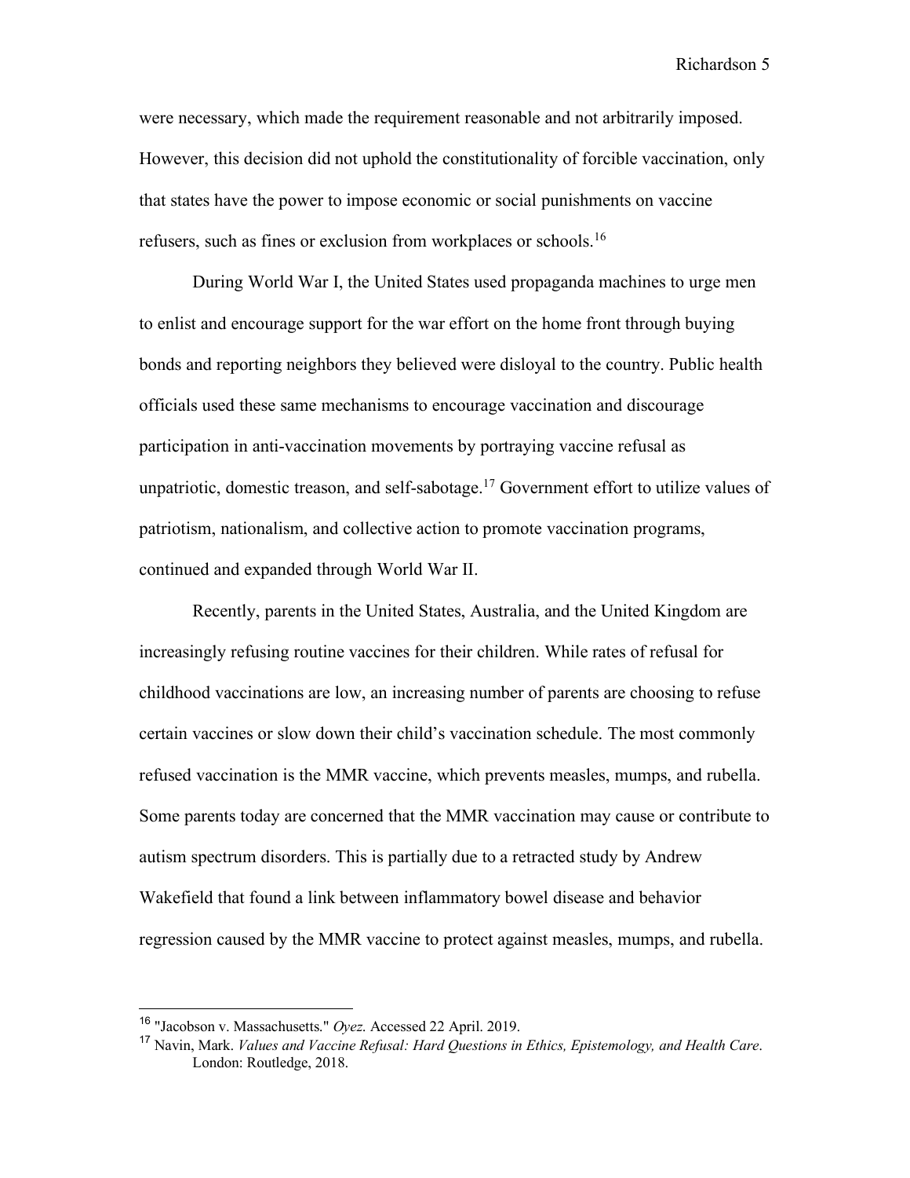were necessary, which made the requirement reasonable and not arbitrarily imposed. However, this decision did not uphold the constitutionality of forcible vaccination, only that states have the power to impose economic or social punishments on vaccine refusers, such as fines or exclusion from workplaces or schools.[16]

During World War I, the United States used propaganda machines to urge men to enlist and encourage support for the war effort on the home front through buying bonds and reporting neighbors they believed were disloyal to the country. Public health officials used these same mechanisms to encourage vaccination and discourage participation in anti-vaccination movements by portraying vaccine refusal as unpatriotic, domestic treason, and self-sabotage.[17] Government effort to utilize values of patriotism, nationalism, and collective action to promote vaccination programs, continued and expanded through World War II.

Recently, parents in the United States, Australia, and the United Kingdom are increasingly refusing routine vaccines for their children. While rates of refusal for childhood vaccinations are low, an increasing number of parents are choosing to refuse certain vaccines or slow down their child's vaccination schedule. The most commonly refused vaccination is the MMR vaccine, which prevents measles, mumps, and rubella. Some parents today are concerned that the MMR vaccination may cause or contribute to autism spectrum disorders. This is partially due to a retracted study by Andrew Wakefield that found a link between inflammatory bowel disease and behavior regression caused by the MMR vaccine to protect against measles, mumps, and rubella.

---

[16] "Jacobson v. Massachusetts." *Oyez.* Accessed 22 April. 2019.

[17] Navin, Mark. *Values and Vaccine Refusal: Hard Questions in Ethics, Epistemology, and Health Care*. London: Routledge, 2018.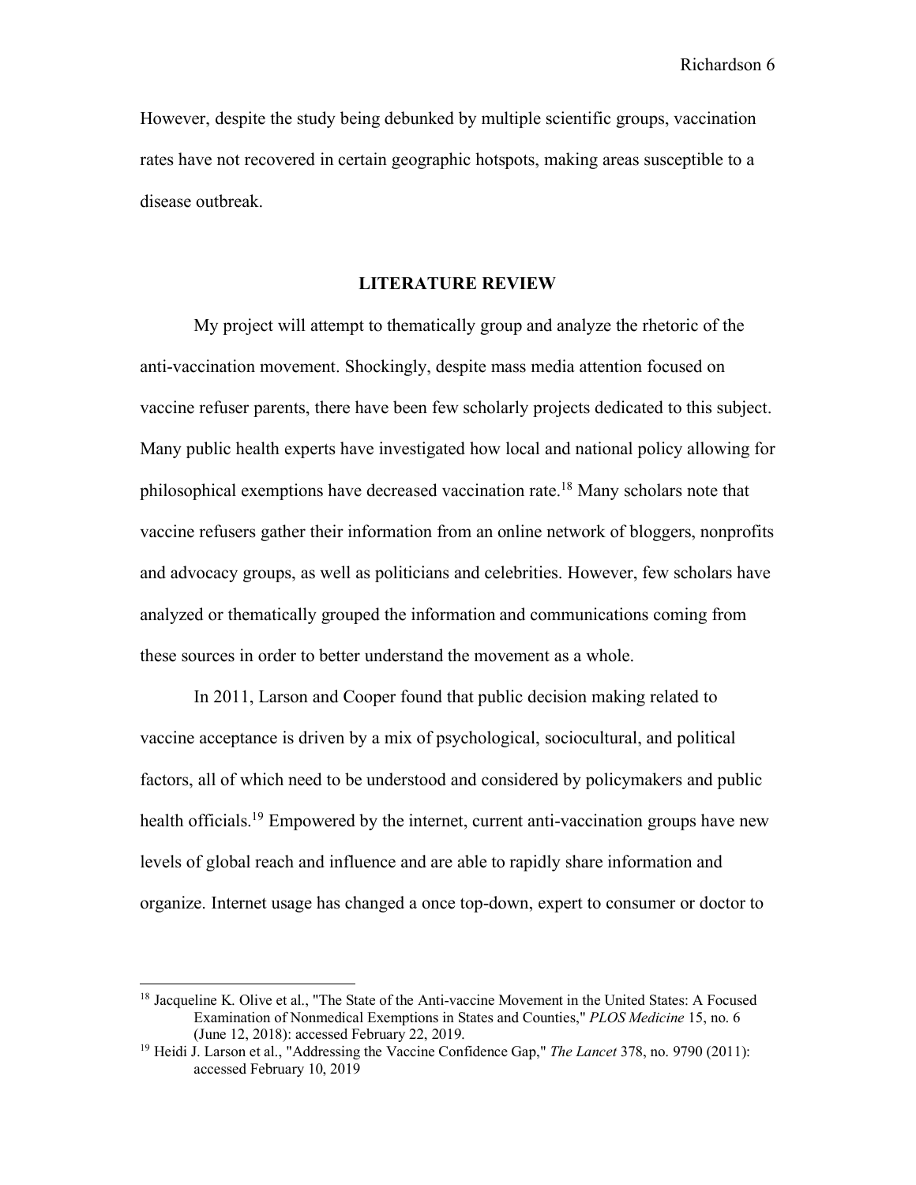However, despite the study being debunked by multiple scientific groups, vaccination rates have not recovered in certain geographic hotspots, making areas susceptible to a disease outbreak.

## LITERATURE REVIEW

My project will attempt to thematically group and analyze the rhetoric of the anti-vaccination movement. Shockingly, despite mass media attention focused on vaccine refuser parents, there have been few scholarly projects dedicated to this subject. Many public health experts have investigated how local and national policy allowing for philosophical exemptions have decreased vaccination rate.[18] Many scholars note that vaccine refusers gather their information from an online network of bloggers, nonprofits and advocacy groups, as well as politicians and celebrities. However, few scholars have analyzed or thematically grouped the information and communications coming from these sources in order to better understand the movement as a whole.

In 2011, Larson and Cooper found that public decision making related to vaccine acceptance is driven by a mix of psychological, sociocultural, and political factors, all of which need to be understood and considered by policymakers and public health officials.[19] Empowered by the internet, current anti-vaccination groups have new levels of global reach and influence and are able to rapidly share information and organize. Internet usage has changed a once top-down, expert to consumer or doctor to

---

[18] Jacqueline K. Olive et al., "The State of the Anti-vaccine Movement in the United States: A Focused Examination of Nonmedical Exemptions in States and Counties," *PLOS Medicine* 15, no. 6 (June 12, 2018): accessed February 22, 2019.

[19] Heidi J. Larson et al., "Addressing the Vaccine Confidence Gap," *The Lancet* 378, no. 9790 (2011): accessed February 10, 2019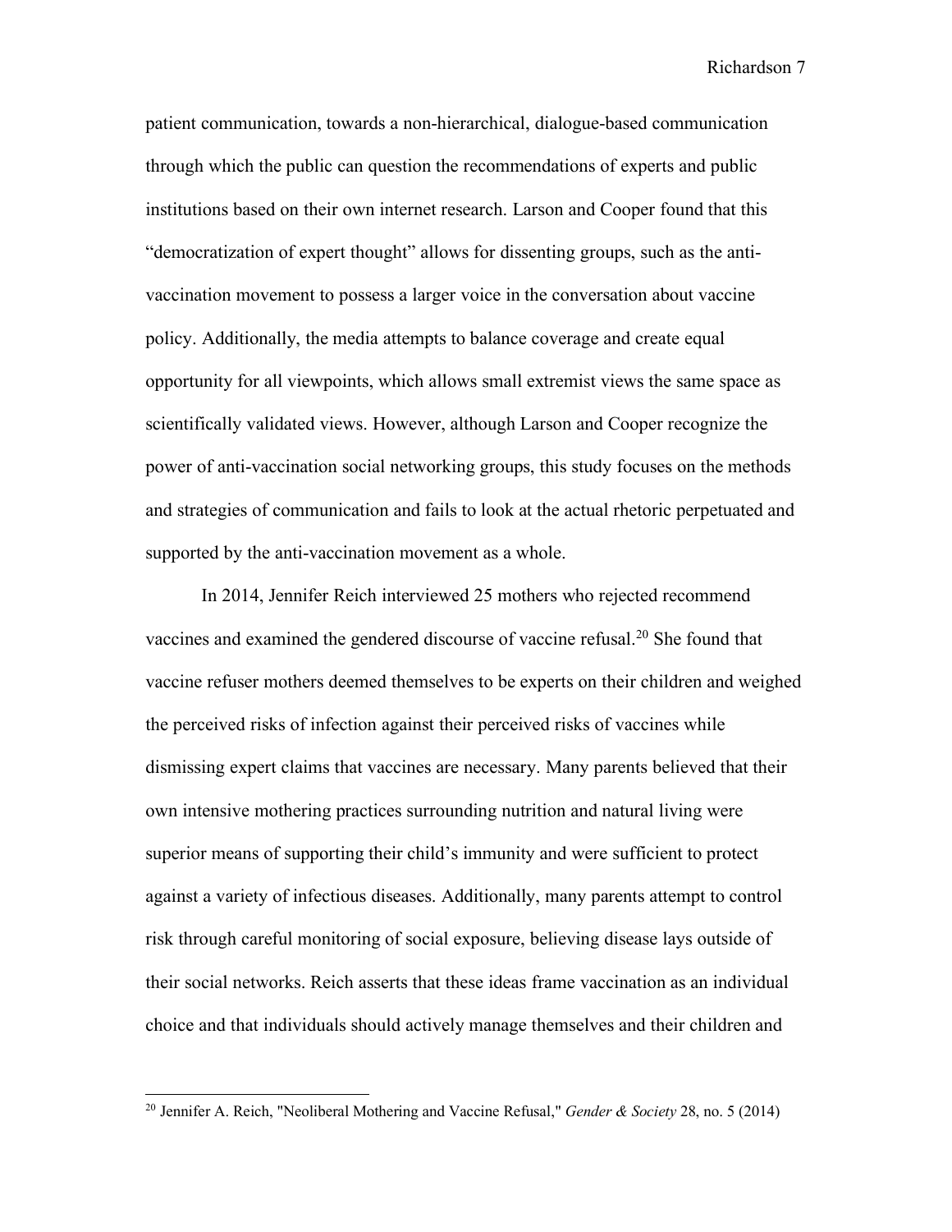patient communication, towards a non-hierarchical, dialogue-based communication through which the public can question the recommendations of experts and public institutions based on their own internet research. Larson and Cooper found that this "democratization of expert thought" allows for dissenting groups, such as the anti-vaccination movement to possess a larger voice in the conversation about vaccine policy. Additionally, the media attempts to balance coverage and create equal opportunity for all viewpoints, which allows small extremist views the same space as scientifically validated views. However, although Larson and Cooper recognize the power of anti-vaccination social networking groups, this study focuses on the methods and strategies of communication and fails to look at the actual rhetoric perpetuated and supported by the anti-vaccination movement as a whole.

In 2014, Jennifer Reich interviewed 25 mothers who rejected recommend vaccines and examined the gendered discourse of vaccine refusal.[20] She found that vaccine refuser mothers deemed themselves to be experts on their children and weighed the perceived risks of infection against their perceived risks of vaccines while dismissing expert claims that vaccines are necessary. Many parents believed that their own intensive mothering practices surrounding nutrition and natural living were superior means of supporting their child's immunity and were sufficient to protect against a variety of infectious diseases. Additionally, many parents attempt to control risk through careful monitoring of social exposure, believing disease lays outside of their social networks. Reich asserts that these ideas frame vaccination as an individual choice and that individuals should actively manage themselves and their children and

---

[20] Jennifer A. Reich, "Neoliberal Mothering and Vaccine Refusal," *Gender & Society* 28, no. 5 (2014)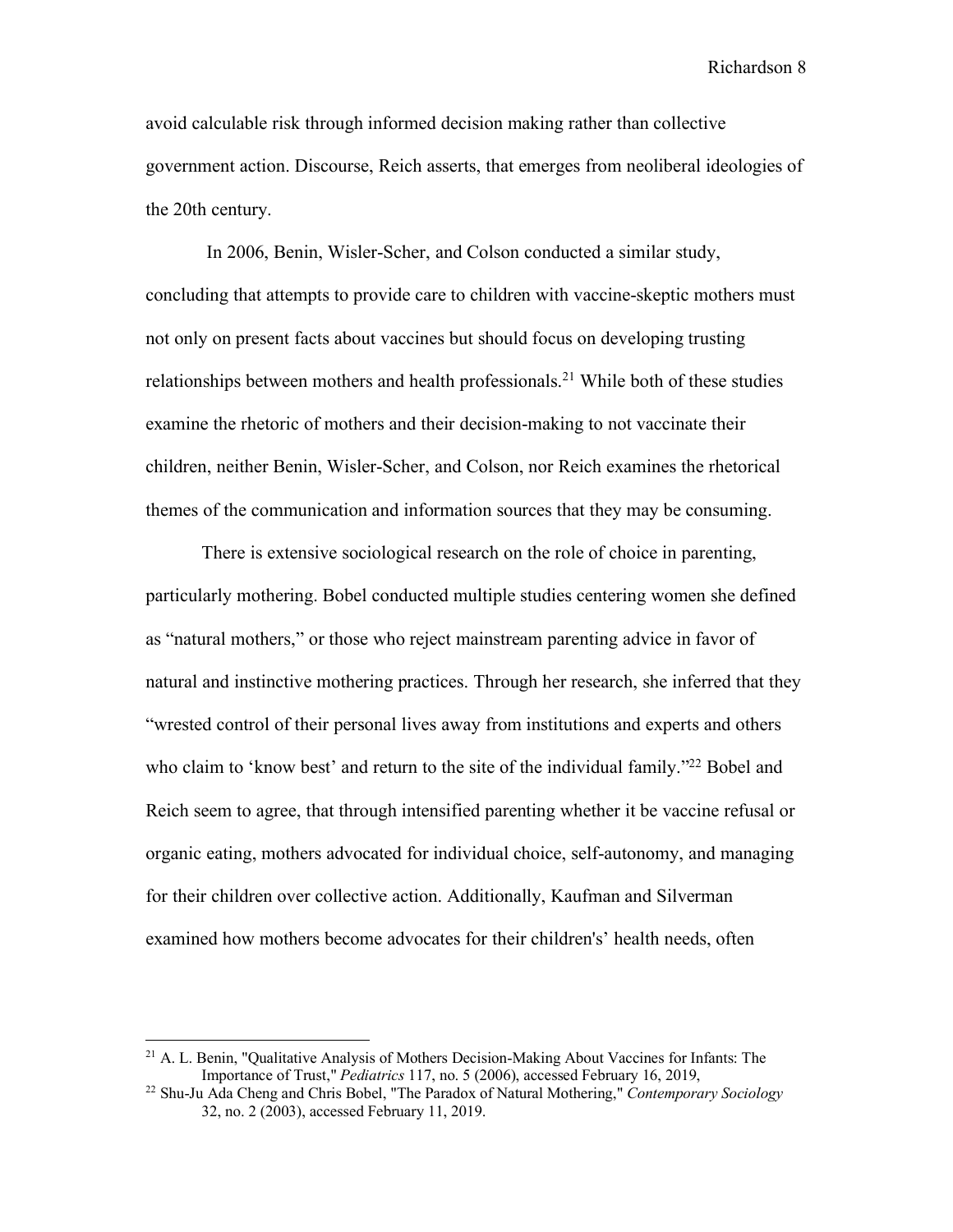avoid calculable risk through informed decision making rather than collective government action. Discourse, Reich asserts, that emerges from neoliberal ideologies of the 20th century.

In 2006, Benin, Wisler-Scher, and Colson conducted a similar study, concluding that attempts to provide care to children with vaccine-skeptic mothers must not only on present facts about vaccines but should focus on developing trusting relationships between mothers and health professionals.[21] While both of these studies examine the rhetoric of mothers and their decision-making to not vaccinate their children, neither Benin, Wisler-Scher, and Colson, nor Reich examines the rhetorical themes of the communication and information sources that they may be consuming.

There is extensive sociological research on the role of choice in parenting, particularly mothering. Bobel conducted multiple studies centering women she defined as "natural mothers," or those who reject mainstream parenting advice in favor of natural and instinctive mothering practices. Through her research, she inferred that they "wrested control of their personal lives away from institutions and experts and others who claim to 'know best' and return to the site of the individual family."[22] Bobel and Reich seem to agree, that through intensified parenting whether it be vaccine refusal or organic eating, mothers advocated for individual choice, self-autonomy, and managing for their children over collective action. Additionally, Kaufman and Silverman examined how mothers become advocates for their children's' health needs, often

---

[21] A. L. Benin, "Qualitative Analysis of Mothers Decision-Making About Vaccines for Infants: The Importance of Trust," *Pediatrics* 117, no. 5 (2006), accessed February 16, 2019,

[22] Shu-Ju Ada Cheng and Chris Bobel, "The Paradox of Natural Mothering," *Contemporary Sociology* 32, no. 2 (2003), accessed February 11, 2019.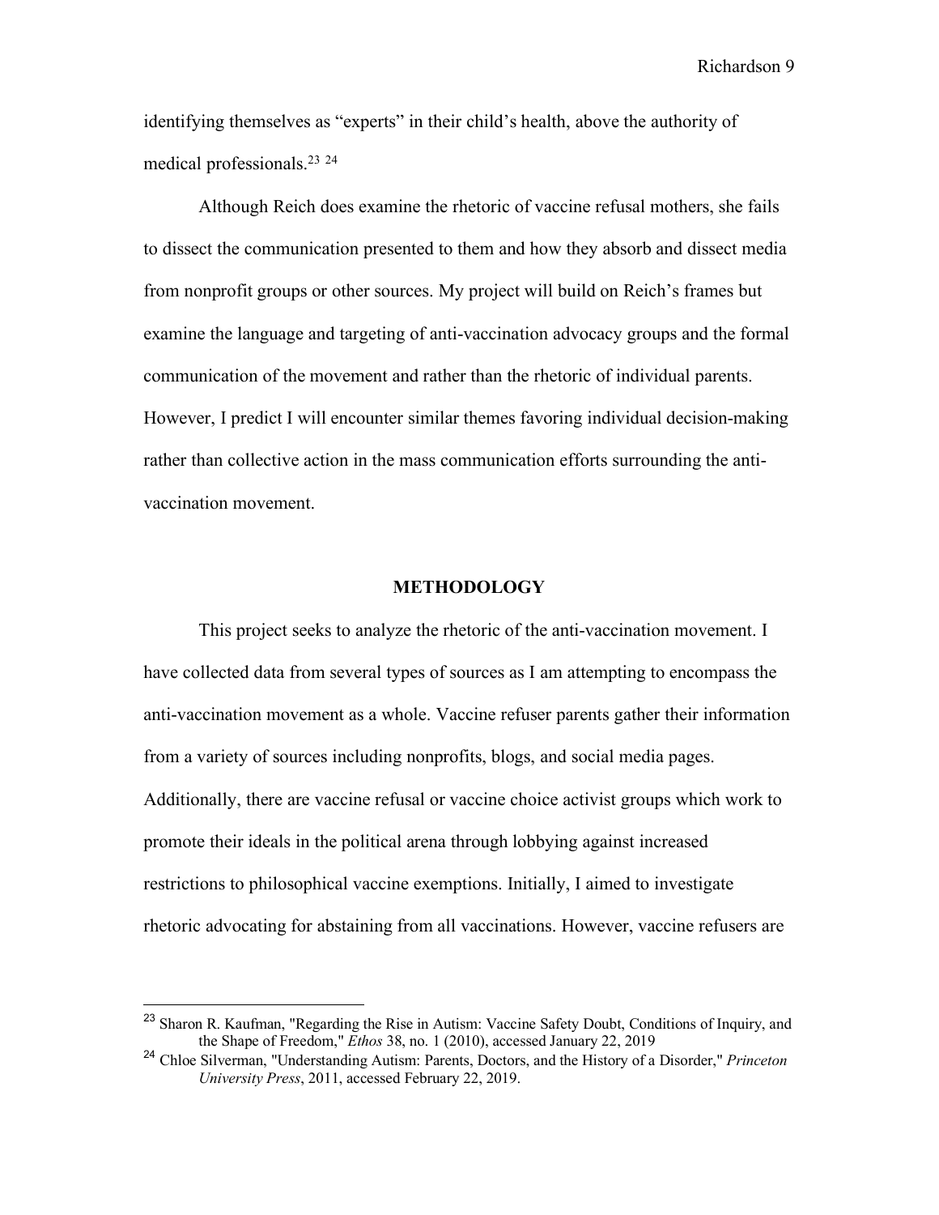identifying themselves as "experts" in their child's health, above the authority of medical professionals.[23] [24]

Although Reich does examine the rhetoric of vaccine refusal mothers, she fails to dissect the communication presented to them and how they absorb and dissect media from nonprofit groups or other sources. My project will build on Reich's frames but examine the language and targeting of anti-vaccination advocacy groups and the formal communication of the movement and rather than the rhetoric of individual parents. However, I predict I will encounter similar themes favoring individual decision-making rather than collective action in the mass communication efforts surrounding the anti-vaccination movement.

## METHODOLOGY

This project seeks to analyze the rhetoric of the anti-vaccination movement. I have collected data from several types of sources as I am attempting to encompass the anti-vaccination movement as a whole. Vaccine refuser parents gather their information from a variety of sources including nonprofits, blogs, and social media pages. Additionally, there are vaccine refusal or vaccine choice activist groups which work to promote their ideals in the political arena through lobbying against increased restrictions to philosophical vaccine exemptions. Initially, I aimed to investigate rhetoric advocating for abstaining from all vaccinations. However, vaccine refusers are

---

[23] Sharon R. Kaufman, "Regarding the Rise in Autism: Vaccine Safety Doubt, Conditions of Inquiry, and the Shape of Freedom," *Ethos* 38, no. 1 (2010), accessed January 22, 2019

[24] Chloe Silverman, "Understanding Autism: Parents, Doctors, and the History of a Disorder," *Princeton University Press*, 2011, accessed February 22, 2019.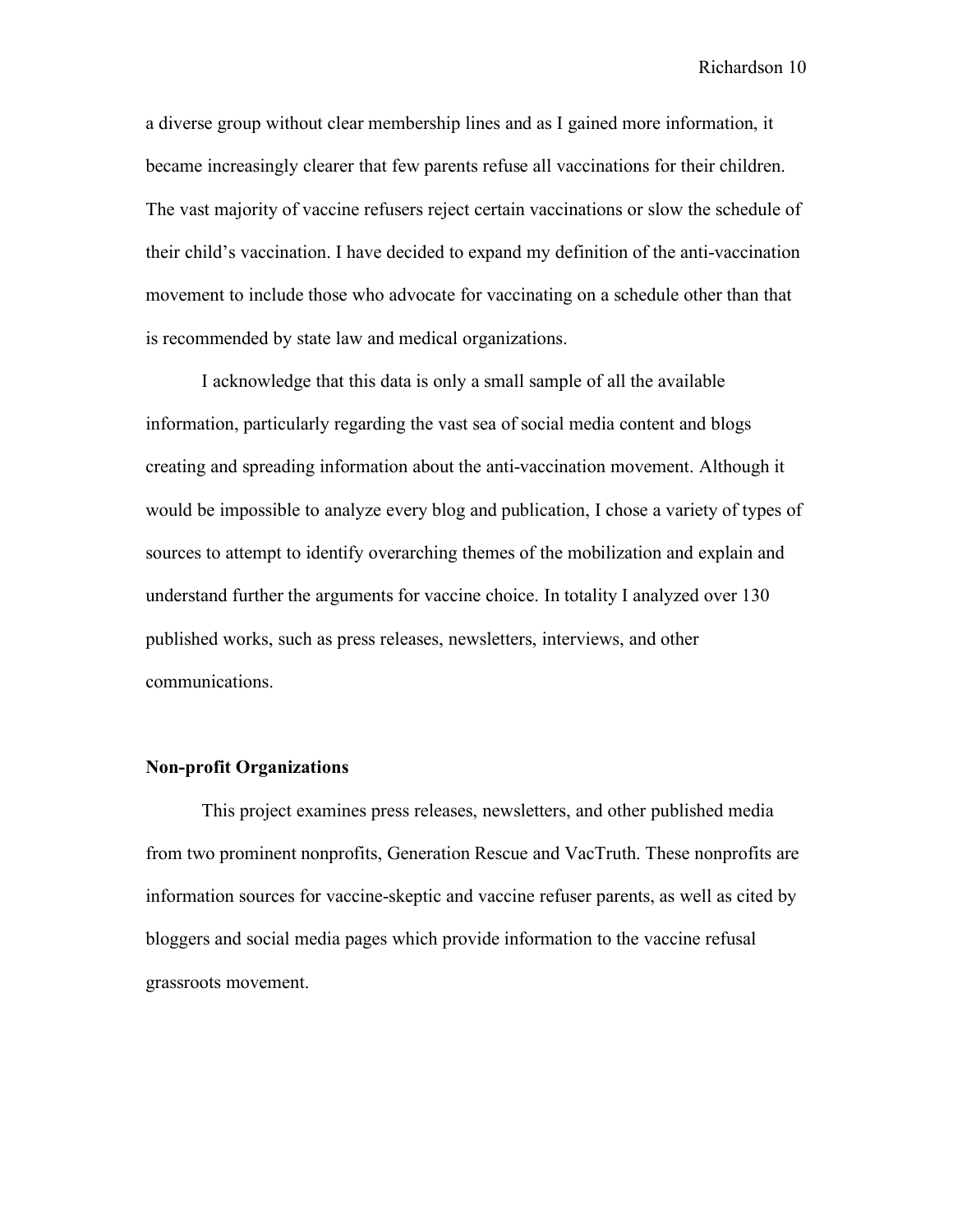a diverse group without clear membership lines and as I gained more information, it became increasingly clearer that few parents refuse all vaccinations for their children. The vast majority of vaccine refusers reject certain vaccinations or slow the schedule of their child's vaccination. I have decided to expand my definition of the anti-vaccination movement to include those who advocate for vaccinating on a schedule other than that is recommended by state law and medical organizations.

I acknowledge that this data is only a small sample of all the available information, particularly regarding the vast sea of social media content and blogs creating and spreading information about the anti-vaccination movement. Although it would be impossible to analyze every blog and publication, I chose a variety of types of sources to attempt to identify overarching themes of the mobilization and explain and understand further the arguments for vaccine choice. In totality I analyzed over 130 published works, such as press releases, newsletters, interviews, and other communications.

### Non-profit Organizations

This project examines press releases, newsletters, and other published media from two prominent nonprofits, Generation Rescue and VacTruth. These nonprofits are information sources for vaccine-skeptic and vaccine refuser parents, as well as cited by bloggers and social media pages which provide information to the vaccine refusal grassroots movement.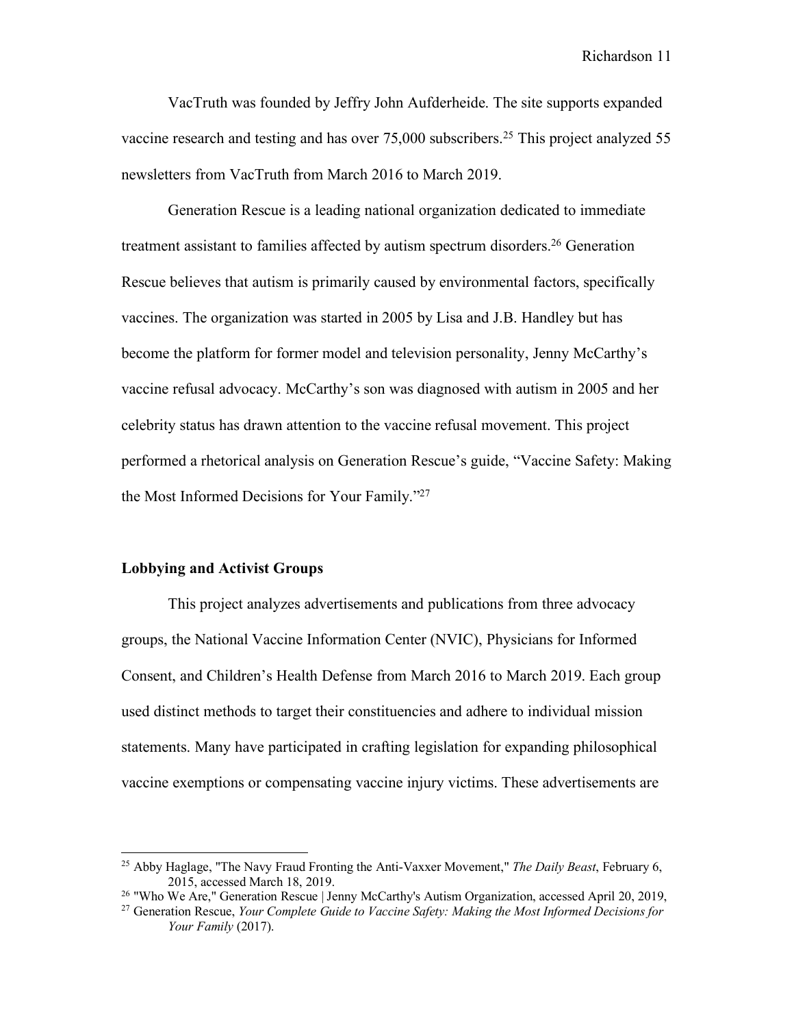VacTruth was founded by Jeffry John Aufderheide. The site supports expanded vaccine research and testing and has over 75,000 subscribers.[25] This project analyzed 55 newsletters from VacTruth from March 2016 to March 2019.

Generation Rescue is a leading national organization dedicated to immediate treatment assistant to families affected by autism spectrum disorders.[26] Generation Rescue believes that autism is primarily caused by environmental factors, specifically vaccines. The organization was started in 2005 by Lisa and J.B. Handley but has become the platform for former model and television personality, Jenny McCarthy's vaccine refusal advocacy. McCarthy's son was diagnosed with autism in 2005 and her celebrity status has drawn attention to the vaccine refusal movement. This project performed a rhetorical analysis on Generation Rescue's guide, "Vaccine Safety: Making the Most Informed Decisions for Your Family."[27]

**Lobbying and Activist Groups**

This project analyzes advertisements and publications from three advocacy groups, the National Vaccine Information Center (NVIC), Physicians for Informed Consent, and Children's Health Defense from March 2016 to March 2019. Each group used distinct methods to target their constituencies and adhere to individual mission statements. Many have participated in crafting legislation for expanding philosophical vaccine exemptions or compensating vaccine injury victims. These advertisements are

---

[25] Abby Haglage, "The Navy Fraud Fronting the Anti-Vaxxer Movement," *The Daily Beast*, February 6, 2015, accessed March 18, 2019.

[26] "Who We Are," Generation Rescue | Jenny McCarthy's Autism Organization, accessed April 20, 2019,

[27] Generation Rescue, *Your Complete Guide to Vaccine Safety: Making the Most Informed Decisions for Your Family* (2017).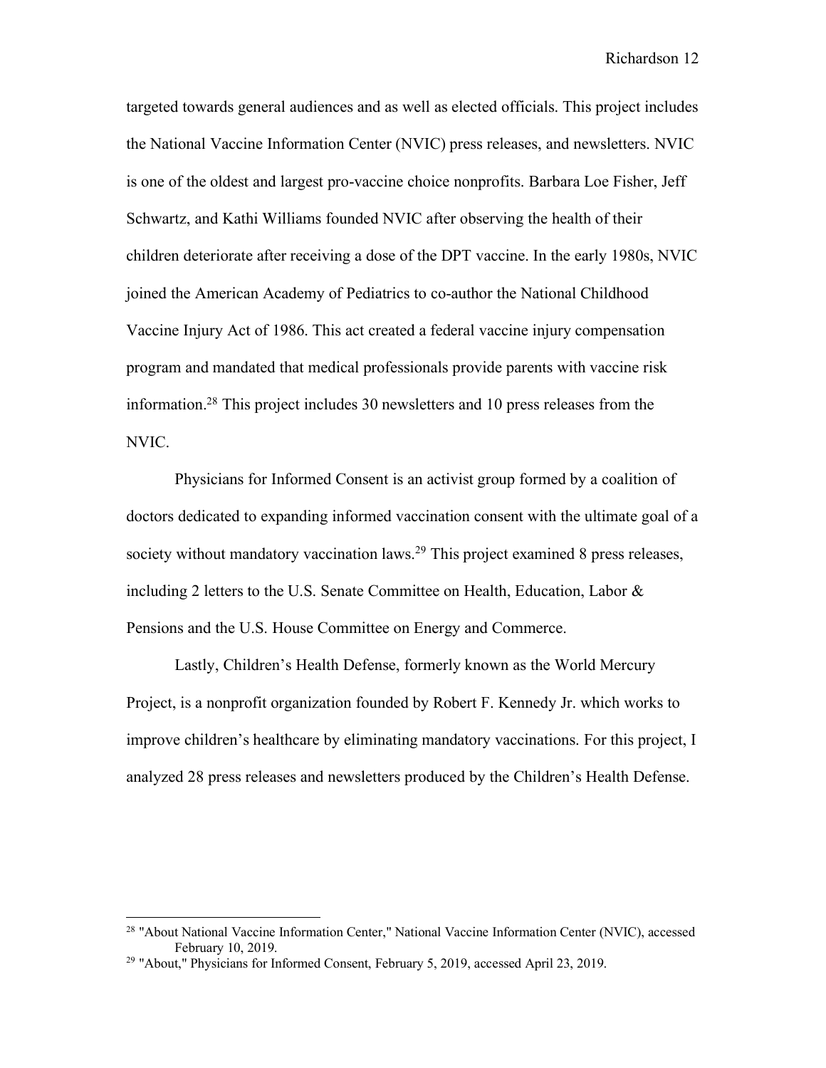targeted towards general audiences and as well as elected officials. This project includes the National Vaccine Information Center (NVIC) press releases, and newsletters. NVIC is one of the oldest and largest pro-vaccine choice nonprofits. Barbara Loe Fisher, Jeff Schwartz, and Kathi Williams founded NVIC after observing the health of their children deteriorate after receiving a dose of the DPT vaccine. In the early 1980s, NVIC joined the American Academy of Pediatrics to co-author the National Childhood Vaccine Injury Act of 1986. This act created a federal vaccine injury compensation program and mandated that medical professionals provide parents with vaccine risk information.[28] This project includes 30 newsletters and 10 press releases from the NVIC.

Physicians for Informed Consent is an activist group formed by a coalition of doctors dedicated to expanding informed vaccination consent with the ultimate goal of a society without mandatory vaccination laws.[29] This project examined 8 press releases, including 2 letters to the U.S. Senate Committee on Health, Education, Labor & Pensions and the U.S. House Committee on Energy and Commerce.

Lastly, Children's Health Defense, formerly known as the World Mercury Project, is a nonprofit organization founded by Robert F. Kennedy Jr. which works to improve children's healthcare by eliminating mandatory vaccinations. For this project, I analyzed 28 press releases and newsletters produced by the Children's Health Defense.

---

[28] "About National Vaccine Information Center," National Vaccine Information Center (NVIC), accessed February 10, 2019.

[29] "About," Physicians for Informed Consent, February 5, 2019, accessed April 23, 2019.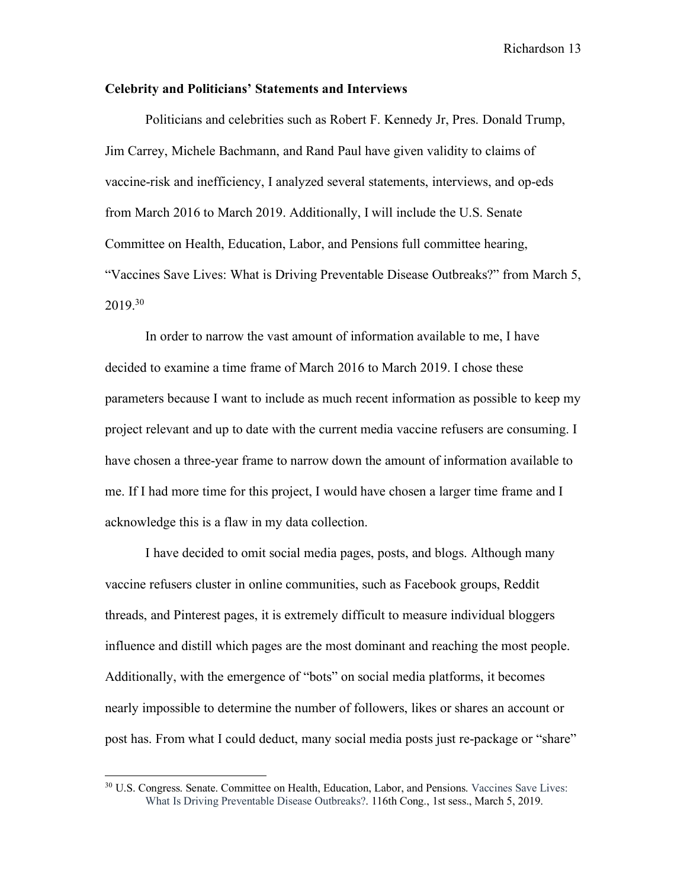**Celebrity and Politicians' Statements and Interviews**

Politicians and celebrities such as Robert F. Kennedy Jr, Pres. Donald Trump, Jim Carrey, Michele Bachmann, and Rand Paul have given validity to claims of vaccine-risk and inefficiency, I analyzed several statements, interviews, and op-eds from March 2016 to March 2019. Additionally, I will include the U.S. Senate Committee on Health, Education, Labor, and Pensions full committee hearing, "Vaccines Save Lives: What is Driving Preventable Disease Outbreaks?" from March 5, 2019.[30]

In order to narrow the vast amount of information available to me, I have decided to examine a time frame of March 2016 to March 2019. I chose these parameters because I want to include as much recent information as possible to keep my project relevant and up to date with the current media vaccine refusers are consuming. I have chosen a three-year frame to narrow down the amount of information available to me. If I had more time for this project, I would have chosen a larger time frame and I acknowledge this is a flaw in my data collection.

I have decided to omit social media pages, posts, and blogs. Although many vaccine refusers cluster in online communities, such as Facebook groups, Reddit threads, and Pinterest pages, it is extremely difficult to measure individual bloggers influence and distill which pages are the most dominant and reaching the most people. Additionally, with the emergence of "bots" on social media platforms, it becomes nearly impossible to determine the number of followers, likes or shares an account or post has. From what I could deduct, many social media posts just re-package or "share"

---

[30] U.S. Congress. Senate. Committee on Health, Education, Labor, and Pensions. Vaccines Save Lives: What Is Driving Preventable Disease Outbreaks?. 116th Cong., 1st sess., March 5, 2019.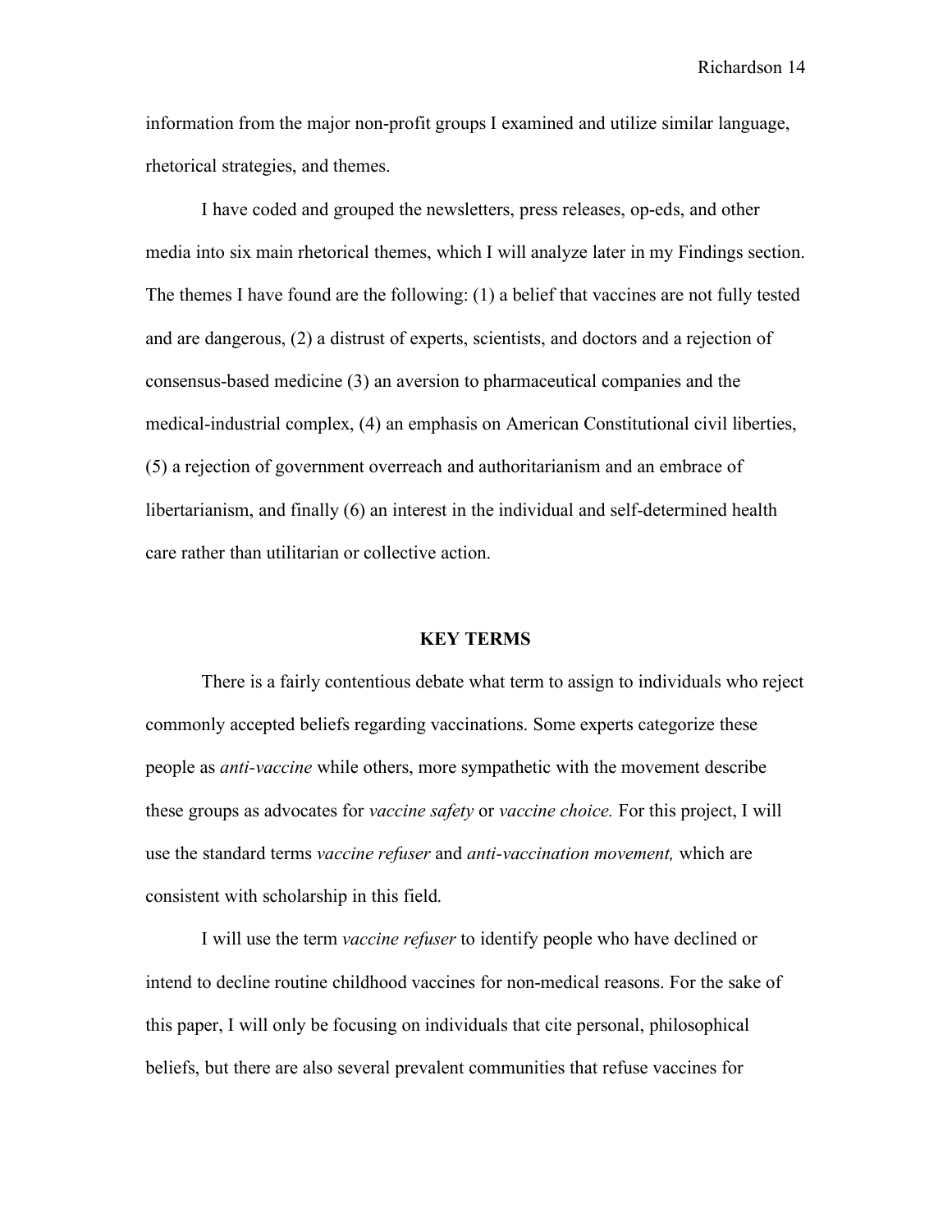information from the major non-profit groups I examined and utilize similar language, rhetorical strategies, and themes.

I have coded and grouped the newsletters, press releases, op-eds, and other media into six main rhetorical themes, which I will analyze later in my Findings section. The themes I have found are the following: (1) a belief that vaccines are not fully tested and are dangerous, (2) a distrust of experts, scientists, and doctors and a rejection of consensus-based medicine (3) an aversion to pharmaceutical companies and the medical-industrial complex, (4) an emphasis on American Constitutional civil liberties, (5) a rejection of government overreach and authoritarianism and an embrace of libertarianism, and finally (6) an interest in the individual and self-determined health care rather than utilitarian or collective action.

## KEY TERMS

There is a fairly contentious debate what term to assign to individuals who reject commonly accepted beliefs regarding vaccinations. Some experts categorize these people as *anti-vaccine* while others, more sympathetic with the movement describe these groups as advocates for *vaccine safety* or *vaccine choice.* For this project, I will use the standard terms *vaccine refuser* and *anti-vaccination movement,* which are consistent with scholarship in this field.

I will use the term *vaccine refuser* to identify people who have declined or intend to decline routine childhood vaccines for non-medical reasons. For the sake of this paper, I will only be focusing on individuals that cite personal, philosophical beliefs, but there are also several prevalent communities that refuse vaccines for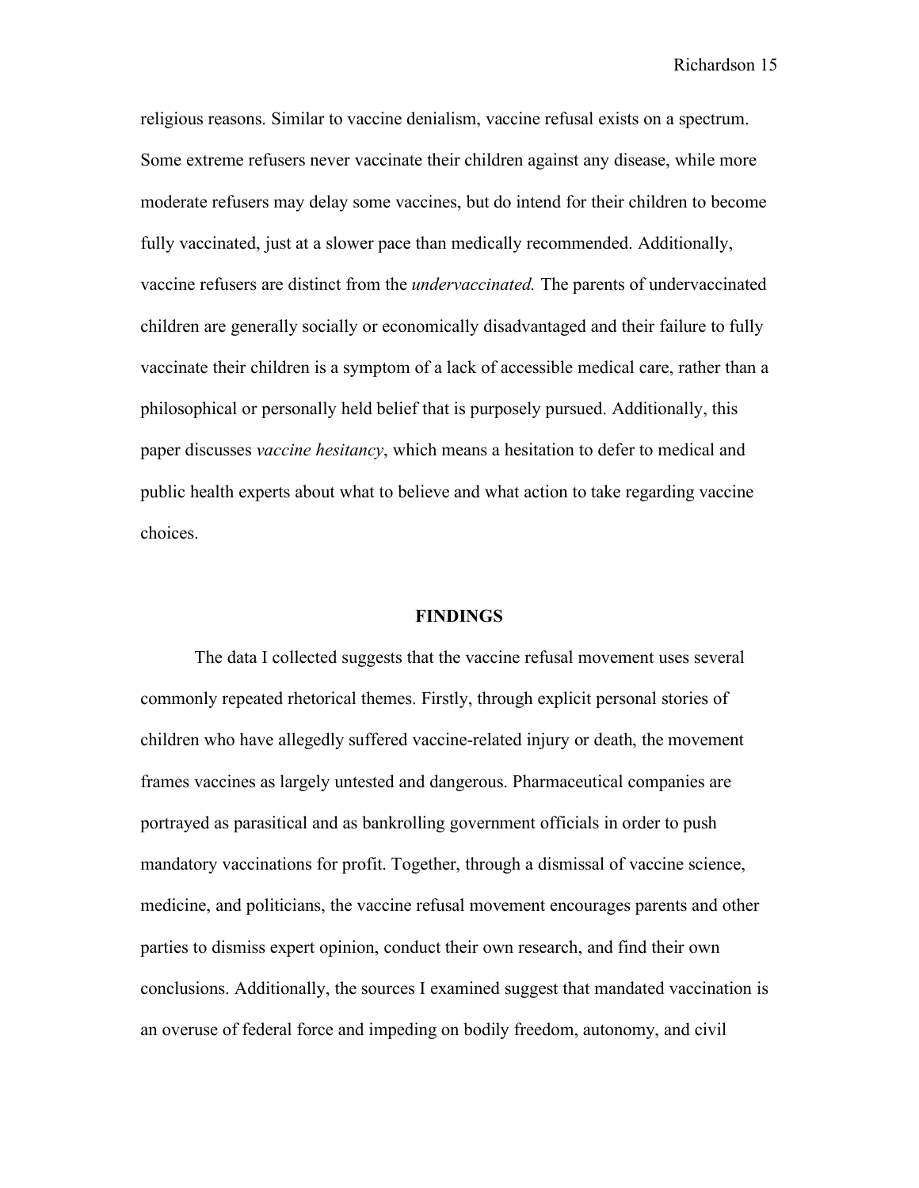religious reasons. Similar to vaccine denialism, vaccine refusal exists on a spectrum. Some extreme refusers never vaccinate their children against any disease, while more moderate refusers may delay some vaccines, but do intend for their children to become fully vaccinated, just at a slower pace than medically recommended. Additionally, vaccine refusers are distinct from the *undervaccinated.* The parents of undervaccinated children are generally socially or economically disadvantaged and their failure to fully vaccinate their children is a symptom of a lack of accessible medical care, rather than a philosophical or personally held belief that is purposely pursued. Additionally, this paper discusses *vaccine hesitancy*, which means a hesitation to defer to medical and public health experts about what to believe and what action to take regarding vaccine choices.

## FINDINGS

The data I collected suggests that the vaccine refusal movement uses several commonly repeated rhetorical themes. Firstly, through explicit personal stories of children who have allegedly suffered vaccine-related injury or death, the movement frames vaccines as largely untested and dangerous. Pharmaceutical companies are portrayed as parasitical and as bankrolling government officials in order to push mandatory vaccinations for profit. Together, through a dismissal of vaccine science, medicine, and politicians, the vaccine refusal movement encourages parents and other parties to dismiss expert opinion, conduct their own research, and find their own conclusions. Additionally, the sources I examined suggest that mandated vaccination is an overuse of federal force and impeding on bodily freedom, autonomy, and civil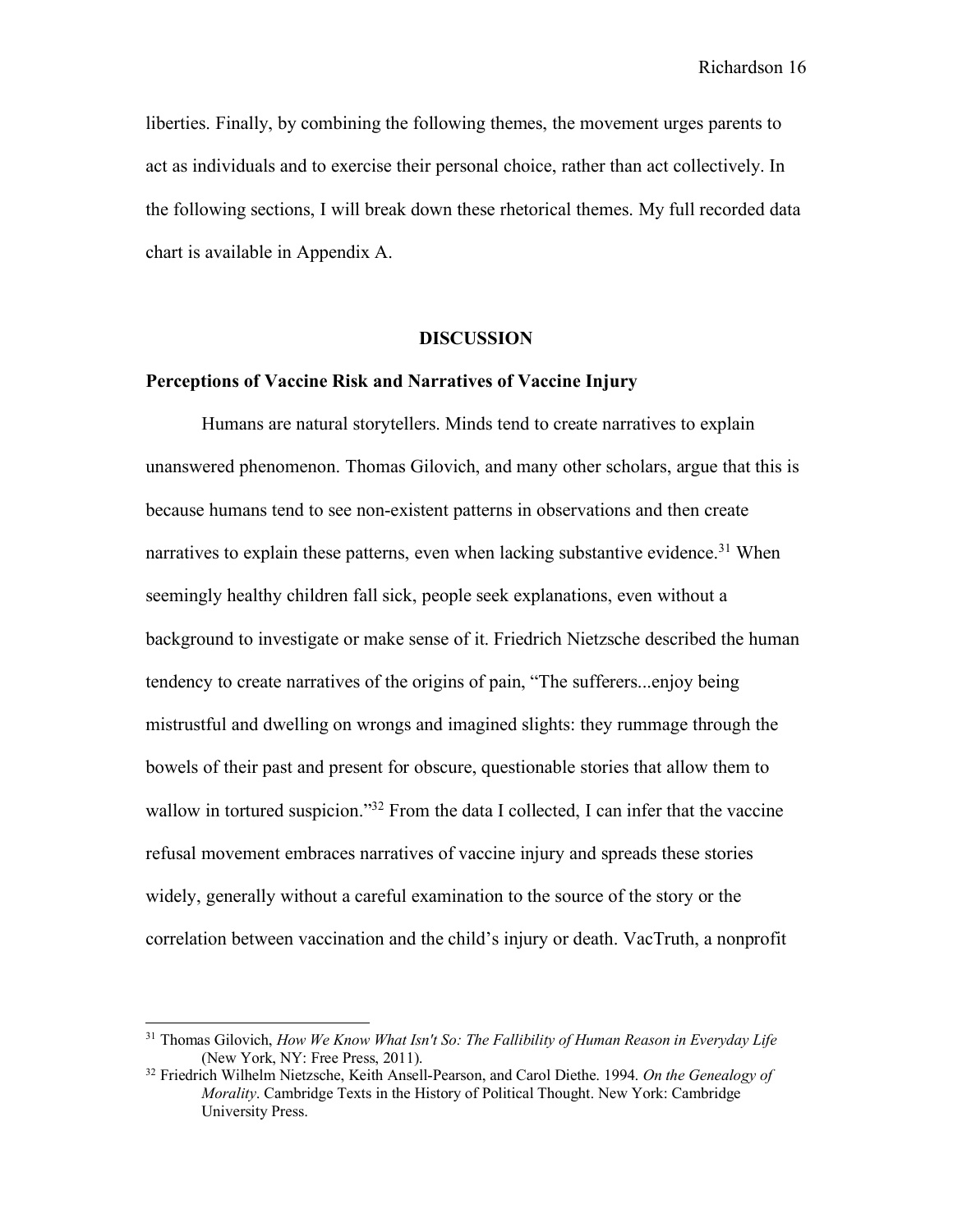liberties. Finally, by combining the following themes, the movement urges parents to act as individuals and to exercise their personal choice, rather than act collectively. In the following sections, I will break down these rhetorical themes. My full recorded data chart is available in Appendix A.

## DISCUSSION

### Perceptions of Vaccine Risk and Narratives of Vaccine Injury

Humans are natural storytellers. Minds tend to create narratives to explain unanswered phenomenon. Thomas Gilovich, and many other scholars, argue that this is because humans tend to see non-existent patterns in observations and then create narratives to explain these patterns, even when lacking substantive evidence.[31] When seemingly healthy children fall sick, people seek explanations, even without a background to investigate or make sense of it. Friedrich Nietzsche described the human tendency to create narratives of the origins of pain, "The sufferers...enjoy being mistrustful and dwelling on wrongs and imagined slights: they rummage through the bowels of their past and present for obscure, questionable stories that allow them to wallow in tortured suspicion."[32] From the data I collected, I can infer that the vaccine refusal movement embraces narratives of vaccine injury and spreads these stories widely, generally without a careful examination to the source of the story or the correlation between vaccination and the child's injury or death. VacTruth, a nonprofit

---

[31] Thomas Gilovich, *How We Know What Isn't So: The Fallibility of Human Reason in Everyday Life* (New York, NY: Free Press, 2011).

[32] Friedrich Wilhelm Nietzsche, Keith Ansell-Pearson, and Carol Diethe. 1994. *On the Genealogy of Morality*. Cambridge Texts in the History of Political Thought. New York: Cambridge University Press.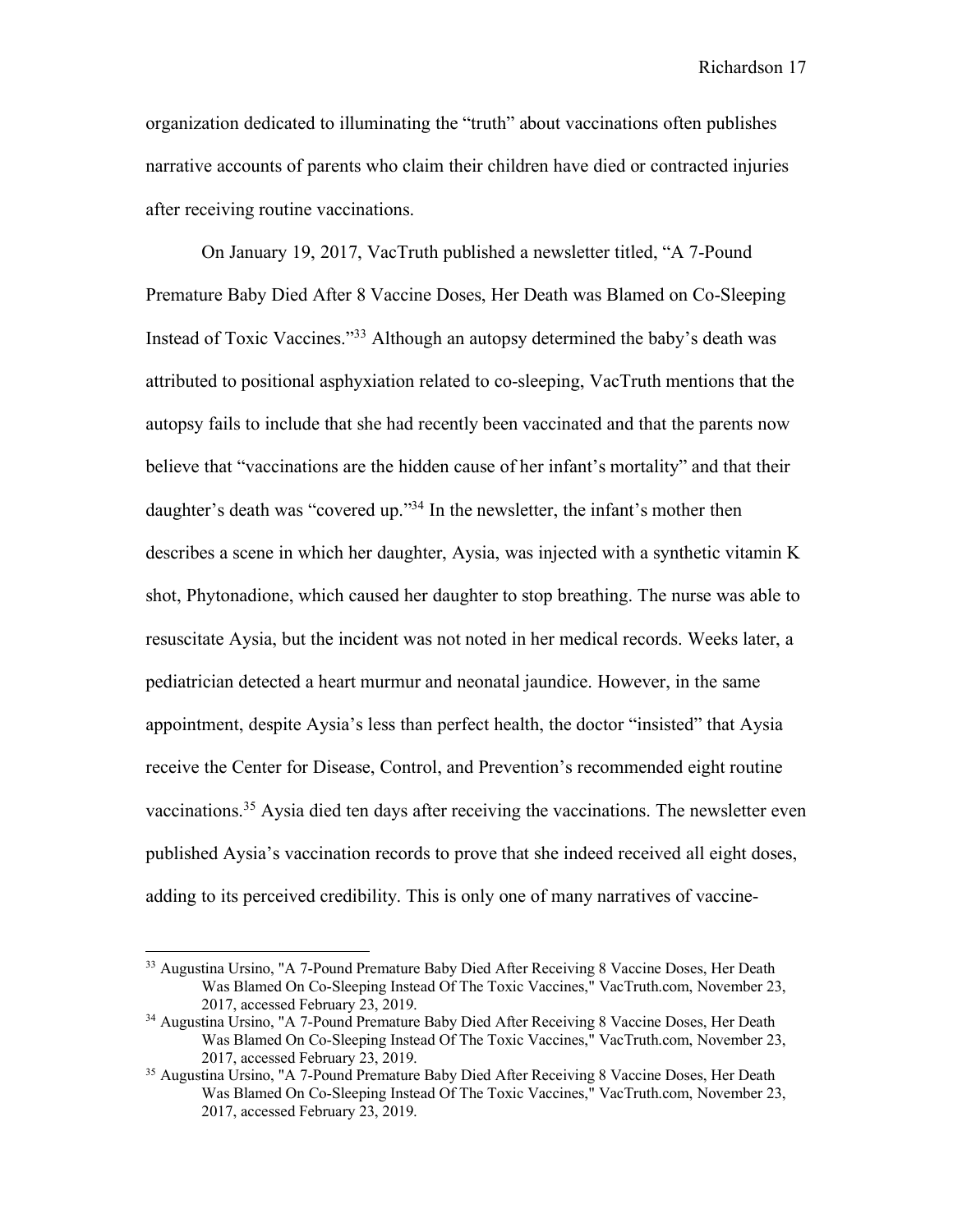organization dedicated to illuminating the "truth" about vaccinations often publishes narrative accounts of parents who claim their children have died or contracted injuries after receiving routine vaccinations.

On January 19, 2017, VacTruth published a newsletter titled, "A 7-Pound Premature Baby Died After 8 Vaccine Doses, Her Death was Blamed on Co-Sleeping Instead of Toxic Vaccines."[33] Although an autopsy determined the baby's death was attributed to positional asphyxiation related to co-sleeping, VacTruth mentions that the autopsy fails to include that she had recently been vaccinated and that the parents now believe that "vaccinations are the hidden cause of her infant's mortality" and that their daughter's death was "covered up."[34] In the newsletter, the infant's mother then describes a scene in which her daughter, Aysia, was injected with a synthetic vitamin K shot, Phytonadione, which caused her daughter to stop breathing. The nurse was able to resuscitate Aysia, but the incident was not noted in her medical records. Weeks later, a pediatrician detected a heart murmur and neonatal jaundice. However, in the same appointment, despite Aysia's less than perfect health, the doctor "insisted" that Aysia receive the Center for Disease, Control, and Prevention's recommended eight routine vaccinations.[35] Aysia died ten days after receiving the vaccinations. The newsletter even published Aysia's vaccination records to prove that she indeed received all eight doses, adding to its perceived credibility. This is only one of many narratives of vaccine-

---

[33] Augustina Ursino, "A 7-Pound Premature Baby Died After Receiving 8 Vaccine Doses, Her Death Was Blamed On Co-Sleeping Instead Of The Toxic Vaccines," VacTruth.com, November 23, 2017, accessed February 23, 2019.

[34] Augustina Ursino, "A 7-Pound Premature Baby Died After Receiving 8 Vaccine Doses, Her Death Was Blamed On Co-Sleeping Instead Of The Toxic Vaccines," VacTruth.com, November 23, 2017, accessed February 23, 2019.

[35] Augustina Ursino, "A 7-Pound Premature Baby Died After Receiving 8 Vaccine Doses, Her Death Was Blamed On Co-Sleeping Instead Of The Toxic Vaccines," VacTruth.com, November 23, 2017, accessed February 23, 2019.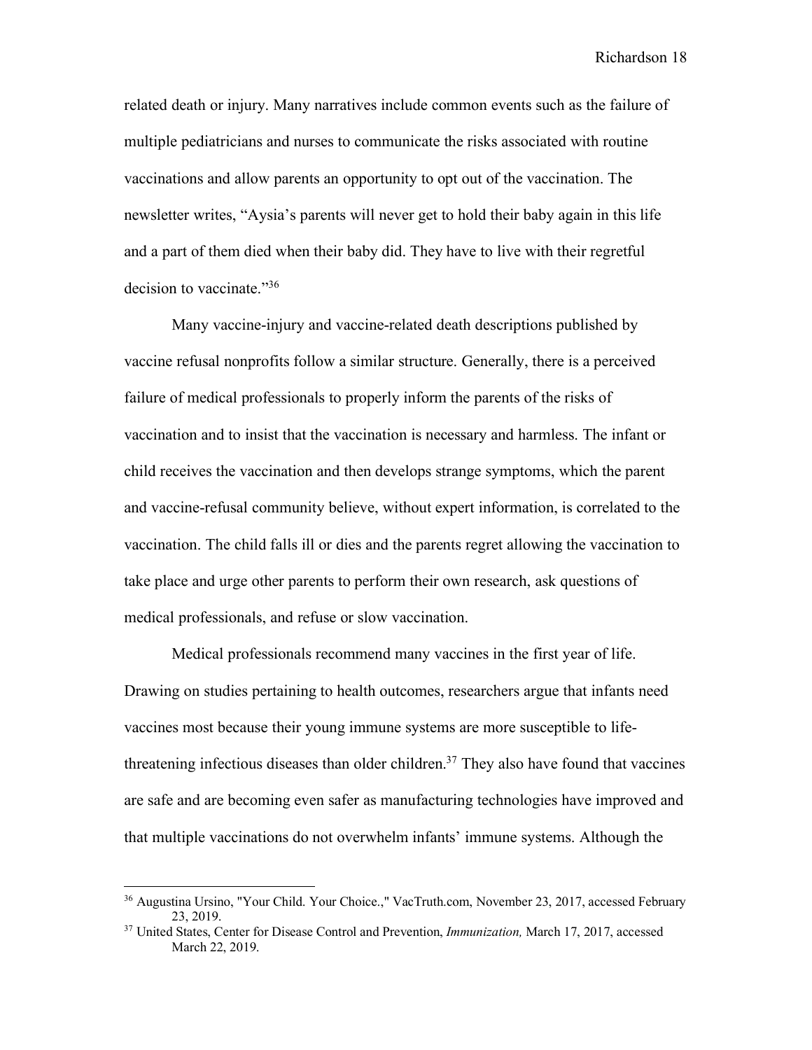related death or injury. Many narratives include common events such as the failure of multiple pediatricians and nurses to communicate the risks associated with routine vaccinations and allow parents an opportunity to opt out of the vaccination. The newsletter writes, "Aysia's parents will never get to hold their baby again in this life and a part of them died when their baby did. They have to live with their regretful decision to vaccinate."[36]

Many vaccine-injury and vaccine-related death descriptions published by vaccine refusal nonprofits follow a similar structure. Generally, there is a perceived failure of medical professionals to properly inform the parents of the risks of vaccination and to insist that the vaccination is necessary and harmless. The infant or child receives the vaccination and then develops strange symptoms, which the parent and vaccine-refusal community believe, without expert information, is correlated to the vaccination. The child falls ill or dies and the parents regret allowing the vaccination to take place and urge other parents to perform their own research, ask questions of medical professionals, and refuse or slow vaccination.

Medical professionals recommend many vaccines in the first year of life. Drawing on studies pertaining to health outcomes, researchers argue that infants need vaccines most because their young immune systems are more susceptible to life-threatening infectious diseases than older children.[37] They also have found that vaccines are safe and are becoming even safer as manufacturing technologies have improved and that multiple vaccinations do not overwhelm infants' immune systems. Although the

---

[36] Augustina Ursino, "Your Child. Your Choice.," VacTruth.com, November 23, 2017, accessed February 23, 2019.

[37] United States, Center for Disease Control and Prevention, *Immunization,* March 17, 2017, accessed March 22, 2019.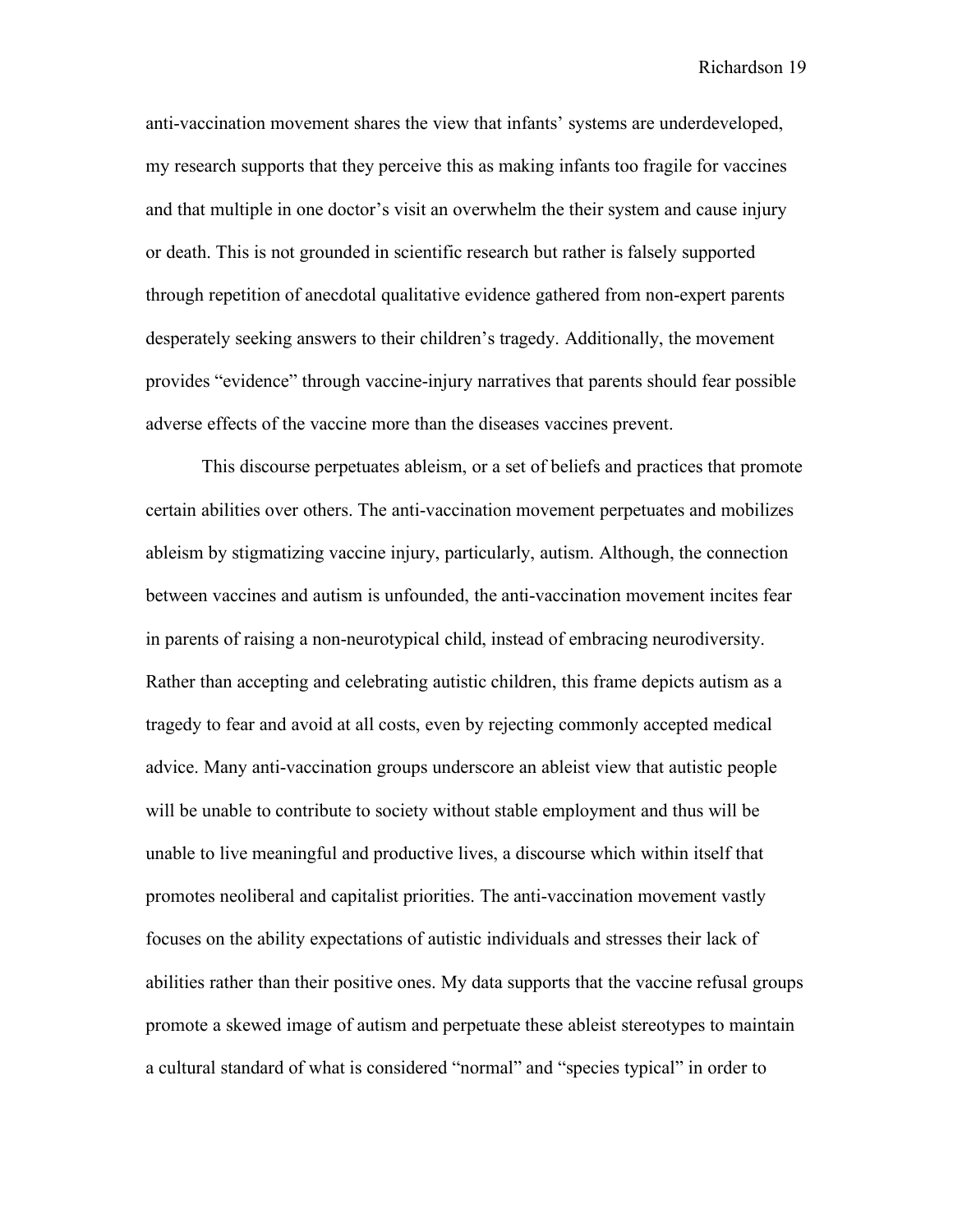anti-vaccination movement shares the view that infants' systems are underdeveloped, my research supports that they perceive this as making infants too fragile for vaccines and that multiple in one doctor's visit an overwhelm the their system and cause injury or death. This is not grounded in scientific research but rather is falsely supported through repetition of anecdotal qualitative evidence gathered from non-expert parents desperately seeking answers to their children's tragedy. Additionally, the movement provides "evidence" through vaccine-injury narratives that parents should fear possible adverse effects of the vaccine more than the diseases vaccines prevent.

This discourse perpetuates ableism, or a set of beliefs and practices that promote certain abilities over others. The anti-vaccination movement perpetuates and mobilizes ableism by stigmatizing vaccine injury, particularly, autism. Although, the connection between vaccines and autism is unfounded, the anti-vaccination movement incites fear in parents of raising a non-neurotypical child, instead of embracing neurodiversity. Rather than accepting and celebrating autistic children, this frame depicts autism as a tragedy to fear and avoid at all costs, even by rejecting commonly accepted medical advice. Many anti-vaccination groups underscore an ableist view that autistic people will be unable to contribute to society without stable employment and thus will be unable to live meaningful and productive lives, a discourse which within itself that promotes neoliberal and capitalist priorities. The anti-vaccination movement vastly focuses on the ability expectations of autistic individuals and stresses their lack of abilities rather than their positive ones. My data supports that the vaccine refusal groups promote a skewed image of autism and perpetuate these ableist stereotypes to maintain a cultural standard of what is considered "normal" and "species typical" in order to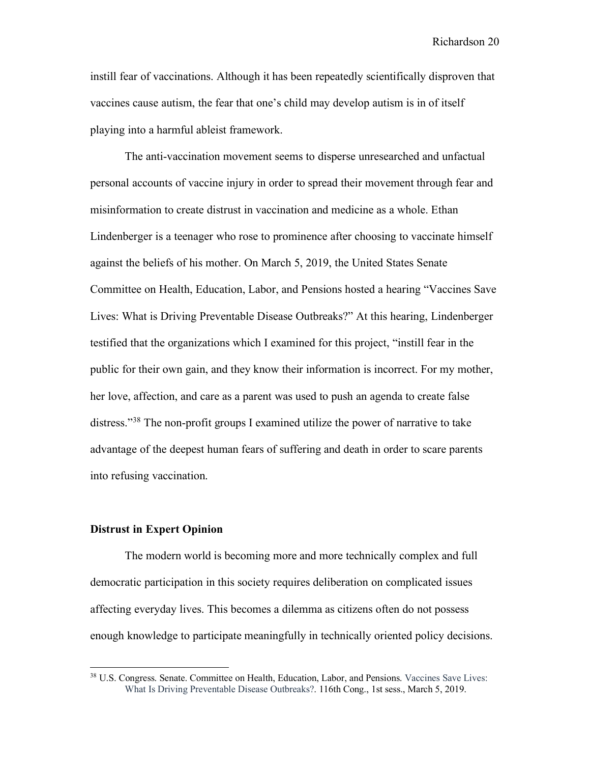instill fear of vaccinations. Although it has been repeatedly scientifically disproven that vaccines cause autism, the fear that one's child may develop autism is in of itself playing into a harmful ableist framework.

The anti-vaccination movement seems to disperse unresearched and unfactual personal accounts of vaccine injury in order to spread their movement through fear and misinformation to create distrust in vaccination and medicine as a whole. Ethan Lindenberger is a teenager who rose to prominence after choosing to vaccinate himself against the beliefs of his mother. On March 5, 2019, the United States Senate Committee on Health, Education, Labor, and Pensions hosted a hearing "Vaccines Save Lives: What is Driving Preventable Disease Outbreaks?" At this hearing, Lindenberger testified that the organizations which I examined for this project, "instill fear in the public for their own gain, and they know their information is incorrect. For my mother, her love, affection, and care as a parent was used to push an agenda to create false distress."[38] The non-profit groups I examined utilize the power of narrative to take advantage of the deepest human fears of suffering and death in order to scare parents into refusing vaccination.

## Distrust in Expert Opinion

The modern world is becoming more and more technically complex and full democratic participation in this society requires deliberation on complicated issues affecting everyday lives. This becomes a dilemma as citizens often do not possess enough knowledge to participate meaningfully in technically oriented policy decisions.

---

[38] U.S. Congress. Senate. Committee on Health, Education, Labor, and Pensions. Vaccines Save Lives: What Is Driving Preventable Disease Outbreaks?. 116th Cong., 1st sess., March 5, 2019.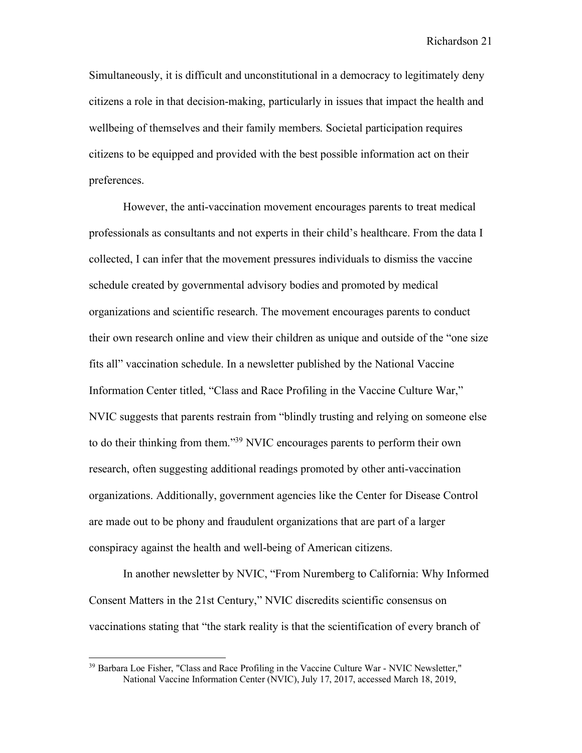Simultaneously, it is difficult and unconstitutional in a democracy to legitimately deny citizens a role in that decision-making, particularly in issues that impact the health and wellbeing of themselves and their family members. Societal participation requires citizens to be equipped and provided with the best possible information act on their preferences.

However, the anti-vaccination movement encourages parents to treat medical professionals as consultants and not experts in their child's healthcare. From the data I collected, I can infer that the movement pressures individuals to dismiss the vaccine schedule created by governmental advisory bodies and promoted by medical organizations and scientific research. The movement encourages parents to conduct their own research online and view their children as unique and outside of the "one size fits all" vaccination schedule. In a newsletter published by the National Vaccine Information Center titled, "Class and Race Profiling in the Vaccine Culture War," NVIC suggests that parents restrain from "blindly trusting and relying on someone else to do their thinking from them."[39] NVIC encourages parents to perform their own research, often suggesting additional readings promoted by other anti-vaccination organizations. Additionally, government agencies like the Center for Disease Control are made out to be phony and fraudulent organizations that are part of a larger conspiracy against the health and well-being of American citizens.

In another newsletter by NVIC, "From Nuremberg to California: Why Informed Consent Matters in the 21st Century," NVIC discredits scientific consensus on vaccinations stating that "the stark reality is that the scientification of every branch of

---

[39] Barbara Loe Fisher, "Class and Race Profiling in the Vaccine Culture War - NVIC Newsletter," National Vaccine Information Center (NVIC), July 17, 2017, accessed March 18, 2019,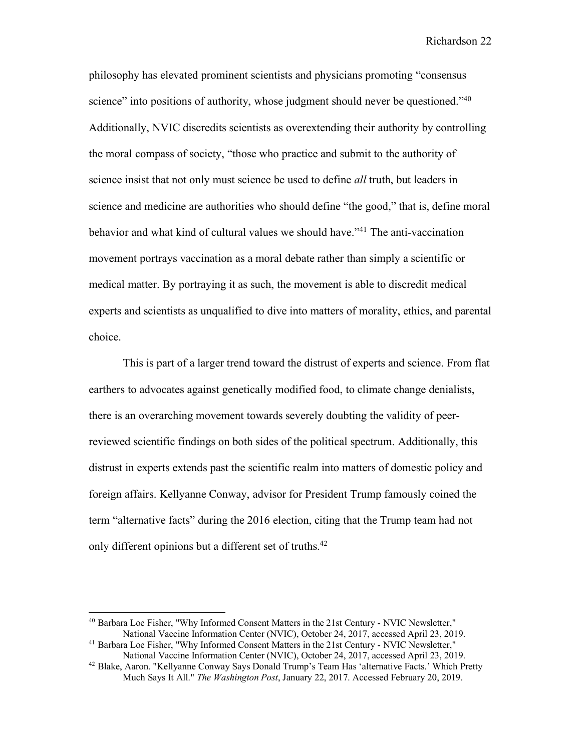philosophy has elevated prominent scientists and physicians promoting "consensus science" into positions of authority, whose judgment should never be questioned."[40] Additionally, NVIC discredits scientists as overextending their authority by controlling the moral compass of society, "those who practice and submit to the authority of science insist that not only must science be used to define *all* truth, but leaders in science and medicine are authorities who should define "the good," that is, define moral behavior and what kind of cultural values we should have."[41] The anti-vaccination movement portrays vaccination as a moral debate rather than simply a scientific or medical matter. By portraying it as such, the movement is able to discredit medical experts and scientists as unqualified to dive into matters of morality, ethics, and parental choice.

This is part of a larger trend toward the distrust of experts and science. From flat earthers to advocates against genetically modified food, to climate change denialists, there is an overarching movement towards severely doubting the validity of peer-reviewed scientific findings on both sides of the political spectrum. Additionally, this distrust in experts extends past the scientific realm into matters of domestic policy and foreign affairs. Kellyanne Conway, advisor for President Trump famously coined the term "alternative facts" during the 2016 election, citing that the Trump team had not only different opinions but a different set of truths.[42]

---

[40] Barbara Loe Fisher, "Why Informed Consent Matters in the 21st Century - NVIC Newsletter," National Vaccine Information Center (NVIC), October 24, 2017, accessed April 23, 2019.

[41] Barbara Loe Fisher, "Why Informed Consent Matters in the 21st Century - NVIC Newsletter," National Vaccine Information Center (NVIC), October 24, 2017, accessed April 23, 2019.

[42] Blake, Aaron. "Kellyanne Conway Says Donald Trump's Team Has 'alternative Facts.' Which Pretty Much Says It All." *The Washington Post*, January 22, 2017. Accessed February 20, 2019.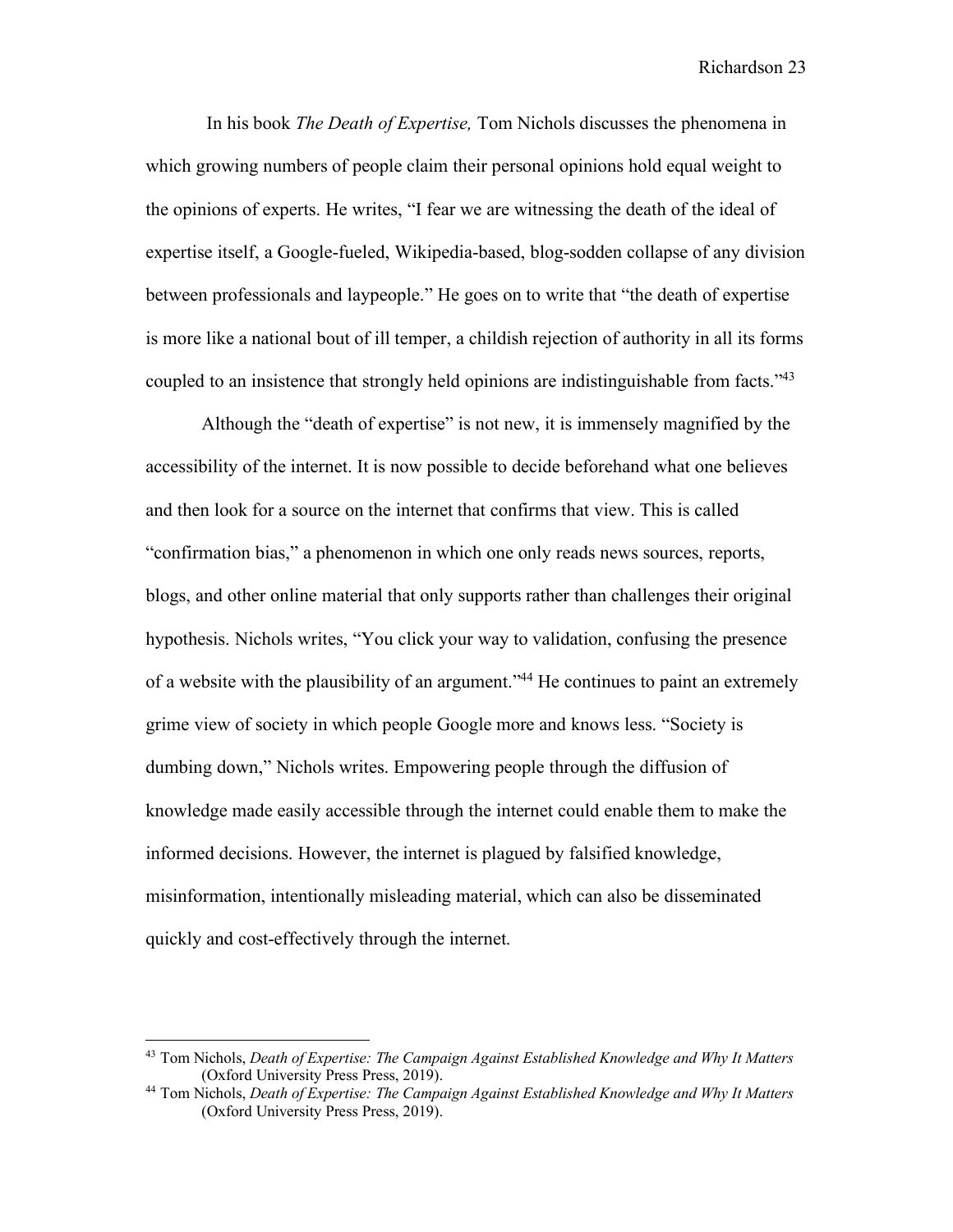In his book *The Death of Expertise,* Tom Nichols discusses the phenomena in which growing numbers of people claim their personal opinions hold equal weight to the opinions of experts. He writes, "I fear we are witnessing the death of the ideal of expertise itself, a Google-fueled, Wikipedia-based, blog-sodden collapse of any division between professionals and laypeople." He goes on to write that "the death of expertise is more like a national bout of ill temper, a childish rejection of authority in all its forms coupled to an insistence that strongly held opinions are indistinguishable from facts."[43]

Although the "death of expertise" is not new, it is immensely magnified by the accessibility of the internet. It is now possible to decide beforehand what one believes and then look for a source on the internet that confirms that view. This is called "confirmation bias," a phenomenon in which one only reads news sources, reports, blogs, and other online material that only supports rather than challenges their original hypothesis. Nichols writes, "You click your way to validation, confusing the presence of a website with the plausibility of an argument."[44] He continues to paint an extremely grime view of society in which people Google more and knows less. "Society is dumbing down," Nichols writes. Empowering people through the diffusion of knowledge made easily accessible through the internet could enable them to make the informed decisions. However, the internet is plagued by falsified knowledge, misinformation, intentionally misleading material, which can also be disseminated quickly and cost-effectively through the internet.

---

[43] Tom Nichols, *Death of Expertise: The Campaign Against Established Knowledge and Why It Matters* (Oxford University Press Press, 2019).

[44] Tom Nichols, *Death of Expertise: The Campaign Against Established Knowledge and Why It Matters* (Oxford University Press Press, 2019).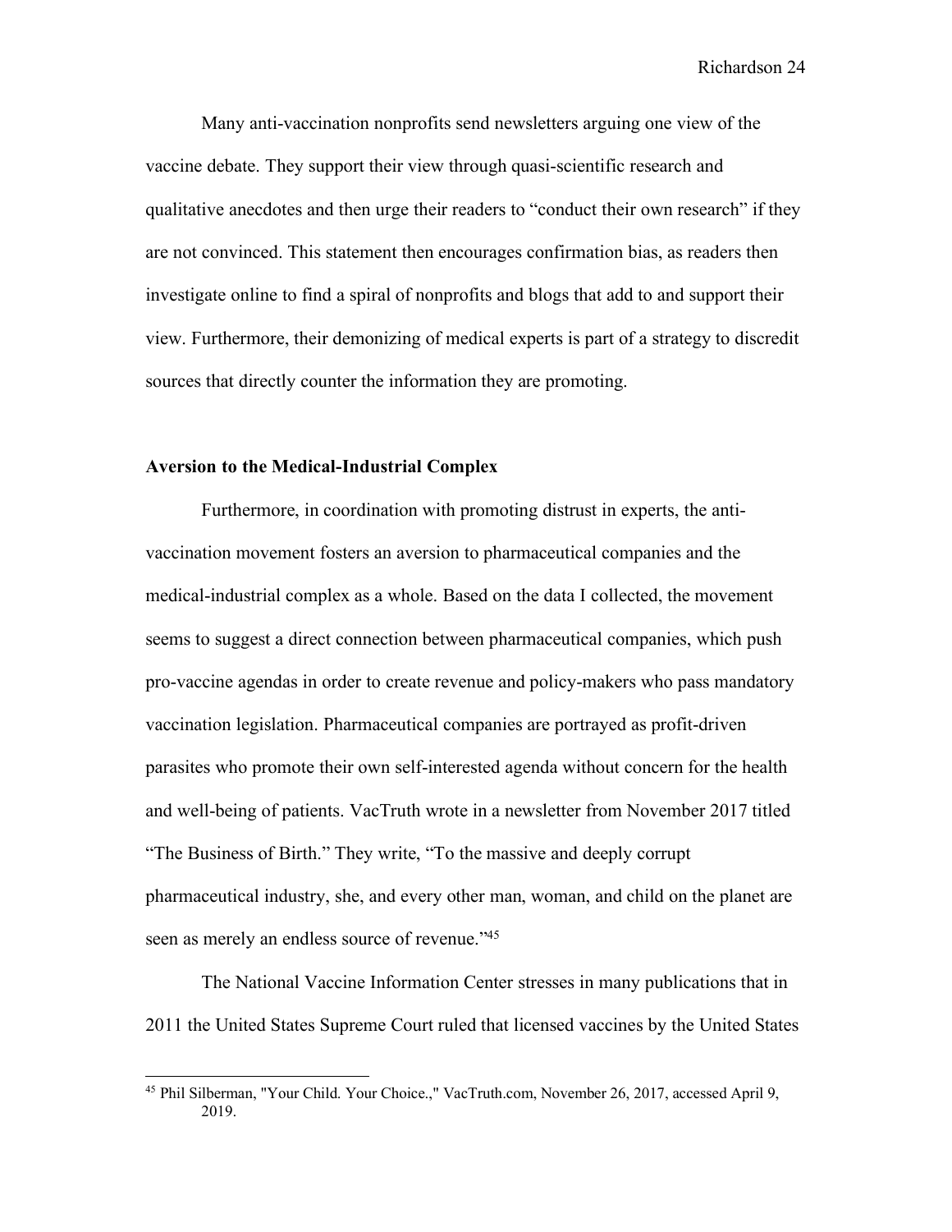Many anti-vaccination nonprofits send newsletters arguing one view of the vaccine debate. They support their view through quasi-scientific research and qualitative anecdotes and then urge their readers to "conduct their own research" if they are not convinced. This statement then encourages confirmation bias, as readers then investigate online to find a spiral of nonprofits and blogs that add to and support their view. Furthermore, their demonizing of medical experts is part of a strategy to discredit sources that directly counter the information they are promoting.

**Aversion to the Medical-Industrial Complex**

Furthermore, in coordination with promoting distrust in experts, the anti-vaccination movement fosters an aversion to pharmaceutical companies and the medical-industrial complex as a whole. Based on the data I collected, the movement seems to suggest a direct connection between pharmaceutical companies, which push pro-vaccine agendas in order to create revenue and policy-makers who pass mandatory vaccination legislation. Pharmaceutical companies are portrayed as profit-driven parasites who promote their own self-interested agenda without concern for the health and well-being of patients. VacTruth wrote in a newsletter from November 2017 titled "The Business of Birth." They write, "To the massive and deeply corrupt pharmaceutical industry, she, and every other man, woman, and child on the planet are seen as merely an endless source of revenue."[45]

The National Vaccine Information Center stresses in many publications that in 2011 the United States Supreme Court ruled that licensed vaccines by the United States

---

[45] Phil Silberman, "Your Child. Your Choice.," VacTruth.com, November 26, 2017, accessed April 9, 2019.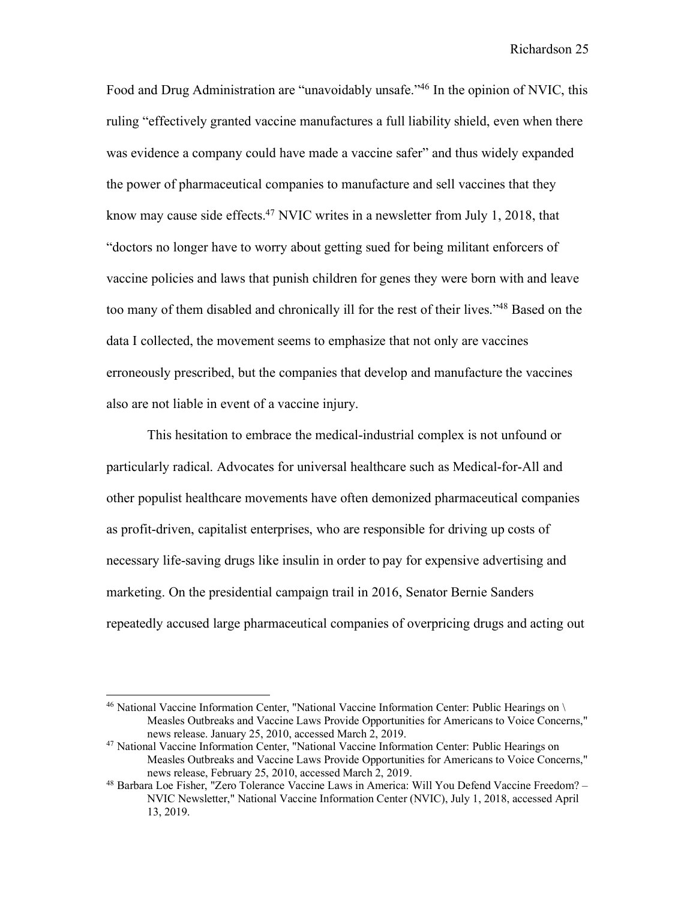Food and Drug Administration are "unavoidably unsafe."[46] In the opinion of NVIC, this ruling "effectively granted vaccine manufactures a full liability shield, even when there was evidence a company could have made a vaccine safer" and thus widely expanded the power of pharmaceutical companies to manufacture and sell vaccines that they know may cause side effects.[47] NVIC writes in a newsletter from July 1, 2018, that "doctors no longer have to worry about getting sued for being militant enforcers of vaccine policies and laws that punish children for genes they were born with and leave too many of them disabled and chronically ill for the rest of their lives."[48] Based on the data I collected, the movement seems to emphasize that not only are vaccines erroneously prescribed, but the companies that develop and manufacture the vaccines also are not liable in event of a vaccine injury.

This hesitation to embrace the medical-industrial complex is not unfound or particularly radical. Advocates for universal healthcare such as Medical-for-All and other populist healthcare movements have often demonized pharmaceutical companies as profit-driven, capitalist enterprises, who are responsible for driving up costs of necessary life-saving drugs like insulin in order to pay for expensive advertising and marketing. On the presidential campaign trail in 2016, Senator Bernie Sanders repeatedly accused large pharmaceutical companies of overpricing drugs and acting out

---

[46] National Vaccine Information Center, "National Vaccine Information Center: Public Hearings on \ Measles Outbreaks and Vaccine Laws Provide Opportunities for Americans to Voice Concerns," news release. January 25, 2010, accessed March 2, 2019.

[47] National Vaccine Information Center, "National Vaccine Information Center: Public Hearings on Measles Outbreaks and Vaccine Laws Provide Opportunities for Americans to Voice Concerns," news release, February 25, 2010, accessed March 2, 2019.

[48] Barbara Loe Fisher, "Zero Tolerance Vaccine Laws in America: Will You Defend Vaccine Freedom? – NVIC Newsletter," National Vaccine Information Center (NVIC), July 1, 2018, accessed April 13, 2019.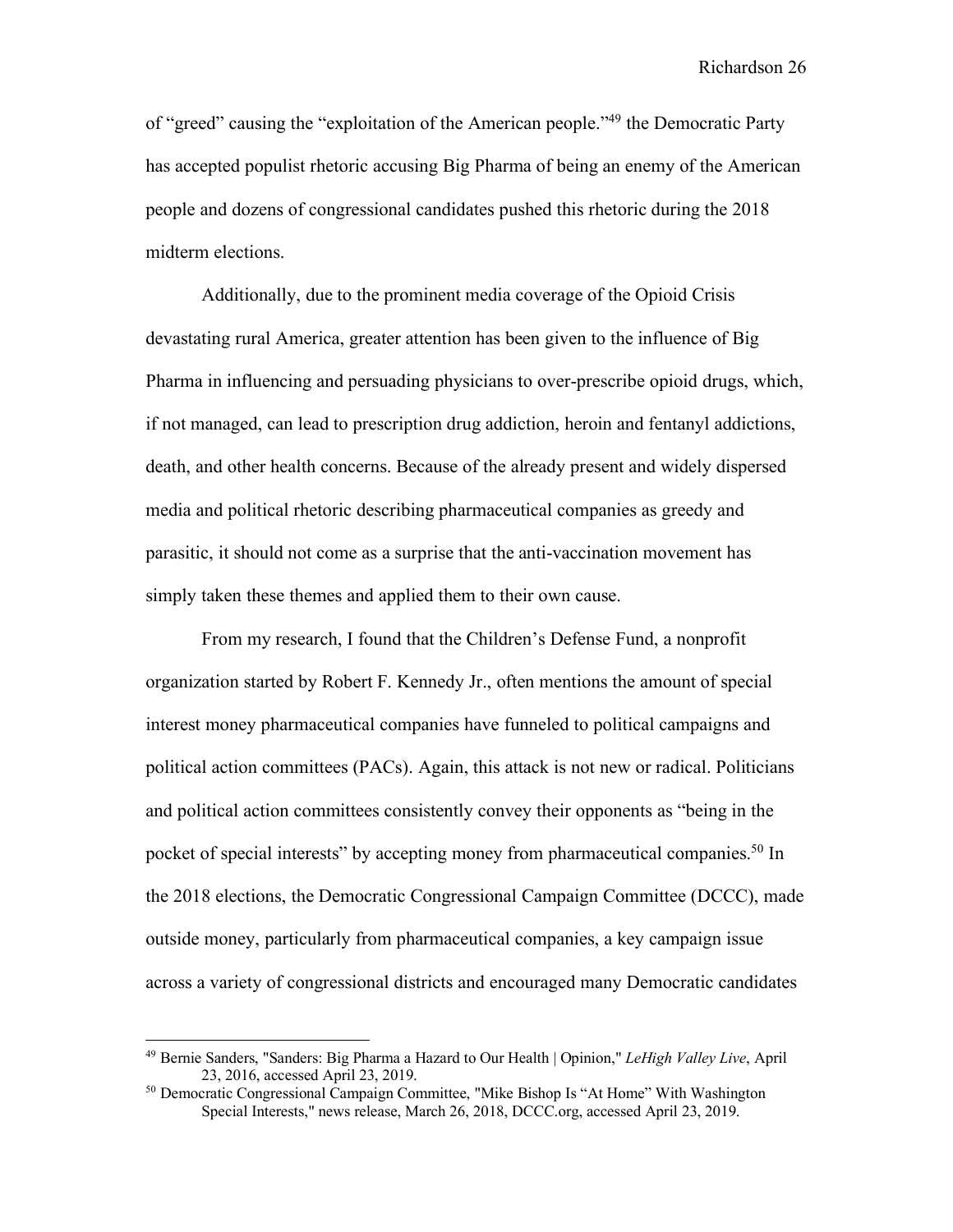of "greed" causing the "exploitation of the American people."[49] the Democratic Party has accepted populist rhetoric accusing Big Pharma of being an enemy of the American people and dozens of congressional candidates pushed this rhetoric during the 2018 midterm elections.

Additionally, due to the prominent media coverage of the Opioid Crisis devastating rural America, greater attention has been given to the influence of Big Pharma in influencing and persuading physicians to over-prescribe opioid drugs, which, if not managed, can lead to prescription drug addiction, heroin and fentanyl addictions, death, and other health concerns. Because of the already present and widely dispersed media and political rhetoric describing pharmaceutical companies as greedy and parasitic, it should not come as a surprise that the anti-vaccination movement has simply taken these themes and applied them to their own cause.

From my research, I found that the Children's Defense Fund, a nonprofit organization started by Robert F. Kennedy Jr., often mentions the amount of special interest money pharmaceutical companies have funneled to political campaigns and political action committees (PACs). Again, this attack is not new or radical. Politicians and political action committees consistently convey their opponents as "being in the pocket of special interests" by accepting money from pharmaceutical companies.[50] In the 2018 elections, the Democratic Congressional Campaign Committee (DCCC), made outside money, particularly from pharmaceutical companies, a key campaign issue across a variety of congressional districts and encouraged many Democratic candidates

---

[49] Bernie Sanders, "Sanders: Big Pharma a Hazard to Our Health | Opinion," *LeHigh Valley Live*, April 23, 2016, accessed April 23, 2019.

[50] Democratic Congressional Campaign Committee, "Mike Bishop Is "At Home" With Washington Special Interests," news release, March 26, 2018, DCCC.org, accessed April 23, 2019.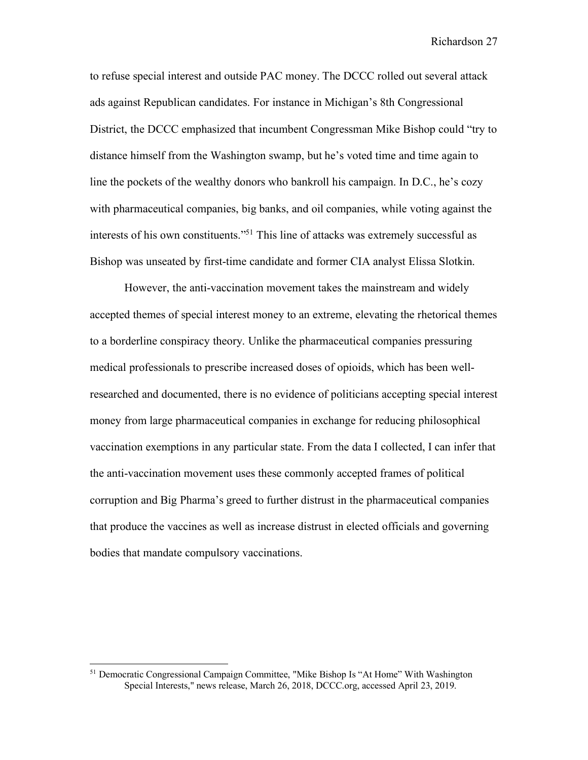to refuse special interest and outside PAC money. The DCCC rolled out several attack ads against Republican candidates. For instance in Michigan's 8th Congressional District, the DCCC emphasized that incumbent Congressman Mike Bishop could "try to distance himself from the Washington swamp, but he's voted time and time again to line the pockets of the wealthy donors who bankroll his campaign. In D.C., he's cozy with pharmaceutical companies, big banks, and oil companies, while voting against the interests of his own constituents."[51] This line of attacks was extremely successful as Bishop was unseated by first-time candidate and former CIA analyst Elissa Slotkin.

However, the anti-vaccination movement takes the mainstream and widely accepted themes of special interest money to an extreme, elevating the rhetorical themes to a borderline conspiracy theory. Unlike the pharmaceutical companies pressuring medical professionals to prescribe increased doses of opioids, which has been well-researched and documented, there is no evidence of politicians accepting special interest money from large pharmaceutical companies in exchange for reducing philosophical vaccination exemptions in any particular state. From the data I collected, I can infer that the anti-vaccination movement uses these commonly accepted frames of political corruption and Big Pharma's greed to further distrust in the pharmaceutical companies that produce the vaccines as well as increase distrust in elected officials and governing bodies that mandate compulsory vaccinations.

[51] Democratic Congressional Campaign Committee, "Mike Bishop Is "At Home" With Washington Special Interests," news release, March 26, 2018, DCCC.org, accessed April 23, 2019.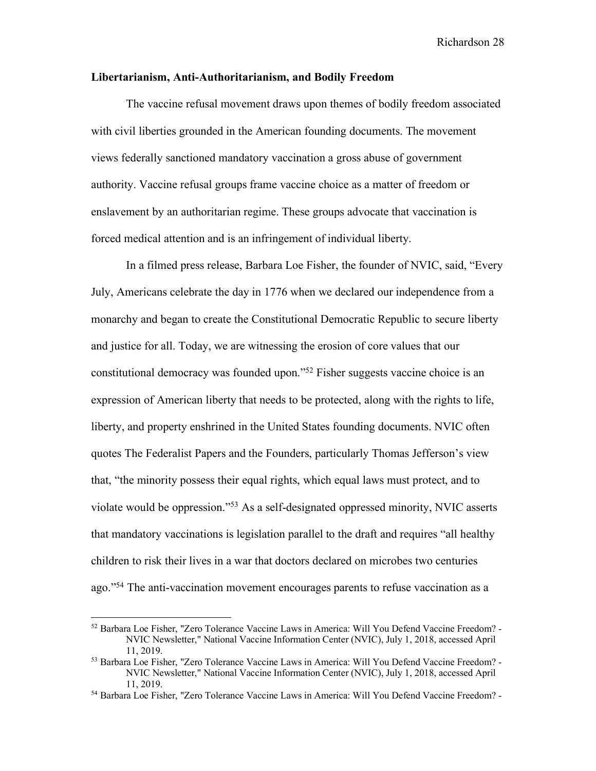**Libertarianism, Anti-Authoritarianism, and Bodily Freedom**

The vaccine refusal movement draws upon themes of bodily freedom associated with civil liberties grounded in the American founding documents. The movement views federally sanctioned mandatory vaccination a gross abuse of government authority. Vaccine refusal groups frame vaccine choice as a matter of freedom or enslavement by an authoritarian regime. These groups advocate that vaccination is forced medical attention and is an infringement of individual liberty.

In a filmed press release, Barbara Loe Fisher, the founder of NVIC, said, "Every July, Americans celebrate the day in 1776 when we declared our independence from a monarchy and began to create the Constitutional Democratic Republic to secure liberty and justice for all. Today, we are witnessing the erosion of core values that our constitutional democracy was founded upon."[52] Fisher suggests vaccine choice is an expression of American liberty that needs to be protected, along with the rights to life, liberty, and property enshrined in the United States founding documents. NVIC often quotes The Federalist Papers and the Founders, particularly Thomas Jefferson's view that, "the minority possess their equal rights, which equal laws must protect, and to violate would be oppression."[53] As a self-designated oppressed minority, NVIC asserts that mandatory vaccinations is legislation parallel to the draft and requires "all healthy children to risk their lives in a war that doctors declared on microbes two centuries ago."[54] The anti-vaccination movement encourages parents to refuse vaccination as a

[52] Barbara Loe Fisher, "Zero Tolerance Vaccine Laws in America: Will You Defend Vaccine Freedom? - NVIC Newsletter," National Vaccine Information Center (NVIC), July 1, 2018, accessed April 11, 2019.

[53] Barbara Loe Fisher, "Zero Tolerance Vaccine Laws in America: Will You Defend Vaccine Freedom? - NVIC Newsletter," National Vaccine Information Center (NVIC), July 1, 2018, accessed April 11, 2019.

[54] Barbara Loe Fisher, "Zero Tolerance Vaccine Laws in America: Will You Defend Vaccine Freedom? -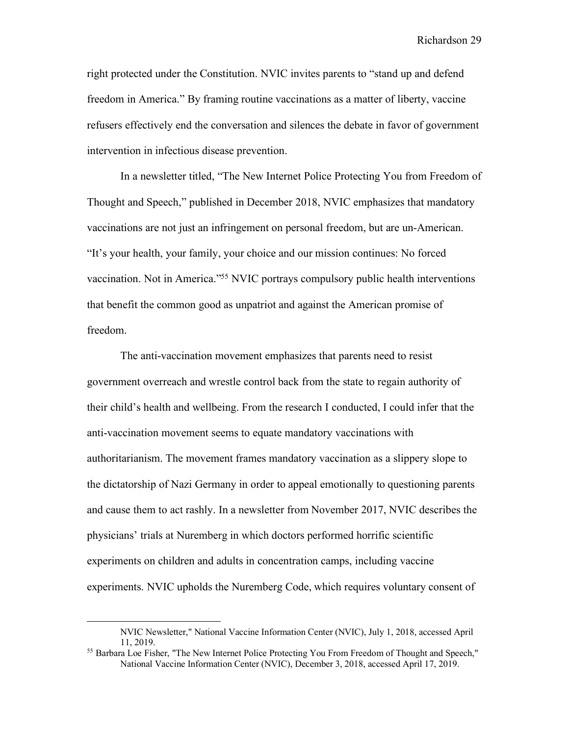right protected under the Constitution. NVIC invites parents to "stand up and defend freedom in America." By framing routine vaccinations as a matter of liberty, vaccine refusers effectively end the conversation and silences the debate in favor of government intervention in infectious disease prevention.

In a newsletter titled, "The New Internet Police Protecting You from Freedom of Thought and Speech," published in December 2018, NVIC emphasizes that mandatory vaccinations are not just an infringement on personal freedom, but are un-American. "It's your health, your family, your choice and our mission continues: No forced vaccination. Not in America."[55] NVIC portrays compulsory public health interventions that benefit the common good as unpatriot and against the American promise of freedom.

The anti-vaccination movement emphasizes that parents need to resist government overreach and wrestle control back from the state to regain authority of their child's health and wellbeing. From the research I conducted, I could infer that the anti-vaccination movement seems to equate mandatory vaccinations with authoritarianism. The movement frames mandatory vaccination as a slippery slope to the dictatorship of Nazi Germany in order to appeal emotionally to questioning parents and cause them to act rashly. In a newsletter from November 2017, NVIC describes the physicians' trials at Nuremberg in which doctors performed horrific scientific experiments on children and adults in concentration camps, including vaccine experiments. NVIC upholds the Nuremberg Code, which requires voluntary consent of

---

NVIC Newsletter," National Vaccine Information Center (NVIC), July 1, 2018, accessed April 11, 2019.

[55] Barbara Loe Fisher, "The New Internet Police Protecting You From Freedom of Thought and Speech," National Vaccine Information Center (NVIC), December 3, 2018, accessed April 17, 2019.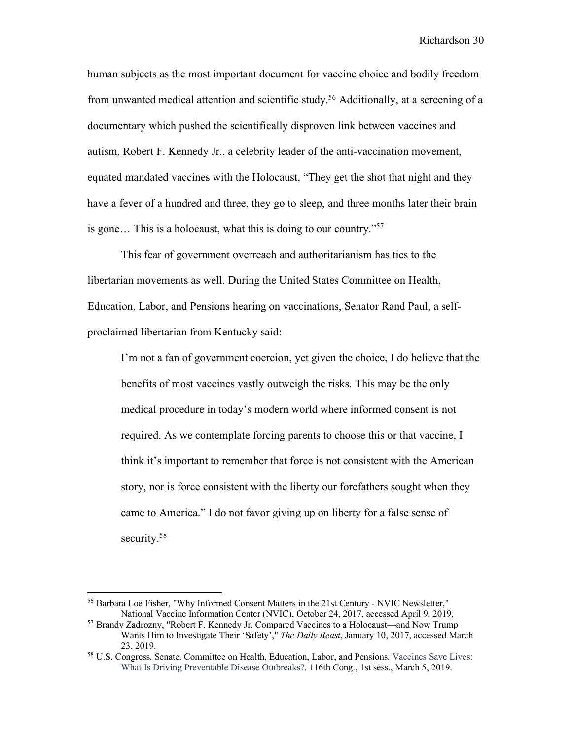human subjects as the most important document for vaccine choice and bodily freedom from unwanted medical attention and scientific study.[56] Additionally, at a screening of a documentary which pushed the scientifically disproven link between vaccines and autism, Robert F. Kennedy Jr., a celebrity leader of the anti-vaccination movement, equated mandated vaccines with the Holocaust, "They get the shot that night and they have a fever of a hundred and three, they go to sleep, and three months later their brain is gone… This is a holocaust, what this is doing to our country."[57]

This fear of government overreach and authoritarianism has ties to the libertarian movements as well. During the United States Committee on Health, Education, Labor, and Pensions hearing on vaccinations, Senator Rand Paul, a self-proclaimed libertarian from Kentucky said:

> I'm not a fan of government coercion, yet given the choice, I do believe that the benefits of most vaccines vastly outweigh the risks. This may be the only medical procedure in today's modern world where informed consent is not required. As we contemplate forcing parents to choose this or that vaccine, I think it's important to remember that force is not consistent with the American story, nor is force consistent with the liberty our forefathers sought when they came to America." I do not favor giving up on liberty for a false sense of security.[58]

---

[56] Barbara Loe Fisher, "Why Informed Consent Matters in the 21st Century - NVIC Newsletter," National Vaccine Information Center (NVIC), October 24, 2017, accessed April 9, 2019,

[57] Brandy Zadrozny, "Robert F. Kennedy Jr. Compared Vaccines to a Holocaust—and Now Trump Wants Him to Investigate Their 'Safety'," *The Daily Beast*, January 10, 2017, accessed March 23, 2019.

[58] U.S. Congress. Senate. Committee on Health, Education, Labor, and Pensions. Vaccines Save Lives: What Is Driving Preventable Disease Outbreaks?. 116th Cong., 1st sess., March 5, 2019.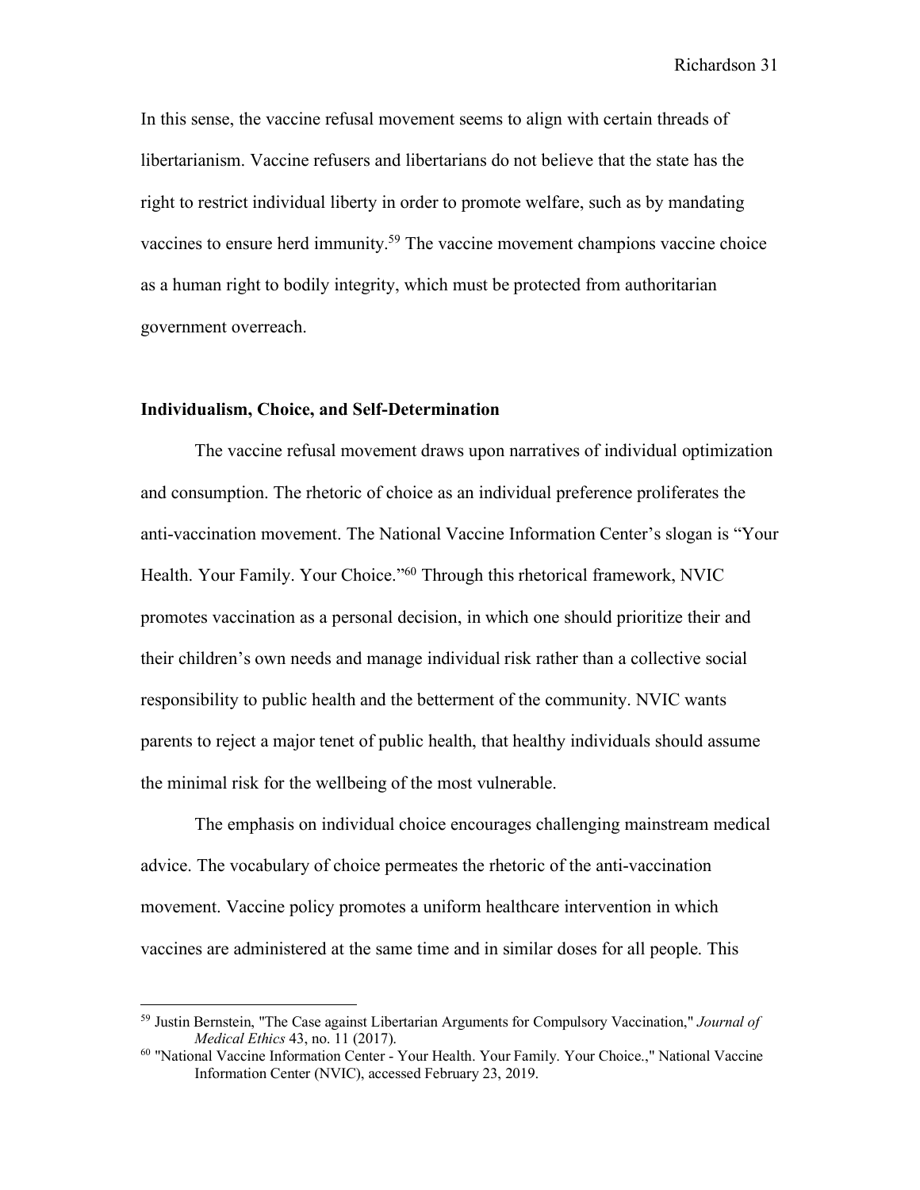In this sense, the vaccine refusal movement seems to align with certain threads of libertarianism. Vaccine refusers and libertarians do not believe that the state has the right to restrict individual liberty in order to promote welfare, such as by mandating vaccines to ensure herd immunity.[59] The vaccine movement champions vaccine choice as a human right to bodily integrity, which must be protected from authoritarian government overreach.

**Individualism, Choice, and Self-Determination**

The vaccine refusal movement draws upon narratives of individual optimization and consumption. The rhetoric of choice as an individual preference proliferates the anti-vaccination movement. The National Vaccine Information Center's slogan is "Your Health. Your Family. Your Choice."[60] Through this rhetorical framework, NVIC promotes vaccination as a personal decision, in which one should prioritize their and their children's own needs and manage individual risk rather than a collective social responsibility to public health and the betterment of the community. NVIC wants parents to reject a major tenet of public health, that healthy individuals should assume the minimal risk for the wellbeing of the most vulnerable.

The emphasis on individual choice encourages challenging mainstream medical advice. The vocabulary of choice permeates the rhetoric of the anti-vaccination movement. Vaccine policy promotes a uniform healthcare intervention in which vaccines are administered at the same time and in similar doses for all people. This

---

[59] Justin Bernstein, "The Case against Libertarian Arguments for Compulsory Vaccination," *Journal of Medical Ethics* 43, no. 11 (2017).

[60] "National Vaccine Information Center - Your Health. Your Family. Your Choice.," National Vaccine Information Center (NVIC), accessed February 23, 2019.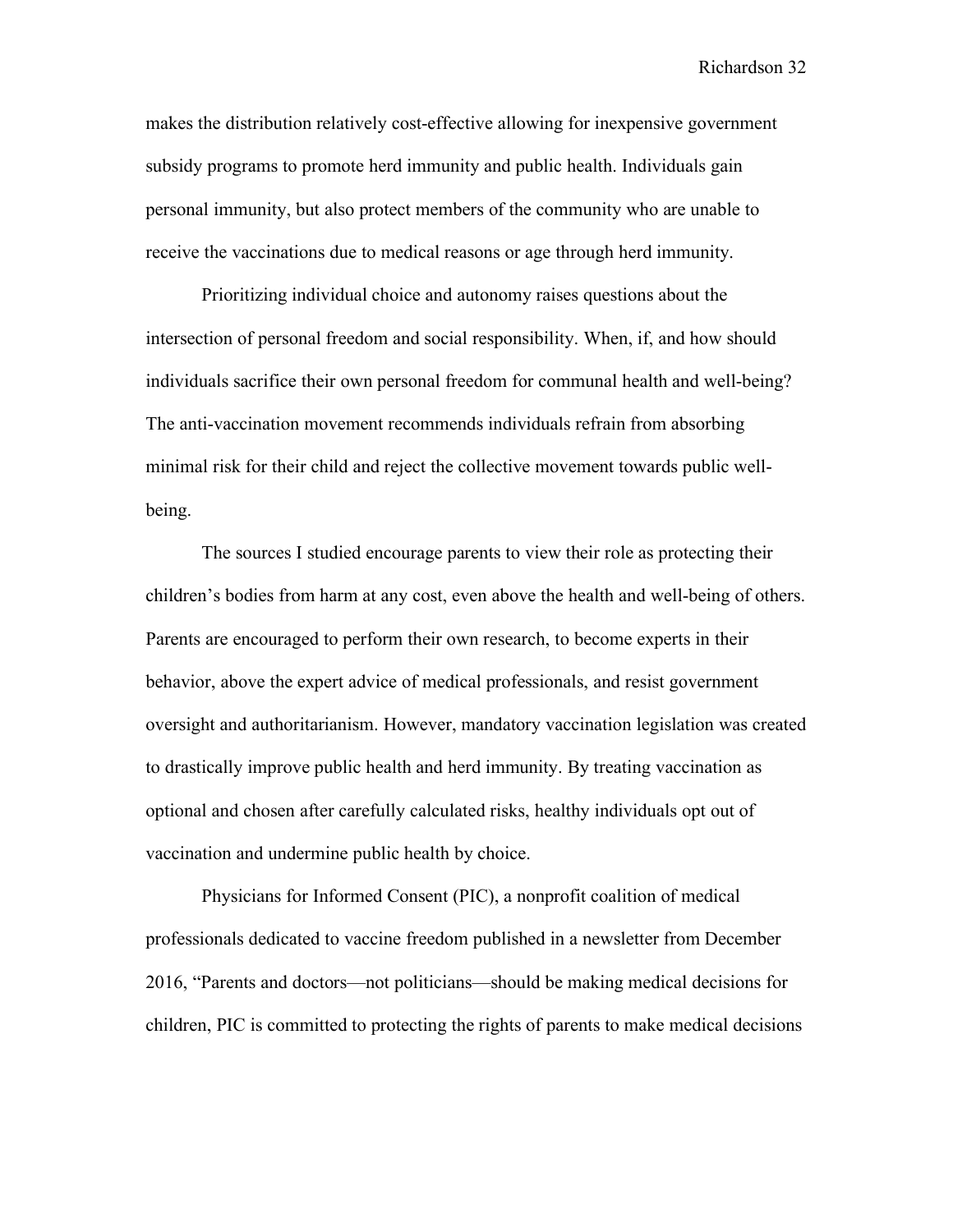makes the distribution relatively cost-effective allowing for inexpensive government subsidy programs to promote herd immunity and public health. Individuals gain personal immunity, but also protect members of the community who are unable to receive the vaccinations due to medical reasons or age through herd immunity.

Prioritizing individual choice and autonomy raises questions about the intersection of personal freedom and social responsibility. When, if, and how should individuals sacrifice their own personal freedom for communal health and well-being? The anti-vaccination movement recommends individuals refrain from absorbing minimal risk for their child and reject the collective movement towards public well-being.

The sources I studied encourage parents to view their role as protecting their children's bodies from harm at any cost, even above the health and well-being of others. Parents are encouraged to perform their own research, to become experts in their behavior, above the expert advice of medical professionals, and resist government oversight and authoritarianism. However, mandatory vaccination legislation was created to drastically improve public health and herd immunity. By treating vaccination as optional and chosen after carefully calculated risks, healthy individuals opt out of vaccination and undermine public health by choice.

Physicians for Informed Consent (PIC), a nonprofit coalition of medical professionals dedicated to vaccine freedom published in a newsletter from December 2016, "Parents and doctors—not politicians—should be making medical decisions for children, PIC is committed to protecting the rights of parents to make medical decisions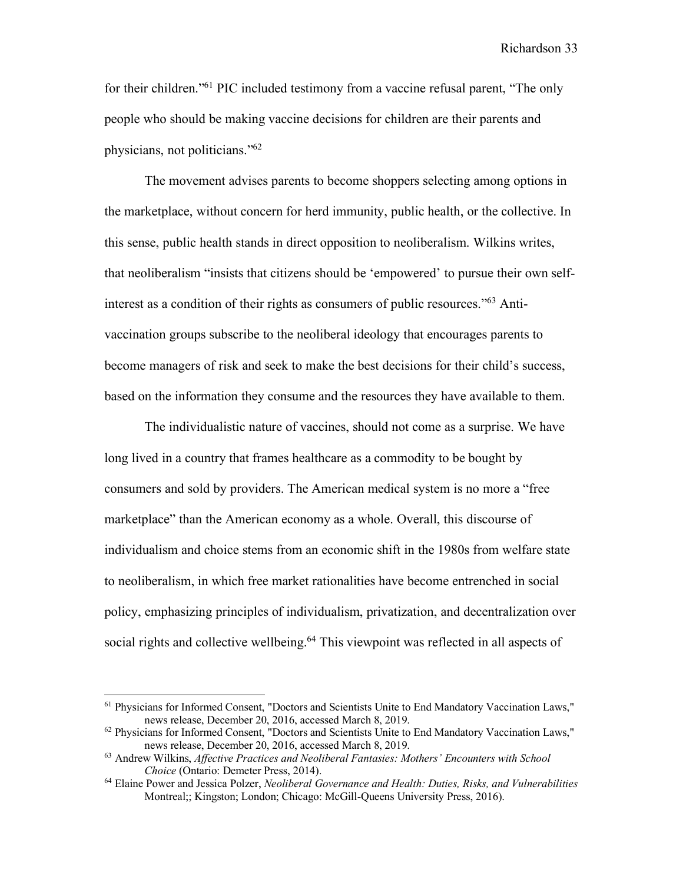for their children."[61] PIC included testimony from a vaccine refusal parent, "The only people who should be making vaccine decisions for children are their parents and physicians, not politicians."[62]

The movement advises parents to become shoppers selecting among options in the marketplace, without concern for herd immunity, public health, or the collective. In this sense, public health stands in direct opposition to neoliberalism. Wilkins writes, that neoliberalism "insists that citizens should be 'empowered' to pursue their own self-interest as a condition of their rights as consumers of public resources."[63] Anti-vaccination groups subscribe to the neoliberal ideology that encourages parents to become managers of risk and seek to make the best decisions for their child's success, based on the information they consume and the resources they have available to them.

The individualistic nature of vaccines, should not come as a surprise. We have long lived in a country that frames healthcare as a commodity to be bought by consumers and sold by providers. The American medical system is no more a "free marketplace" than the American economy as a whole. Overall, this discourse of individualism and choice stems from an economic shift in the 1980s from welfare state to neoliberalism, in which free market rationalities have become entrenched in social policy, emphasizing principles of individualism, privatization, and decentralization over social rights and collective wellbeing.[64] This viewpoint was reflected in all aspects of

---

[61] Physicians for Informed Consent, "Doctors and Scientists Unite to End Mandatory Vaccination Laws," news release, December 20, 2016, accessed March 8, 2019.

[62] Physicians for Informed Consent, "Doctors and Scientists Unite to End Mandatory Vaccination Laws," news release, December 20, 2016, accessed March 8, 2019.

[63] Andrew Wilkins, *Affective Practices and Neoliberal Fantasies: Mothers' Encounters with School Choice* (Ontario: Demeter Press, 2014).

[64] Elaine Power and Jessica Polzer, *Neoliberal Governance and Health: Duties, Risks, and Vulnerabilities* Montreal;; Kingston; London; Chicago: McGill-Queens University Press, 2016).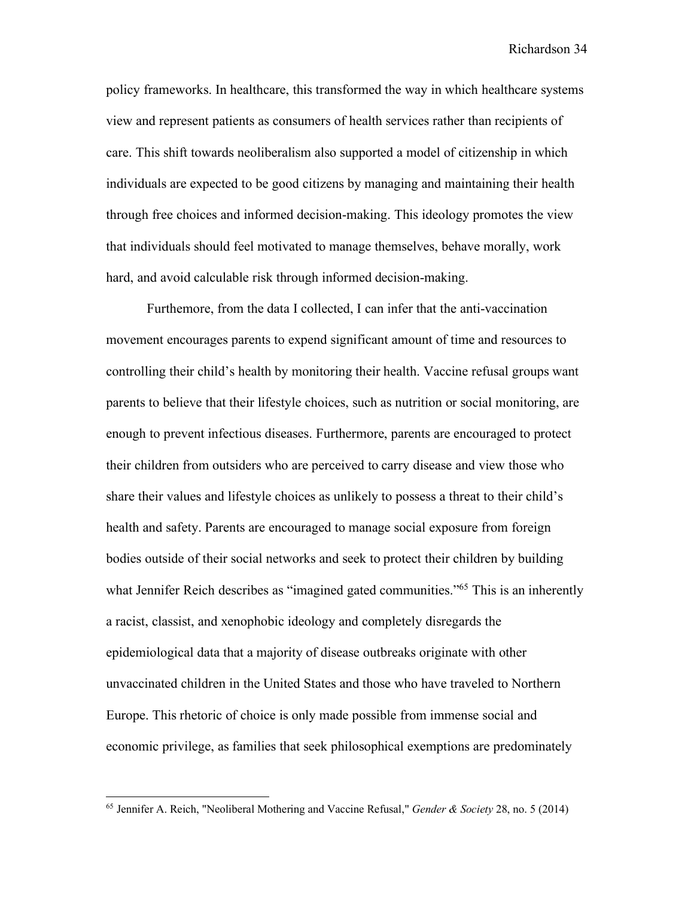policy frameworks. In healthcare, this transformed the way in which healthcare systems view and represent patients as consumers of health services rather than recipients of care. This shift towards neoliberalism also supported a model of citizenship in which individuals are expected to be good citizens by managing and maintaining their health through free choices and informed decision-making. This ideology promotes the view that individuals should feel motivated to manage themselves, behave morally, work hard, and avoid calculable risk through informed decision-making.

Futhermore, from the data I collected, I can infer that the anti-vaccination movement encourages parents to expend significant amount of time and resources to controlling their child's health by monitoring their health. Vaccine refusal groups want parents to believe that their lifestyle choices, such as nutrition or social monitoring, are enough to prevent infectious diseases. Furthermore, parents are encouraged to protect their children from outsiders who are perceived to carry disease and view those who share their values and lifestyle choices as unlikely to possess a threat to their child's health and safety. Parents are encouraged to manage social exposure from foreign bodies outside of their social networks and seek to protect their children by building what Jennifer Reich describes as "imagined gated communities."[65] This is an inherently a racist, classist, and xenophobic ideology and completely disregards the epidemiological data that a majority of disease outbreaks originate with other unvaccinated children in the United States and those who have traveled to Northern Europe. This rhetoric of choice is only made possible from immense social and economic privilege, as families that seek philosophical exemptions are predominately

[65] Jennifer A. Reich, "Neoliberal Mothering and Vaccine Refusal," *Gender & Society* 28, no. 5 (2014)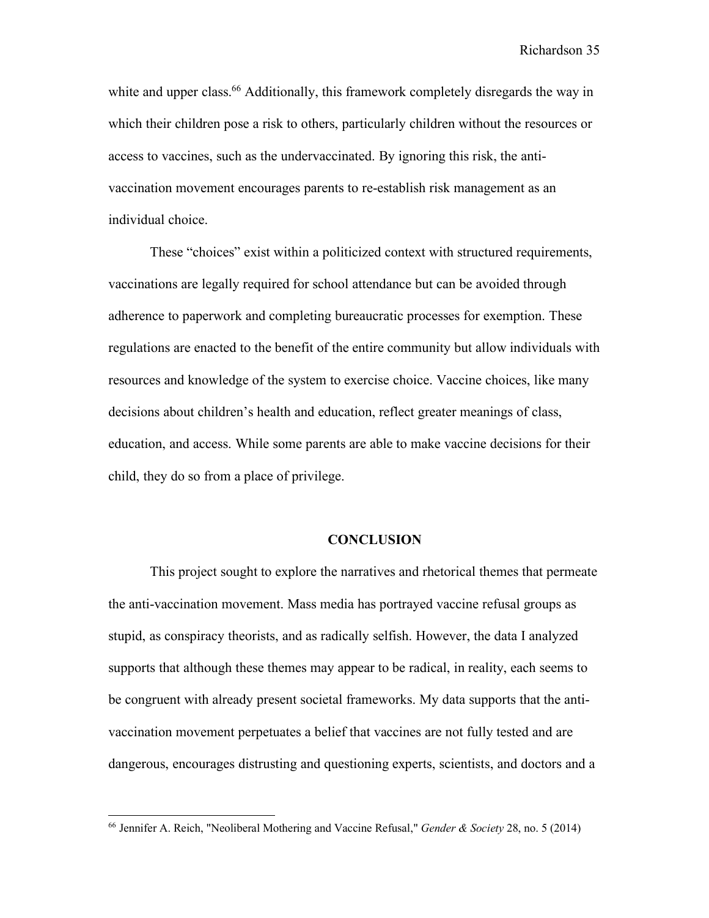white and upper class.[66] Additionally, this framework completely disregards the way in which their children pose a risk to others, particularly children without the resources or access to vaccines, such as the undervaccinated. By ignoring this risk, the anti-vaccination movement encourages parents to re-establish risk management as an individual choice.

These "choices" exist within a politicized context with structured requirements, vaccinations are legally required for school attendance but can be avoided through adherence to paperwork and completing bureaucratic processes for exemption. These regulations are enacted to the benefit of the entire community but allow individuals with resources and knowledge of the system to exercise choice. Vaccine choices, like many decisions about children's health and education, reflect greater meanings of class, education, and access. While some parents are able to make vaccine decisions for their child, they do so from a place of privilege.

## CONCLUSION

This project sought to explore the narratives and rhetorical themes that permeate the anti-vaccination movement. Mass media has portrayed vaccine refusal groups as stupid, as conspiracy theorists, and as radically selfish. However, the data I analyzed supports that although these themes may appear to be radical, in reality, each seems to be congruent with already present societal frameworks. My data supports that the anti-vaccination movement perpetuates a belief that vaccines are not fully tested and are dangerous, encourages distrusting and questioning experts, scientists, and doctors and a

---

[66] Jennifer A. Reich, "Neoliberal Mothering and Vaccine Refusal," *Gender & Society* 28, no. 5 (2014)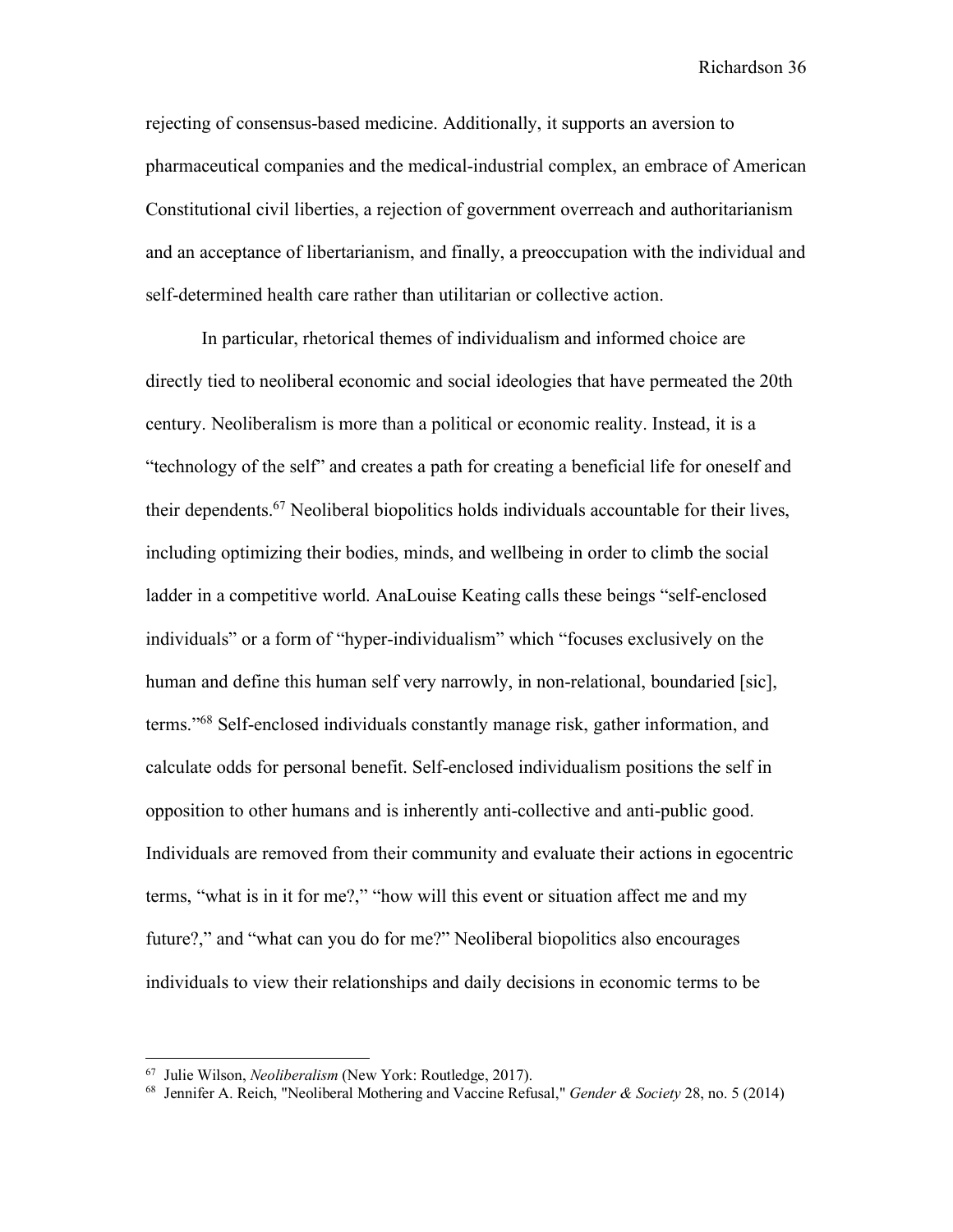rejecting of consensus-based medicine. Additionally, it supports an aversion to pharmaceutical companies and the medical-industrial complex, an embrace of American Constitutional civil liberties, a rejection of government overreach and authoritarianism and an acceptance of libertarianism, and finally, a preoccupation with the individual and self-determined health care rather than utilitarian or collective action.

In particular, rhetorical themes of individualism and informed choice are directly tied to neoliberal economic and social ideologies that have permeated the 20th century. Neoliberalism is more than a political or economic reality. Instead, it is a "technology of the self" and creates a path for creating a beneficial life for oneself and their dependents.[67] Neoliberal biopolitics holds individuals accountable for their lives, including optimizing their bodies, minds, and wellbeing in order to climb the social ladder in a competitive world. AnaLouise Keating calls these beings "self-enclosed individuals" or a form of "hyper-individualism" which "focuses exclusively on the human and define this human self very narrowly, in non-relational, boundaried [sic], terms."[68] Self-enclosed individuals constantly manage risk, gather information, and calculate odds for personal benefit. Self-enclosed individualism positions the self in opposition to other humans and is inherently anti-collective and anti-public good. Individuals are removed from their community and evaluate their actions in egocentric terms, "what is in it for me?," "how will this event or situation affect me and my future?," and "what can you do for me?" Neoliberal biopolitics also encourages individuals to view their relationships and daily decisions in economic terms to be

---

[67] Julie Wilson, *Neoliberalism* (New York: Routledge, 2017).

[68] Jennifer A. Reich, "Neoliberal Mothering and Vaccine Refusal," *Gender & Society* 28, no. 5 (2014)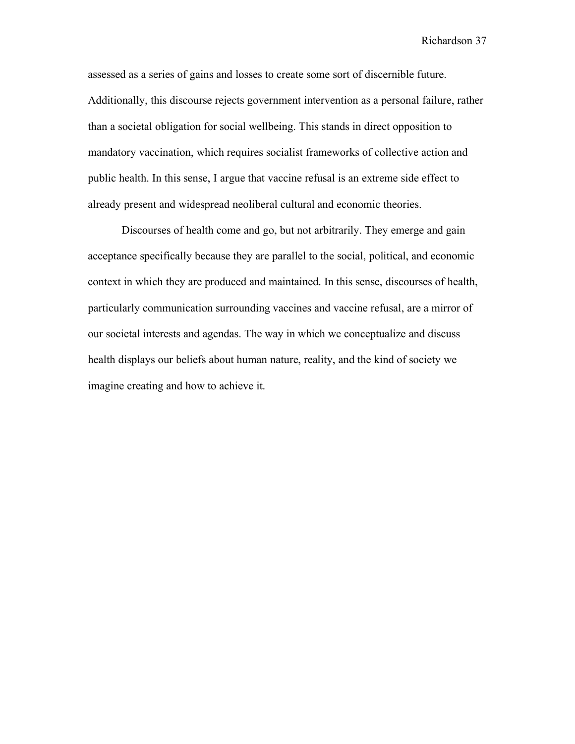assessed as a series of gains and losses to create some sort of discernible future. Additionally, this discourse rejects government intervention as a personal failure, rather than a societal obligation for social wellbeing. This stands in direct opposition to mandatory vaccination, which requires socialist frameworks of collective action and public health. In this sense, I argue that vaccine refusal is an extreme side effect to already present and widespread neoliberal cultural and economic theories.

Discourses of health come and go, but not arbitrarily. They emerge and gain acceptance specifically because they are parallel to the social, political, and economic context in which they are produced and maintained. In this sense, discourses of health, particularly communication surrounding vaccines and vaccine refusal, are a mirror of our societal interests and agendas. The way in which we conceptualize and discuss health displays our beliefs about human nature, reality, and the kind of society we imagine creating and how to achieve it.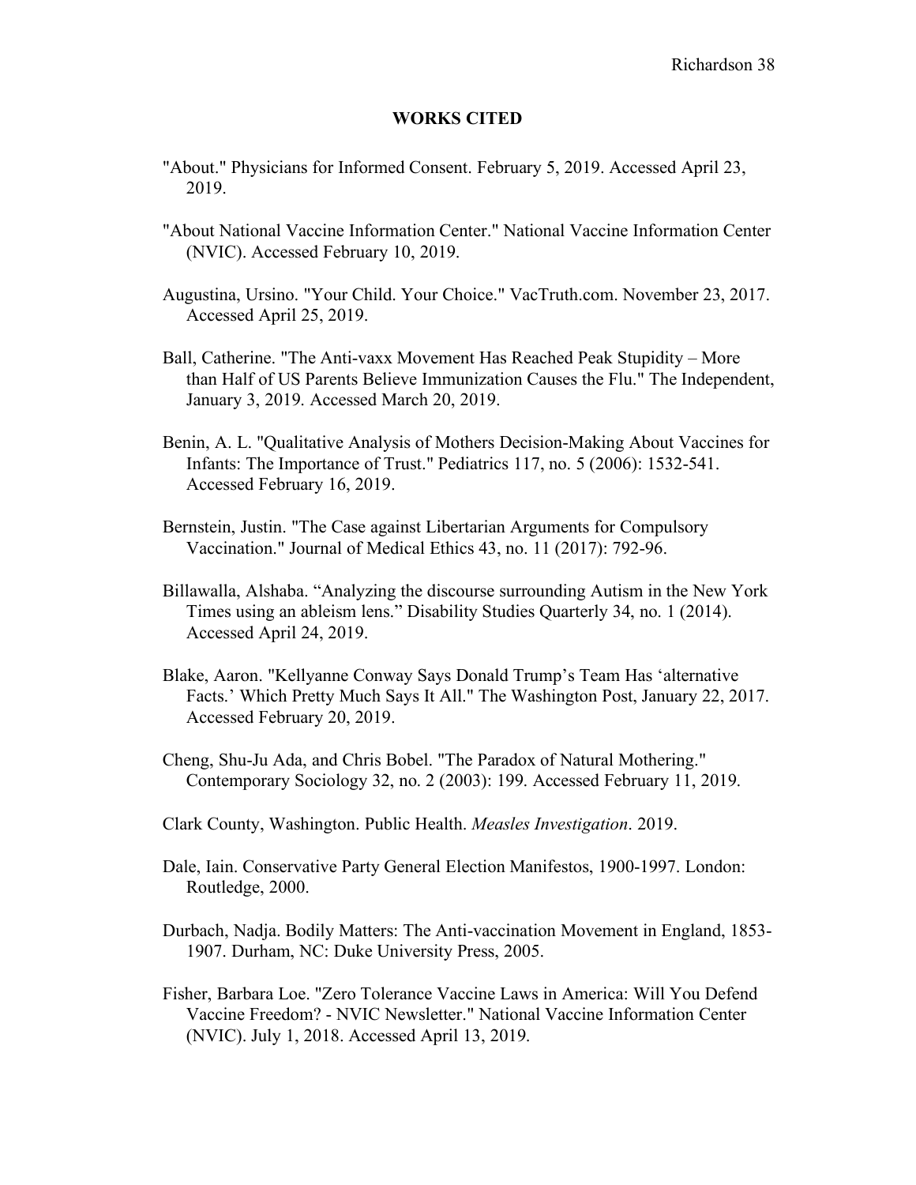## WORKS CITED

"About." Physicians for Informed Consent. February 5, 2019. Accessed April 23, 2019.

"About National Vaccine Information Center." National Vaccine Information Center (NVIC). Accessed February 10, 2019.

Augustina, Ursino. "Your Child. Your Choice." VacTruth.com. November 23, 2017. Accessed April 25, 2019.

Ball, Catherine. "The Anti-vaxx Movement Has Reached Peak Stupidity – More than Half of US Parents Believe Immunization Causes the Flu." The Independent, January 3, 2019. Accessed March 20, 2019.

Benin, A. L. "Qualitative Analysis of Mothers Decision-Making About Vaccines for Infants: The Importance of Trust." Pediatrics 117, no. 5 (2006): 1532-541. Accessed February 16, 2019.

Bernstein, Justin. "The Case against Libertarian Arguments for Compulsory Vaccination." Journal of Medical Ethics 43, no. 11 (2017): 792-96.

Billawalla, Alshaba. "Analyzing the discourse surrounding Autism in the New York Times using an ableism lens." Disability Studies Quarterly 34, no. 1 (2014). Accessed April 24, 2019.

Blake, Aaron. "Kellyanne Conway Says Donald Trump's Team Has 'alternative Facts.' Which Pretty Much Says It All." The Washington Post, January 22, 2017. Accessed February 20, 2019.

Cheng, Shu-Ju Ada, and Chris Bobel. "The Paradox of Natural Mothering." Contemporary Sociology 32, no. 2 (2003): 199. Accessed February 11, 2019.

Clark County, Washington. Public Health. *Measles Investigation*. 2019.

Dale, Iain. Conservative Party General Election Manifestos, 1900-1997. London: Routledge, 2000.

Durbach, Nadja. Bodily Matters: The Anti-vaccination Movement in England, 1853-1907. Durham, NC: Duke University Press, 2005.

Fisher, Barbara Loe. "Zero Tolerance Vaccine Laws in America: Will You Defend Vaccine Freedom? - NVIC Newsletter." National Vaccine Information Center (NVIC). July 1, 2018. Accessed April 13, 2019.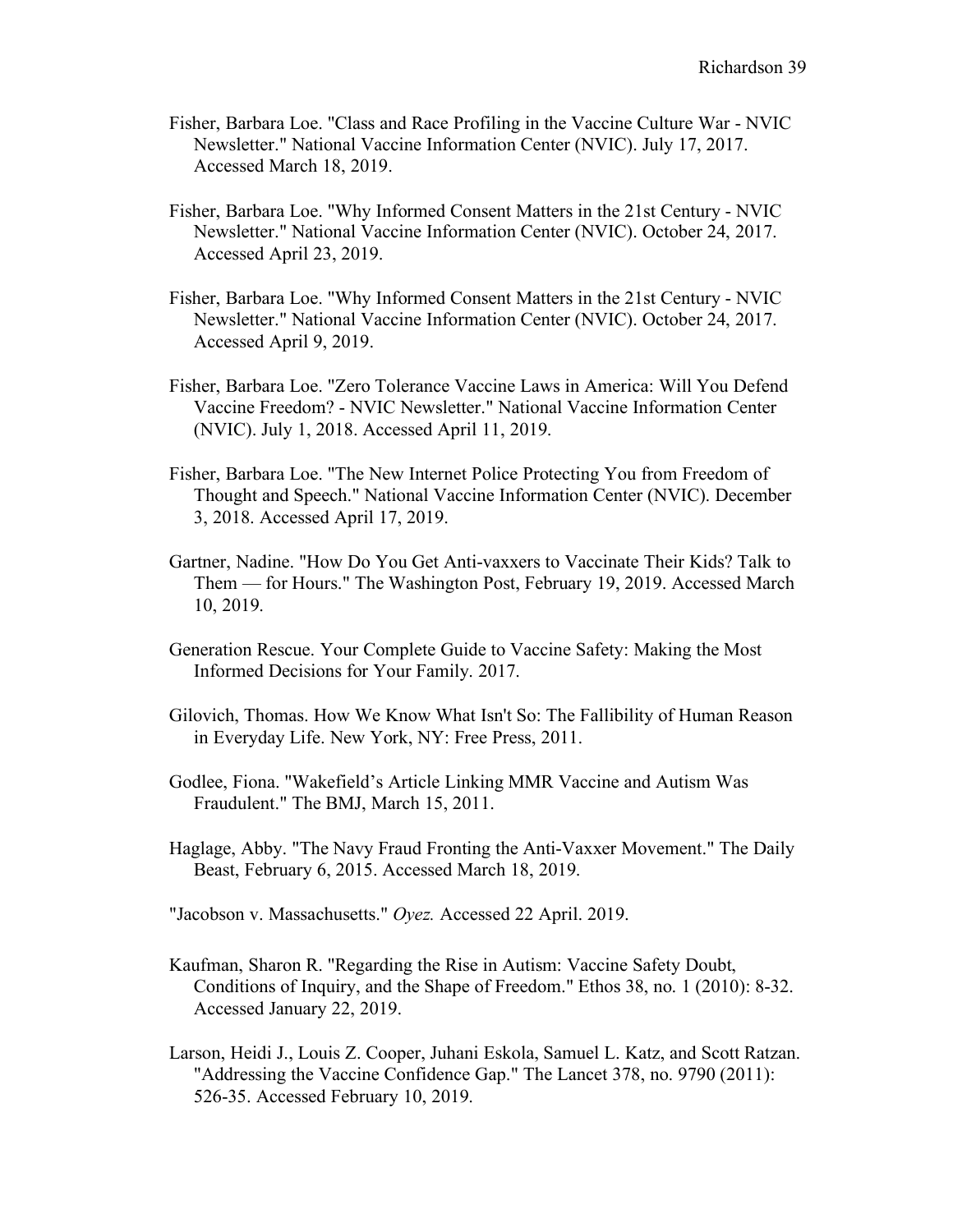Fisher, Barbara Loe. "Class and Race Profiling in the Vaccine Culture War - NVIC Newsletter." National Vaccine Information Center (NVIC). July 17, 2017. Accessed March 18, 2019.

Fisher, Barbara Loe. "Why Informed Consent Matters in the 21st Century - NVIC Newsletter." National Vaccine Information Center (NVIC). October 24, 2017. Accessed April 23, 2019.

Fisher, Barbara Loe. "Why Informed Consent Matters in the 21st Century - NVIC Newsletter." National Vaccine Information Center (NVIC). October 24, 2017. Accessed April 9, 2019.

Fisher, Barbara Loe. "Zero Tolerance Vaccine Laws in America: Will You Defend Vaccine Freedom? - NVIC Newsletter." National Vaccine Information Center (NVIC). July 1, 2018. Accessed April 11, 2019.

Fisher, Barbara Loe. "The New Internet Police Protecting You from Freedom of Thought and Speech." National Vaccine Information Center (NVIC). December 3, 2018. Accessed April 17, 2019.

Gartner, Nadine. "How Do You Get Anti-vaxxers to Vaccinate Their Kids? Talk to Them — for Hours." The Washington Post, February 19, 2019. Accessed March 10, 2019.

Generation Rescue. Your Complete Guide to Vaccine Safety: Making the Most Informed Decisions for Your Family. 2017.

Gilovich, Thomas. How We Know What Isn't So: The Fallibility of Human Reason in Everyday Life. New York, NY: Free Press, 2011.

Godlee, Fiona. "Wakefield's Article Linking MMR Vaccine and Autism Was Fraudulent." The BMJ, March 15, 2011.

Haglage, Abby. "The Navy Fraud Fronting the Anti-Vaxxer Movement." The Daily Beast, February 6, 2015. Accessed March 18, 2019.

"Jacobson v. Massachusetts." *Oyez.* Accessed 22 April. 2019.

Kaufman, Sharon R. "Regarding the Rise in Autism: Vaccine Safety Doubt, Conditions of Inquiry, and the Shape of Freedom." Ethos 38, no. 1 (2010): 8-32. Accessed January 22, 2019.

Larson, Heidi J., Louis Z. Cooper, Juhani Eskola, Samuel L. Katz, and Scott Ratzan. "Addressing the Vaccine Confidence Gap." The Lancet 378, no. 9790 (2011): 526-35. Accessed February 10, 2019.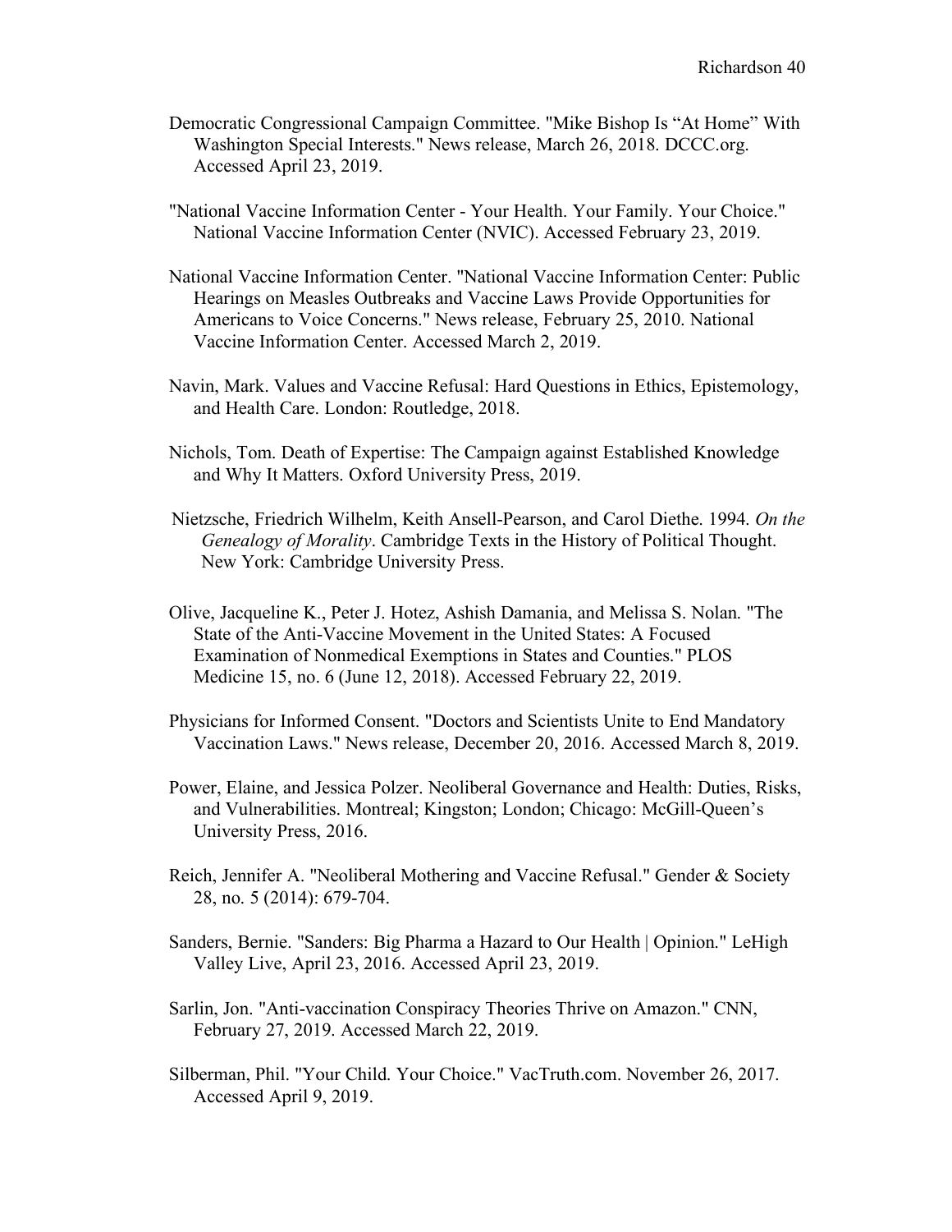Democratic Congressional Campaign Committee. "Mike Bishop Is "At Home" With Washington Special Interests." News release, March 26, 2018. DCCC.org. Accessed April 23, 2019.

"National Vaccine Information Center - Your Health. Your Family. Your Choice." National Vaccine Information Center (NVIC). Accessed February 23, 2019.

National Vaccine Information Center. "National Vaccine Information Center: Public Hearings on Measles Outbreaks and Vaccine Laws Provide Opportunities for Americans to Voice Concerns." News release, February 25, 2010. National Vaccine Information Center. Accessed March 2, 2019.

Navin, Mark. Values and Vaccine Refusal: Hard Questions in Ethics, Epistemology, and Health Care. London: Routledge, 2018.

Nichols, Tom. Death of Expertise: The Campaign against Established Knowledge and Why It Matters. Oxford University Press, 2019.

Nietzsche, Friedrich Wilhelm, Keith Ansell-Pearson, and Carol Diethe. 1994. *On the Genealogy of Morality*. Cambridge Texts in the History of Political Thought. New York: Cambridge University Press.

Olive, Jacqueline K., Peter J. Hotez, Ashish Damania, and Melissa S. Nolan. "The State of the Anti-Vaccine Movement in the United States: A Focused Examination of Nonmedical Exemptions in States and Counties." PLOS Medicine 15, no. 6 (June 12, 2018). Accessed February 22, 2019.

Physicians for Informed Consent. "Doctors and Scientists Unite to End Mandatory Vaccination Laws." News release, December 20, 2016. Accessed March 8, 2019.

Power, Elaine, and Jessica Polzer. Neoliberal Governance and Health: Duties, Risks, and Vulnerabilities. Montreal; Kingston; London; Chicago: McGill-Queen's University Press, 2016.

Reich, Jennifer A. "Neoliberal Mothering and Vaccine Refusal." Gender & Society 28, no. 5 (2014): 679-704.

Sanders, Bernie. "Sanders: Big Pharma a Hazard to Our Health | Opinion." LeHigh Valley Live, April 23, 2016. Accessed April 23, 2019.

Sarlin, Jon. "Anti-vaccination Conspiracy Theories Thrive on Amazon." CNN, February 27, 2019. Accessed March 22, 2019.

Silberman, Phil. "Your Child. Your Choice." VacTruth.com. November 26, 2017. Accessed April 9, 2019.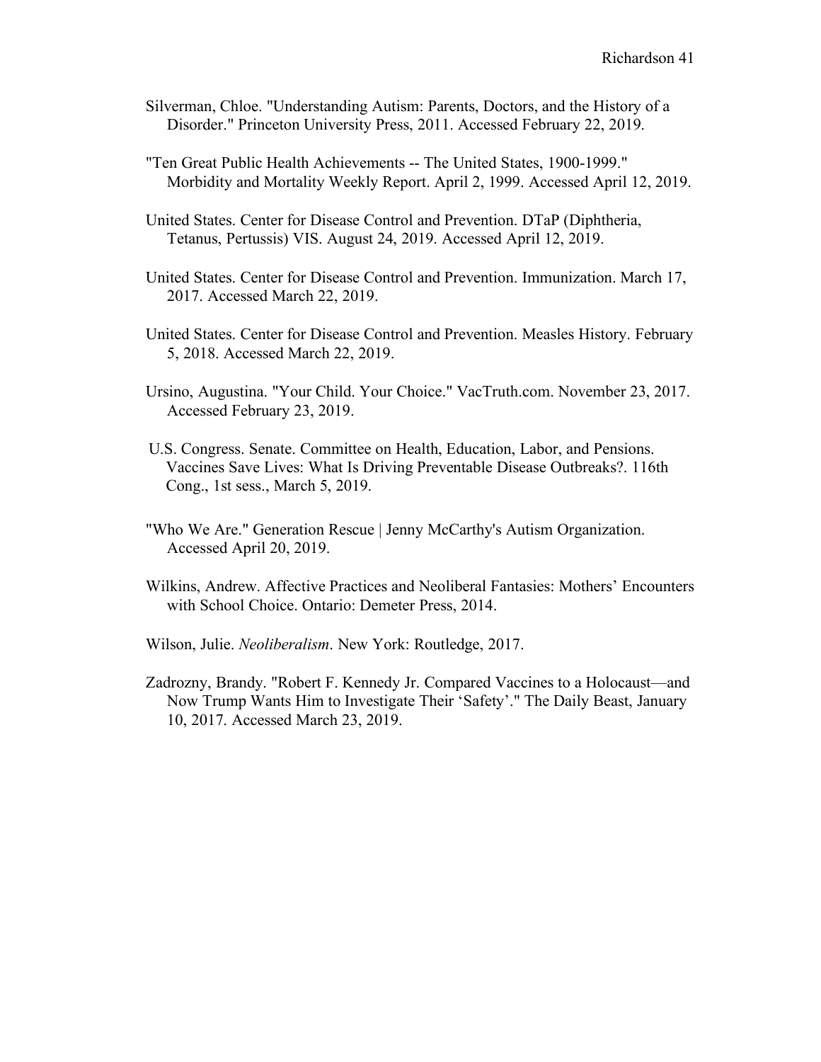Silverman, Chloe. "Understanding Autism: Parents, Doctors, and the History of a Disorder." Princeton University Press, 2011. Accessed February 22, 2019.

"Ten Great Public Health Achievements -- The United States, 1900-1999." Morbidity and Mortality Weekly Report. April 2, 1999. Accessed April 12, 2019.

United States. Center for Disease Control and Prevention. DTaP (Diphtheria, Tetanus, Pertussis) VIS. August 24, 2019. Accessed April 12, 2019.

United States. Center for Disease Control and Prevention. Immunization. March 17, 2017. Accessed March 22, 2019.

United States. Center for Disease Control and Prevention. Measles History. February 5, 2018. Accessed March 22, 2019.

Ursino, Augustina. "Your Child. Your Choice." VacTruth.com. November 23, 2017. Accessed February 23, 2019.

U.S. Congress. Senate. Committee on Health, Education, Labor, and Pensions. Vaccines Save Lives: What Is Driving Preventable Disease Outbreaks?. 116th Cong., 1st sess., March 5, 2019.

"Who We Are." Generation Rescue | Jenny McCarthy's Autism Organization. Accessed April 20, 2019.

Wilkins, Andrew. Affective Practices and Neoliberal Fantasies: Mothers' Encounters with School Choice. Ontario: Demeter Press, 2014.

Wilson, Julie. *Neoliberalism*. New York: Routledge, 2017.

Zadrozny, Brandy. "Robert F. Kennedy Jr. Compared Vaccines to a Holocaust—and Now Trump Wants Him to Investigate Their 'Safety'." The Daily Beast, January 10, 2017. Accessed March 23, 2019.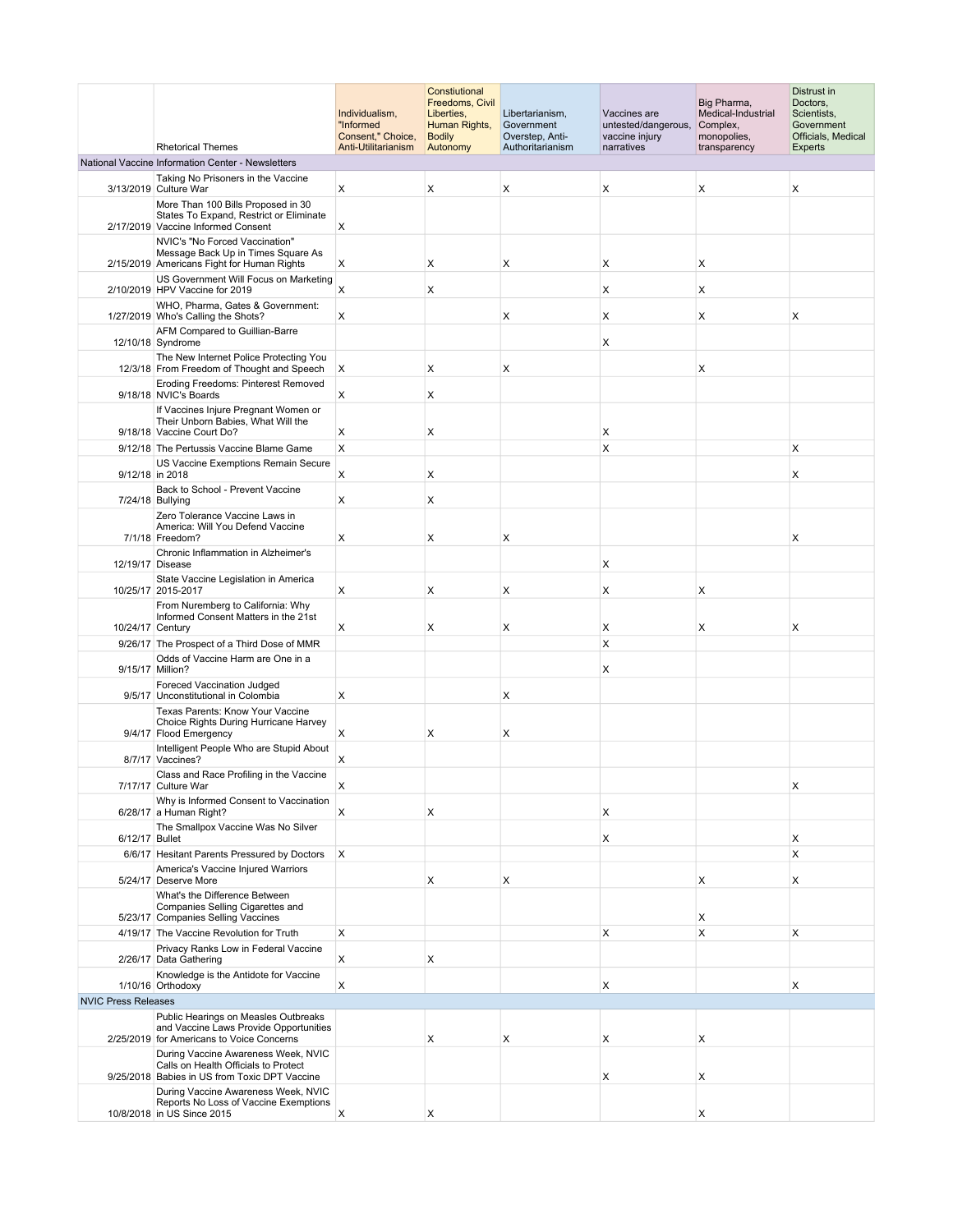| | Rhetorical Themes | Individualism, "Informed Consent," Choice, Anti-Utilitarianism | Constiutional Freedoms, Civil Liberties, Human Rights, Bodily Autonomy | Libertarianism, Government Overstep, Anti-Authoritarianism | Vaccines are untested/dangerous, vaccine injury narratives | Big Pharma, Medical-Industrial Complex, monopolies, transparency | Distrust in Doctors, Scientists, Government Officials, Medical Experts |
|---|---|---|---|---|---|---|---|
| National Vaccine Information Center - Newsletters | | | | | | | |
| 3/13/2019 | Taking No Prisoners in the Vaccine Culture War | X | X | X | X | X | X |
| 2/17/2019 | More Than 100 Bills Proposed in 30 States To Expand, Restrict or Eliminate Vaccine Informed Consent | X | | | | | |
| 2/15/2019 | NVIC's "No Forced Vaccination" Message Back Up in Times Square As Americans Fight for Human Rights | X | X | X | X | X | |
| 2/10/2019 | US Government Will Focus on Marketing HPV Vaccine for 2019 | X | X | | X | X | |
| 1/27/2019 | WHO, Pharma, Gates & Government: Who's Calling the Shots? | X | | X | X | X | X |
| 12/10/18 | AFM Compared to Guillian-Barre Syndrome | | | | X | | |
| 12/3/18 | The New Internet Police Protecting You From Freedom of Thought and Speech | X | X | X | | X | |
| 9/18/18 | Eroding Freedoms: Pinterest Removed NVIC's Boards | X | X | | | | |
| 9/18/18 | If Vaccines Injure Pregnant Women or Their Unborn Babies, What Will the Vaccine Court Do? | X | X | | X | | |
| 9/12/18 | The Pertussis Vaccine Blame Game | X | | | X | | X |
| 9/12/18 | US Vaccine Exemptions Remain Secure in 2018 | X | X | | | | X |
| 7/24/18 | Back to School - Prevent Vaccine Bullying | X | X | | | | |
| 7/1/18 | Zero Tolerance Vaccine Laws in America: Will You Defend Vaccine Freedom? | X | X | X | | | X |
| 12/19/17 | Chronic Inflammation in Alzheimer's Disease | | | | X | | |
| 10/25/17 | State Vaccine Legislation in America 2015-2017 | X | X | X | X | X | |
| 10/24/17 | From Nuremberg to California: Why Informed Consent Matters in the 21st Century | X | X | X | X | X | X |
| 9/26/17 | The Prospect of a Third Dose of MMR | | | | X | | |
| 9/15/17 | Odds of Vaccine Harm are One in a Million? | | | | X | | |
| 9/5/17 | Foreced Vaccination Judged Unconstitutional in Colombia | X | | X | | | |
| 9/4/17 | Texas Parents: Know Your Vaccine Choice Rights During Hurricane Harvey Flood Emergency | X | X | X | | | |
| 8/7/17 | Intelligent People Who are Stupid About Vaccines? | X | | | | | |
| 7/17/17 | Class and Race Profiling in the Vaccine Culture War | X | | | | | X |
| 6/28/17 | Why is Informed Consent to Vaccination a Human Right? | X | X | | X | | |
| 6/12/17 | The Smallpox Vaccine Was No Silver Bullet | | | | X | | X |
| 6/6/17 | Hesitant Parents Pressured by Doctors | X | | | | | X |
| 5/24/17 | America's Vaccine Injured Warriors Deserve More | | X | X | | X | X |
| 5/23/17 | What's the Difference Between Companies Selling Cigarettes and Companies Selling Vaccines | | | | | X | |
| 4/19/17 | The Vaccine Revolution for Truth | X | | | X | X | X |
| 2/26/17 | Privacy Ranks Low in Federal Vaccine Data Gathering | X | X | | | | |
| 1/10/16 | Knowledge is the Antidote for Vaccine Orthodoxy | X | | | X | | X |
| NVIC Press Releases | | | | | | | |
| 2/25/2019 | Public Hearings on Measles Outbreaks and Vaccine Laws Provide Opportunities for Americans to Voice Concerns | | X | X | X | X | |
| 9/25/2018 | During Vaccine Awareness Week, NVIC Calls on Health Officials to Protect Babies in US from Toxic DPT Vaccine | | | | X | X | |
| 10/8/2018 | During Vaccine Awareness Week, NVIC Reports No Loss of Vaccine Exemptions in US Since 2015 | X | X | | | X | |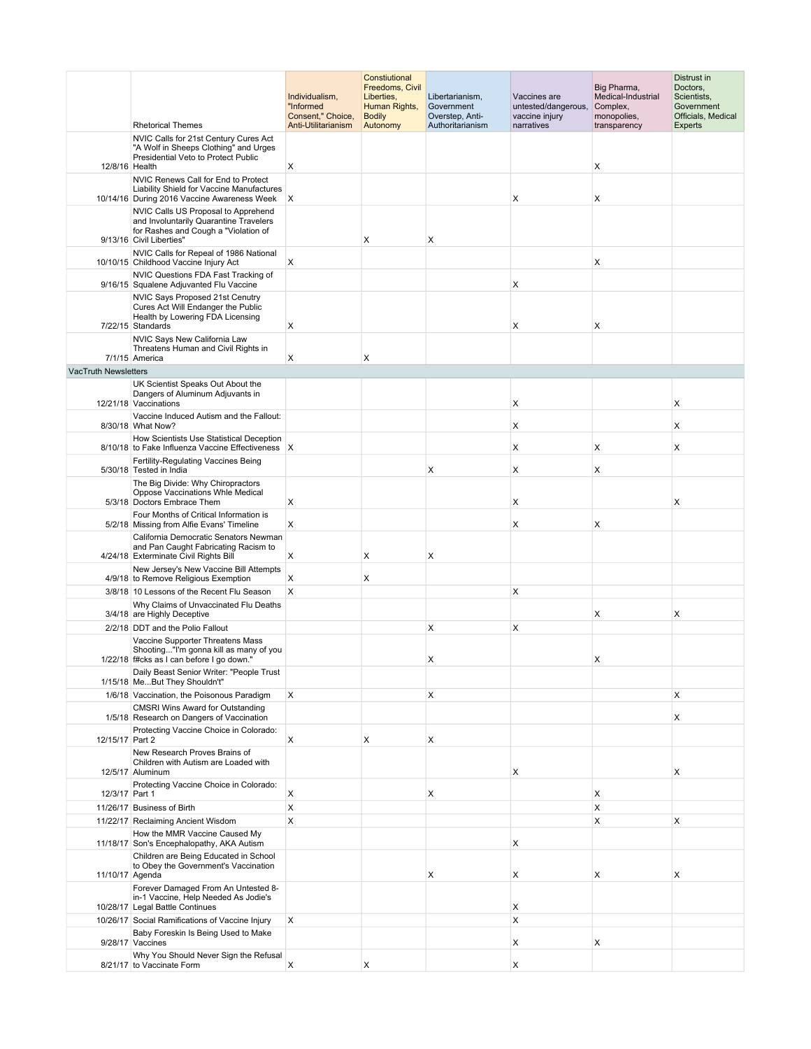| | Rhetorical Themes | Individualism, "Informed Consent," Choice, Anti-Utilitarianism | Constiutional Freedoms, Civil Liberties, Human Rights, Bodily Autonomy | Libertarianism, Government Overstep, Anti-Authoritarianism | Vaccines are untested/dangerous, vaccine injury narratives | Big Pharma, Medical-Industrial Complex, monopolies, transparency | Distrust in Doctors, Scientists, Government Officials, Medical Experts |
|---|---|---|---|---|---|---|---|
| 12/8/16 | NVIC Calls for 21st Century Cures Act "A Wolf in Sheeps Clothing" and Urges Presidential Veto to Protect Public Health | X | | | | X | |
| 10/14/16 | NVIC Renews Call for End to Protect Liability Shield for Vaccine Manufactures During 2016 Vaccine Awareness Week | X | | | X | X | |
| 9/13/16 | NVIC Calls US Proposal to Apprehend and Involuntarily Quarantine Travelers for Rashes and Cough a "Violation of Civil Liberties" | | X | X | | | |
| 10/10/15 | NVIC Calls for Repeal of 1986 National Childhood Vaccine Injury Act | X | | | | X | |
| 9/16/15 | NVIC Questions FDA Fast Tracking of Squalene Adjuvanted Flu Vaccine | | | | X | | |
| 7/22/15 | NVIC Says Proposed 21st Century Cures Act Will Endanger the Public Health by Lowering FDA Licensing Standards | X | | | X | X | |
| 7/1/15 | NVIC Says New California Law Threatens Human and Civil Rights in America | X | X | | | | |
| VacTruth Newsletters | | | | | | | |
| 12/21/18 | UK Scientist Speaks Out About the Dangers of Aluminum Adjuvants in Vaccinations | | | | X | | X |
| 8/30/18 | Vaccine Induced Autism and the Fallout: What Now? | | | | X | | X |
| 8/10/18 | How Scientists Use Statistical Deception to Fake Influenza Vaccine Effectiveness | X | | | X | X | X |
| 5/30/18 | Fertility-Regulating Vaccines Being Tested in India | | | X | X | X | |
| 5/3/18 | The Big Divide: Why Chiropractors Oppose Vaccinations Whle Medical Doctors Embrace Them | X | | | X | | X |
| 5/2/18 | Four Months of Critical Information is Missing from Alfie Evans' Timeline | X | | | X | X | |
| 4/24/18 | California Democratic Senators Newman and Pan Caught Fabricating Racism to Exterminate Civil Rights Bill | X | X | X | | | |
| 4/9/18 | New Jersey's New Vaccine Bill Attempts to Remove Religious Exemption | X | X | | | | |
| 3/8/18 | 10 Lessons of the Recent Flu Season | X | | | X | | |
| 3/4/18 | Why Claims of Unvaccinated Flu Deaths are Highly Deceptive | | | | | X | X |
| 2/2/18 | DDT and the Polio Fallout | | | X | X | | |
| 1/22/18 | Vaccine Supporter Threatens Mass Shooting..."I'm gonna kill as many of you f#cks as I can before I go down." | | | X | | X | |
| 1/15/18 | Daily Beast Senior Writer: "People Trust Me...But They Shouldn't" | | | | | | |
| 1/6/18 | Vaccination, the Poisonous Paradigm | X | | X | | | X |
| 1/5/18 | CMSRI Wins Award for Outstanding Research on Dangers of Vaccination | | | | | | X |
| 12/15/17 | Protecting Vaccine Choice in Colorado: Part 2 | X | X | X | | | |
| 12/5/17 | New Research Proves Brains of Children with Autism are Loaded with Aluminum | | | | X | | X |
| 12/3/17 | Protecting Vaccine Choice in Colorado: Part 1 | X | | X | | X | |
| 11/26/17 | Business of Birth | X | | | | X | |
| 11/22/17 | Reclaiming Ancient Wisdom | X | | | | X | X |
| 11/18/17 | How the MMR Vaccine Caused My Son's Encephalopathy, AKA Autism | | | | X | | |
| 11/10/17 | Children are Being Educated in School to Obey the Government's Vaccination Agenda | | | X | X | X | X |
| 10/28/17 | Forever Damaged From An Untested 8-in-1 Vaccine, Help Needed As Jodie's Legal Battle Continues | | | | X | | |
| 10/26/17 | Social Ramifications of Vaccine Injury | X | | | X | | |
| 9/28/17 | Baby Foreskin Is Being Used to Make Vaccines | | | | X | X | |
| 8/21/17 | Why You Should Never Sign the Refusal to Vaccinate Form | X | X | | X | | |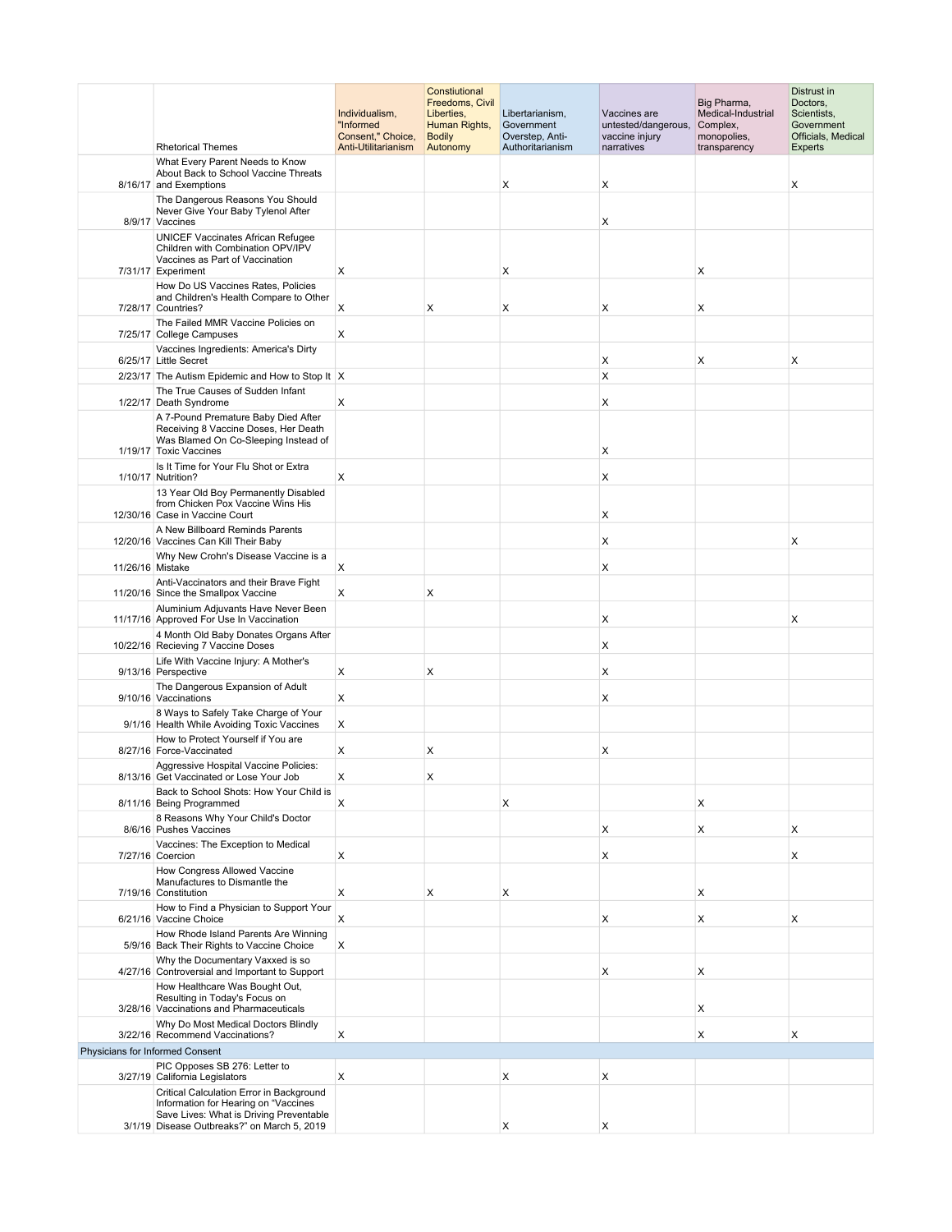| | Rhetorical Themes | Individualism, "Informed Consent," Choice, Anti-Utilitarianism | Constiutional Freedoms, Civil Liberties, Human Rights, Bodily Autonomy | Libertarianism, Government Overstep, Anti-Authoritarianism | Vaccines are untested/dangerous, vaccine injury narratives | Big Pharma, Medical-Industrial Complex, monopolies, transparency | Distrust in Doctors, Scientists, Government Officials, Medical Experts |
|---|---|---|---|---|---|---|---|
| 8/16/17 | What Every Parent Needs to Know About Back to School Vaccine Threats and Exemptions | | | X | X | | X |
| 8/9/17 | The Dangerous Reasons You Should Never Give Your Baby Tylenol After Vaccines | | | | X | | |
| 7/31/17 | UNICEF Vaccinates African Refugee Children with Combination OPV/IPV Vaccines as Part of Vaccination Experiment | X | | X | | X | |
| 7/28/17 | How Do US Vaccines Rates, Policies and Children's Health Compare to Other Countries? | X | X | X | X | X | |
| 7/25/17 | The Failed MMR Vaccine Policies on College Campuses | X | | | | | |
| 6/25/17 | Vaccines Ingredients: America's Dirty Little Secret | | | | X | X | X |
| 2/23/17 | The Autism Epidemic and How to Stop It | X | | | X | | |
| 1/22/17 | The True Causes of Sudden Infant Death Syndrome | X | | | X | | |
| 1/19/17 | A 7-Pound Premature Baby Died After Receiving 8 Vaccine Doses, Her Death Was Blamed On Co-Sleeping Instead of Toxic Vaccines | | | | X | | |
| 1/10/17 | Is It Time for Your Flu Shot or Extra Nutrition? | X | | | X | | |
| 12/30/16 | 13 Year Old Boy Permanently Disabled from Chicken Pox Vaccine Wins His Case in Vaccine Court | | | | X | | |
| 12/20/16 | A New Billboard Reminds Parents Vaccines Can Kill Their Baby | | | | X | | X |
| 11/26/16 | Why New Crohn's Disease Vaccine is a Mistake | X | | | X | | |
| 11/20/16 | Anti-Vaccinators and their Brave Fight Since the Smallpox Vaccine | X | X | | | | |
| 11/17/16 | Aluminium Adjuvants Have Never Been Approved For Use In Vaccination | | | | X | | X |
| 10/22/16 | 4 Month Old Baby Donates Organs After Recieving 7 Vaccine Doses | | | | X | | |
| 9/13/16 | Life With Vaccine Injury: A Mother's Perspective | X | X | | X | | |
| 9/10/16 | The Dangerous Expansion of Adult Vaccinations | X | | | X | | |
| 9/1/16 | 8 Ways to Safely Take Charge of Your Health While Avoiding Toxic Vaccines | X | | | | | |
| 8/27/16 | How to Protect Yourself if You are Force-Vaccinated | X | X | | X | | |
| 8/13/16 | Aggressive Hospital Vaccine Policies: Get Vaccinated or Lose Your Job | X | X | | | | |
| 8/11/16 | Back to School Shots: How Your Child is Being Programmed | X | | X | | X | |
| 8/6/16 | 8 Reasons Why Your Child's Doctor Pushes Vaccines | | | | X | X | X |
| 7/27/16 | Vaccines: The Exception to Medical Coercion | X | | | X | | X |
| 7/19/16 | How Congress Allowed Vaccine Manufactures to Dismantle the Constitution | X | X | X | | X | |
| 6/21/16 | How to Find a Physician to Support Your Vaccine Choice | X | | | X | X | X |
| 5/9/16 | How Rhode Island Parents Are Winning Back Their Rights to Vaccine Choice | X | | | | | |
| 4/27/16 | Why the Documentary Vaxxed is so Controversial and Important to Support | | | | X | X | |
| 3/28/16 | How Healthcare Was Bought Out, Resulting in Today's Focus on Vaccinations and Pharmaceuticals | | | | | X | |
| 3/22/16 | Why Do Most Medical Doctors Blindly Recommend Vaccinations? | X | | | | X | X |
| **Physicians for Informed Consent** | | | | | | | |
| 3/27/19 | PIC Opposes SB 276: Letter to California Legislators | X | | X | X | | |
| 3/1/19 | Critical Calculation Error in Background Information for Hearing on "Vaccines Save Lives: What is Driving Preventable Disease Outbreaks?" on March 5, 2019 | | | X | X | | |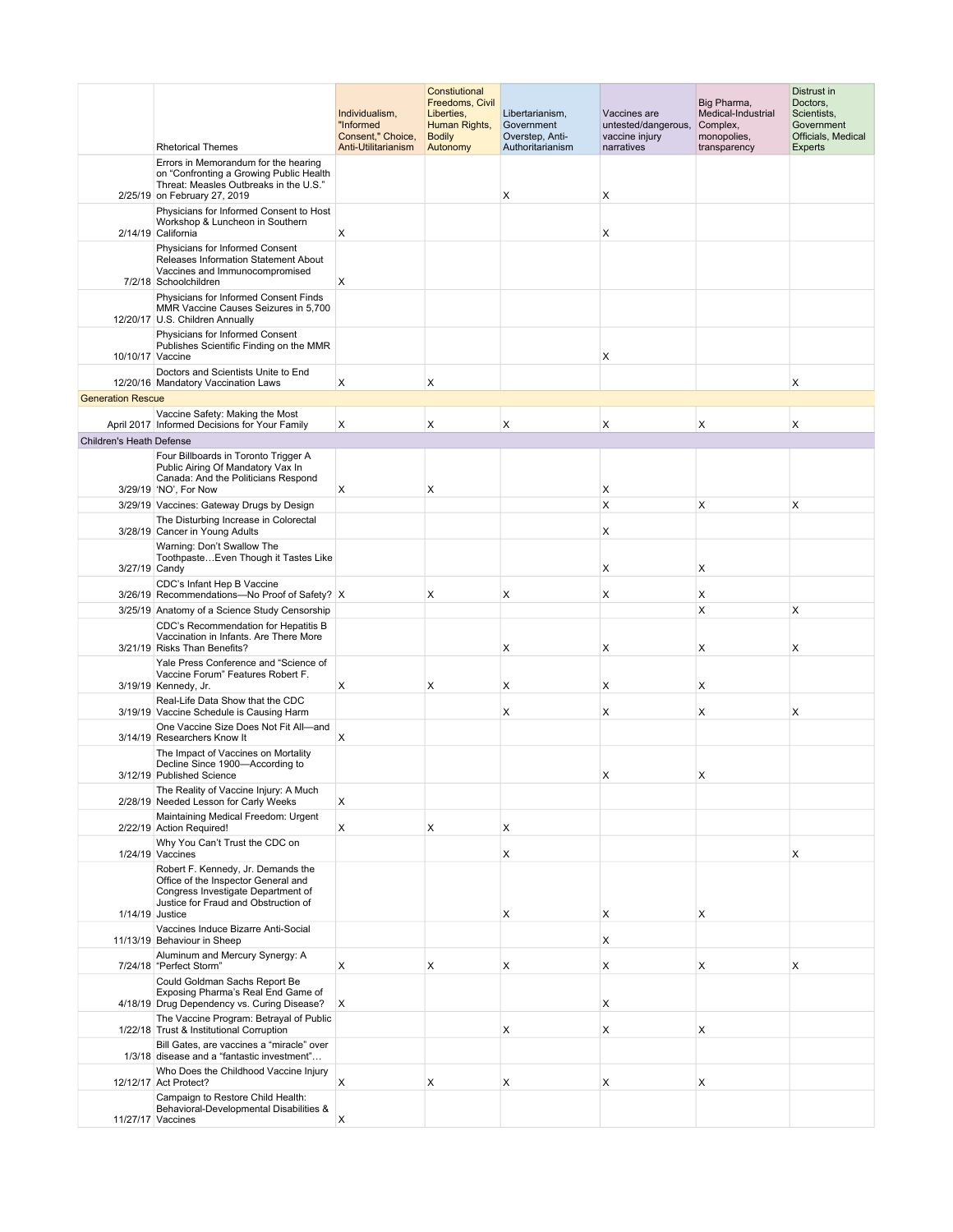|  | Rhetorical Themes | Individualism, "Informed Consent," Choice, Anti-Utilitarianism | Constiutional Freedoms, Civil Liberties, Human Rights, Bodily Autonomy | Libertarianism, Government Overstep, Anti-Authoritarianism | Vaccines are untested/dangerous, vaccine injury narratives | Big Pharma, Medical-Industrial Complex, monopolies, transparency | Distrust in Doctors, Scientists, Government Officials, Medical Experts |
|---|---|---|---|---|---|---|---|
| 2/25/19 | Errors in Memorandum for the hearing on "Confronting a Growing Public Health Threat: Measles Outbreaks in the U.S." on February 27, 2019 |  |  | X | X |  |  |
| 2/14/19 | Physicians for Informed Consent to Host Workshop & Luncheon in Southern California | X |  |  | X |  |  |
| 7/2/18 | Physicians for Informed Consent Releases Information Statement About Vaccines and Immunocompromised Schoolchildren | X |  |  |  |  |  |
| 12/20/17 | Physicians for Informed Consent Finds MMR Vaccine Causes Seizures in 5,700 U.S. Children Annually |  |  |  |  |  |  |
| 10/10/17 | Physicians for Informed Consent Publishes Scientific Finding on the MMR Vaccine |  |  |  | X |  |  |
| 12/20/16 | Doctors and Scientists Unite to End Mandatory Vaccination Laws | X | X |  |  |  | X |
| Generation Rescue |  |  |  |  |  |  |  |
| April 2017 | Vaccine Safety: Making the Most Informed Decisions for Your Family | X | X | X | X | X | X |
| Children's Heath Defense |  |  |  |  |  |  |  |
| 3/29/19 | Four Billboards in Toronto Trigger A Public Airing Of Mandatory Vax In Canada: And the Politicians Respond 'NO', For Now | X | X |  | X |  |  |
| 3/29/19 | Vaccines: Gateway Drugs by Design |  |  |  | X | X | X |
| 3/28/19 | The Disturbing Increase in Colorectal Cancer in Young Adults |  |  |  | X |  |  |
| 3/27/19 | Warning: Don't Swallow The Toothpaste…Even Though it Tastes Like Candy |  |  |  | X | X |  |
| 3/26/19 | CDC's Infant Hep B Vaccine Recommendations—No Proof of Safety? | X | X | X | X | X |  |
| 3/25/19 | Anatomy of a Science Study Censorship |  |  |  |  | X | X |
| 3/21/19 | CDC's Recommendation for Hepatitis B Vaccination in Infants. Are There More Risks Than Benefits? |  |  | X | X | X | X |
| 3/19/19 | Yale Press Conference and "Science of Vaccine Forum" Features Robert F. Kennedy, Jr. | X | X | X | X | X |  |
| 3/19/19 | Real-Life Data Show that the CDC Vaccine Schedule is Causing Harm |  |  | X | X | X | X |
| 3/14/19 | One Vaccine Size Does Not Fit All—and Researchers Know It | X |  |  |  |  |  |
| 3/12/19 | The Impact of Vaccines on Mortality Decline Since 1900—According to Published Science |  |  |  | X | X |  |
| 2/28/19 | The Reality of Vaccine Injury: A Much Needed Lesson for Carly Weeks | X |  |  |  |  |  |
| 2/22/19 | Maintaining Medical Freedom: Urgent Action Required! | X | X | X |  |  |  |
| 1/24/19 | Why You Can't Trust the CDC on Vaccines |  |  | X |  |  | X |
| 1/14/19 | Robert F. Kennedy, Jr. Demands the Office of the Inspector General and Congress Investigate Department of Justice for Fraud and Obstruction of Justice |  |  | X | X | X |  |
| 11/13/19 | Vaccines Induce Bizarre Anti-Social Behaviour in Sheep |  |  |  | X |  |  |
| 7/24/18 | Aluminum and Mercury Synergy: A "Perfect Storm" | X | X | X | X | X | X |
| 4/18/19 | Could Goldman Sachs Report Be Exposing Pharma's Real End Game of Drug Dependency vs. Curing Disease? | X |  |  | X |  |  |
| 1/22/18 | The Vaccine Program: Betrayal of Public Trust & Institutional Corruption |  |  | X | X | X |  |
| 1/3/18 | Bill Gates, are vaccines a "miracle" over disease and a "fantastic investment"… |  |  |  |  |  |  |
| 12/12/17 | Who Does the Childhood Vaccine Injury Act Protect? | X | X | X | X | X |  |
| 11/27/17 | Campaign to Restore Child Health: Behavioral-Developmental Disabilities & Vaccines | X |  |  |  |  |  |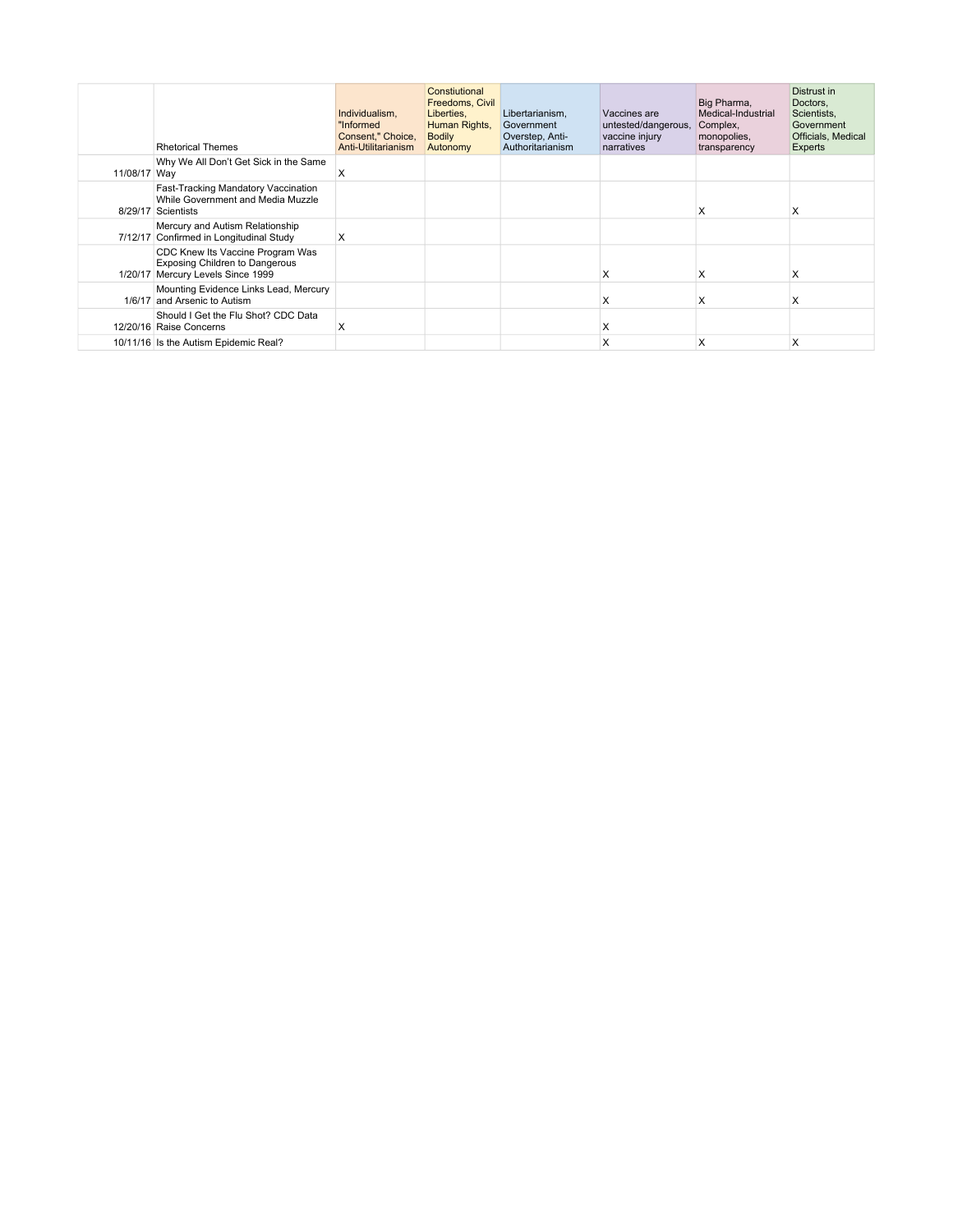| | Rhetorical Themes | Individualism, "Informed Consent," Choice, Anti-Utilitarianism | Constiutional Freedoms, Civil Liberties, Human Rights, Bodily Autonomy | Libertarianism, Government Overstep, Anti-Authoritarianism | Vaccines are untested/dangerous, vaccine injury narratives | Big Pharma, Medical-Industrial Complex, monopolies, transparency | Distrust in Doctors, Scientists, Government Officials, Medical Experts |
|---|---|---|---|---|---|---|---|
| 11/08/17 | Why We All Don't Get Sick in the Same Way | X | | | | | |
| 8/29/17 | Fast-Tracking Mandatory Vaccination While Government and Media Muzzle Scientists | | | | | X | X |
| 7/12/17 | Mercury and Autism Relationship Confirmed in Longitudinal Study | X | | | | | |
| 1/20/17 | CDC Knew Its Vaccine Program Was Exposing Children to Dangerous Mercury Levels Since 1999 | | | | X | X | X |
| 1/6/17 | Mounting Evidence Links Lead, Mercury and Arsenic to Autism | | | | X | X | X |
| 12/20/16 | Should I Get the Flu Shot? CDC Data Raise Concerns | X | | | X | | |
| 10/11/16 | Is the Autism Epidemic Real? | | | | X | X | X |